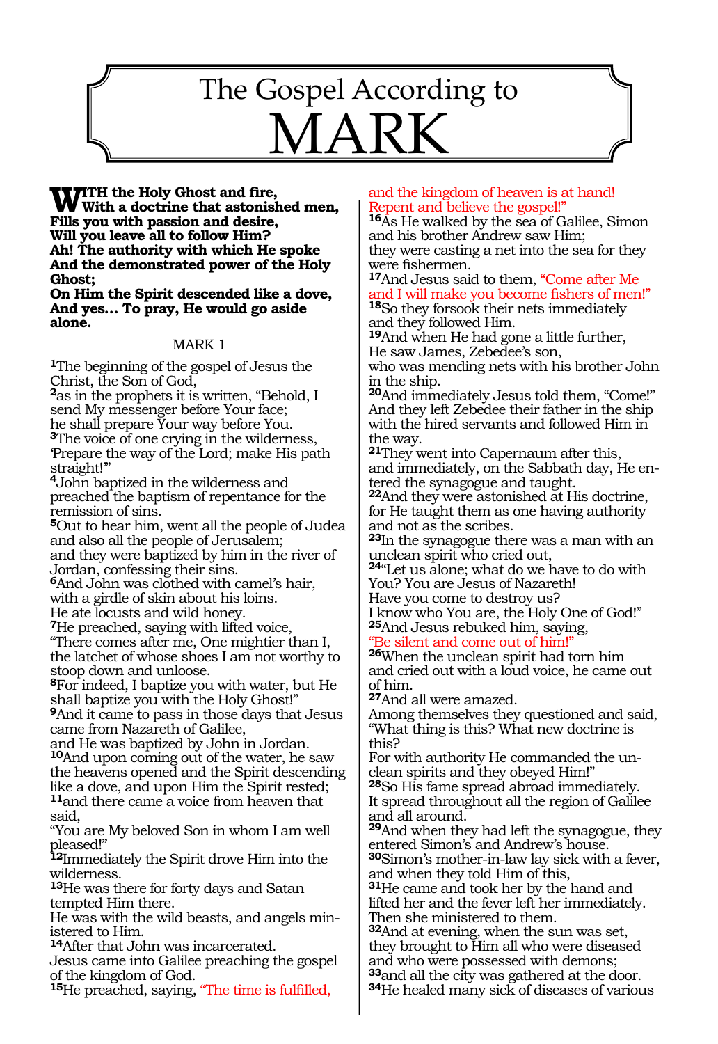# The Gospel According to MARK

**WITH the Holy Ghost and fire,**
**With a doctrine that astonished men,**
**Fills you with passion and desire,**
**Will you leave all to follow Him?**
**Ah! The authority with which He spoke**
**And the demonstrated power of the Holy Ghost;**
**On Him the Spirit descended like a dove,**
**And yes… To pray, He would go aside alone.**

## MARK 1

**1**The beginning of the gospel of Jesus the Christ, the Son of God,
**2**as in the prophets it is written, "Behold, I send My messenger before Your face;
he shall prepare Your way before You.
**3**The voice of one crying in the wilderness, 'Prepare the way of the Lord; make His path straight!'"
**4**John baptized in the wilderness and preached the baptism of repentance for the remission of sins.
**5**Out to hear him, went all the people of Judea and also all the people of Jerusalem;
and they were baptized by him in the river of Jordan, confessing their sins.
**6**And John was clothed with camel's hair, with a girdle of skin about his loins.
He ate locusts and wild honey.
**7**He preached, saying with lifted voice,
"There comes after me, One mightier than I, the latchet of whose shoes I am not worthy to stoop down and unloose.
**8**For indeed, I baptize you with water, but He shall baptize you with the Holy Ghost!"
**9**And it came to pass in those days that Jesus came from Nazareth of Galilee,
and He was baptized by John in Jordan.
**10**And upon coming out of the water, he saw the heavens opened and the Spirit descending like a dove, and upon Him the Spirit rested;
**11**and there came a voice from heaven that said,
"You are My beloved Son in whom I am well pleased!"
**12**Immediately the Spirit drove Him into the wilderness.
**13**He was there for forty days and Satan tempted Him there.
He was with the wild beasts, and angels ministered to Him.
**14**After that John was incarcerated.
Jesus came into Galilee preaching the gospel of the kingdom of God.
**15**He preached, saying, "The time is fulfilled, and the kingdom of heaven is at hand!
Repent and believe the gospel!"
**16**As He walked by the sea of Galilee, Simon and his brother Andrew saw Him;
they were casting a net into the sea for they were fishermen.
**17**And Jesus said to them, "Come after Me and I will make you become fishers of men!"
**18**So they forsook their nets immediately and they followed Him.
**19**And when He had gone a little further,
He saw James, Zebedee's son,
who was mending nets with his brother John in the ship.
**20**And immediately Jesus told them, "Come!"
And they left Zebedee their father in the ship with the hired servants and followed Him in the way.
**21**They went into Capernaum after this,
and immediately, on the Sabbath day, He entered the synagogue and taught.
**22**And they were astonished at His doctrine,
for He taught them as one having authority and not as the scribes.
**23**In the synagogue there was a man with an unclean spirit who cried out,
**24**"Let us alone; what do we have to do with You? You are Jesus of Nazareth!
Have you come to destroy us?
I know who You are, the Holy One of God!"
**25**And Jesus rebuked him, saying,
"Be silent and come out of him!"
**26**When the unclean spirit had torn him and cried out with a loud voice, he came out of him.
**27**And all were amazed.
Among themselves they questioned and said,
"What thing is this? What new doctrine is this?
For with authority He commanded the unclean spirits and they obeyed Him!"
**28**So His fame spread abroad immediately.
It spread throughout all the region of Galilee and all around.
**29**And when they had left the synagogue, they entered Simon's and Andrew's house.
**30**Simon's mother-in-law lay sick with a fever, and when they told Him of this,
**31**He came and took her by the hand and lifted her and the fever left her immediately.
Then she ministered to them.
**32**And at evening, when the sun was set, they brought to Him all who were diseased and who were possessed with demons;
**33**and all the city was gathered at the door.
**34**He healed many sick of diseases of various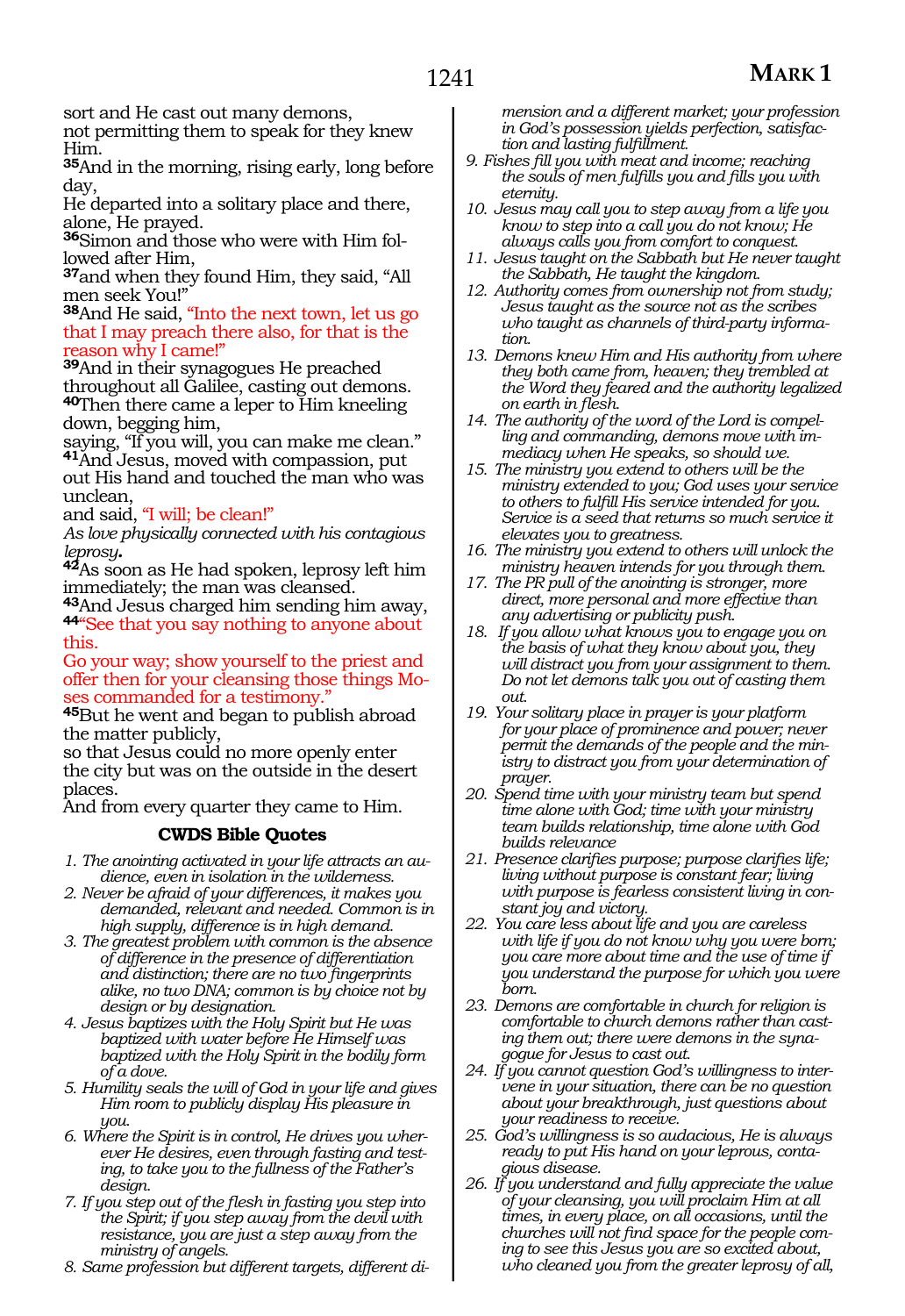sort and He cast out many demons,
not permitting them to speak for they knew Him.

**35**And in the morning, rising early, long before day,
He departed into a solitary place and there, alone, He prayed.

**36**Simon and those who were with Him followed after Him,

**37**and when they found Him, they said, "All men seek You!"

**38**And He said, "Into the next town, let us go that I may preach there also, for that is the reason why I came!"

**39**And in their synagogues He preached throughout all Galilee, casting out demons.

**40**Then there came a leper to Him kneeling down, begging him,
saying, "If you will, you can make me clean."

**41**And Jesus, moved with compassion, put out His hand and touched the man who was unclean,
and said, "I will; be clean!"
*As love physically connected with his contagious leprosy*.

**42**As soon as He had spoken, leprosy left him immediately; the man was cleansed.

**43**And Jesus charged him sending him away,

**44**"See that you say nothing to anyone about this.
Go your way; show yourself to the priest and offer then for your cleansing those things Moses commanded for a testimony."

**45**But he went and began to publish abroad the matter publicly,
so that Jesus could no more openly enter the city but was on the outside in the desert places.
And from every quarter they came to Him.

### CWDS Bible Quotes

1. *The anointing activated in your life attracts an audience, even in isolation in the wilderness.*
2. *Never be afraid of your differences, it makes you demanded, relevant and needed. Common is in high supply, difference is in high demand.*
3. *The greatest problem with common is the absence of difference in the presence of differentiation and distinction; there are no two fingerprints alike, no two DNA; common is by choice not by design or by designation.*
4. *Jesus baptizes with the Holy Spirit but He was baptized with water before He Himself was baptized with the Holy Spirit in the bodily form of a dove.*
5. *Humility seals the will of God in your life and gives Him room to publicly display His pleasure in you.*
6. *Where the Spirit is in control, He drives you wherever He desires, even through fasting and testing, to take you to the fullness of the Father's design.*
7. *If you step out of the flesh in fasting you step into the Spirit; if you step away from the devil with resistance, you are just a step away from the ministry of angels.*
8. *Same profession but different targets, different dimension and a different market; your profession in God's possession yields perfection, satisfaction and lasting fulfillment.*
9. *Fishes fill you with meat and income; reaching the souls of men fulfills you and fills you with eternity.*
10. *Jesus may call you to step away from a life you know to step into a call you do not know; He always calls you from comfort to conquest.*
11. *Jesus taught on the Sabbath but He never taught the Sabbath, He taught the kingdom.*
12. *Authority comes from ownership not from study; Jesus taught as the source not as the scribes who taught as channels of third-party information.*
13. *Demons knew Him and His authority from where they both came from, heaven; they trembled at the Word they feared and the authority legalized on earth in flesh.*
14. *The authority of the word of the Lord is compelling and commanding, demons move with immediacy when He speaks, so should we.*
15. *The ministry you extend to others will be the ministry extended to you; God uses your service to others to fulfill His service intended for you. Service is a seed that returns so much service it elevates you to greatness.*
16. *The ministry you extend to others will unlock the ministry heaven intends for you through them.*
17. *The PR pull of the anointing is stronger, more direct, more personal and more effective than any advertising or publicity push.*
18. *If you allow what knows you to engage you on the basis of what they know about you, they will distract you from your assignment to them. Do not let demons talk you out of casting them out.*
19. *Your solitary place in prayer is your platform for your place of prominence and power; never permit the demands of the people and the ministry to distract you from your determination of prayer.*
20. *Spend time with your ministry team but spend time alone with God; time with your ministry team builds relationship, time alone with God builds relevance*
21. *Presence clarifies purpose; purpose clarifies life; living without purpose is constant fear; living with purpose is fearless consistent living in constant joy and victory.*
22. *You care less about life and you are careless with life if you do not know why you were born; you care more about time and the use of time if you understand the purpose for which you were born.*
23. *Demons are comfortable in church for religion is comfortable to church demons rather than casting them out; there were demons in the synagogue for Jesus to cast out.*
24. *If you cannot question God's willingness to intervene in your situation, there can be no question about your breakthrough, just questions about your readiness to receive.*
25. *God's willingness is so audacious, He is always ready to put His hand on your leprous, contagious disease.*
26. *If you understand and fully appreciate the value of your cleansing, you will proclaim Him at all times, in every place, on all occasions, until the churches will not find space for the people coming to see this Jesus you are so excited about, who cleaned you from the greater leprosy of all,*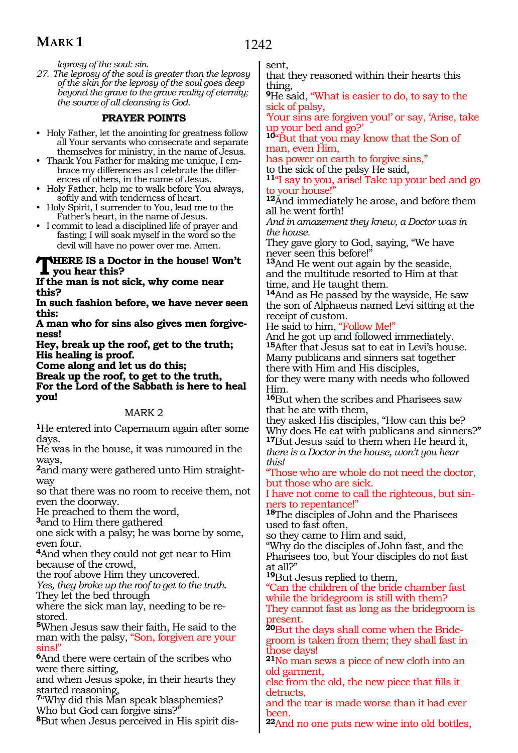*leprosy of the soul: sin.*

*27. The leprosy of the soul is greater than the leprosy of the skin for the leprosy of the soul goes deep beyond the grave to the grave reality of eternity; the source of all cleansing is God.*

### PRAYER POINTS

- Holy Father, let the anointing for greatness follow all Your servants who consecrate and separate themselves for ministry, in the name of Jesus.
- Thank You Father for making me unique, I embrace my differences as I celebrate the differences of others, in the name of Jesus.
- Holy Father, help me to walk before You always, softly and with tenderness of heart.
- Holy Spirit, I surrender to You, lead me to the Father's heart, in the name of Jesus.
- I commit to lead a disciplined life of prayer and fasting; I will soak myself in the word so the devil will have no power over me. Amen.

**THERE IS a Doctor in the house! Won't you hear this?**
**If the man is not sick, why come near this?**
**In such fashion before, we have never seen this:**
**A man who for sins also gives men forgiveness!**
**Hey, break up the roof, get to the truth;**
**His healing is proof.**
**Come along and let us do this;**
**Break up the roof, to get to the truth,**
**For the Lord of the Sabbath is here to heal you!**

## MARK 2

**1**He entered into Capernaum again after some days.
He was in the house, it was rumoured in the ways,
**2**and many were gathered unto Him straightway
so that there was no room to receive them, not even the doorway.
He preached to them the word,
**3**and to Him there gathered
one sick with a palsy; he was borne by some, even four.
**4**And when they could not get near to Him because of the crowd,
the roof above Him they uncovered.
*Yes, they broke up the roof to get to the truth.*
They let the bed through
where the sick man lay, needing to be restored.
**5**When Jesus saw their faith, He said to the man with the palsy, "Son, forgiven are your sins!"
**6**And there were certain of the scribes who were there sitting,
and when Jesus spoke, in their hearts they started reasoning,
**7**"Why did this Man speak blasphemies?
Who but God can forgive sins?"
**8**But when Jesus perceived in His spirit discernment
that they reasoned within their hearts this thing,
**9**He said, "What is easier to do, to say to the sick of palsy,
'Your sins are forgiven you!' or say, 'Arise, take up your bed and go?'
**10**"But that you may know that the Son of man, even Him,
has power on earth to forgive sins,"
to the sick of the palsy He said,
**11**"I say to you, arise! Take up your bed and go to your house!"
**12**And immediately he arose, and before them all he went forth!
*And in amazement they knew, a Doctor was in the house.*
They gave glory to God, saying, "We have never seen this before!"
**13**And He went out again by the seaside,
and the multitude resorted to Him at that time, and He taught them.
**14**And as He passed by the wayside, He saw the son of Alphaeus named Levi sitting at the receipt of custom.
He said to him, "Follow Me!"
And he got up and followed immediately.
**15**After that Jesus sat to eat in Levi's house.
Many publicans and sinners sat together there with Him and His disciples,
for they were many with needs who followed Him.
**16**But when the scribes and Pharisees saw that he ate with them,
they asked His disciples, "How can this be?
Why does He eat with publicans and sinners?"
**17**But Jesus said to them when He heard it,
*there is a Doctor in the house, won't you hear this!*
"Those who are whole do not need the doctor, but those who are sick.
I have not come to call the righteous, but sinners to repentance!"
**18**The disciples of John and the Pharisees used to fast often,
so they came to Him and said,
"Why do the disciples of John fast, and the Pharisees too, but Your disciples do not fast at all?"
**19**But Jesus replied to them,
"Can the children of the bride chamber fast while the bridegroom is still with them?
They cannot fast as long as the bridegroom is present.
**20**But the days shall come when the Bridegroom is taken from them; they shall fast in those days!
**21**No man sews a piece of new cloth into an old garment,
else from the old, the new piece that fills it detracts,
and the tear is made worse than it had ever been.
**22**And no one puts new wine into old bottles,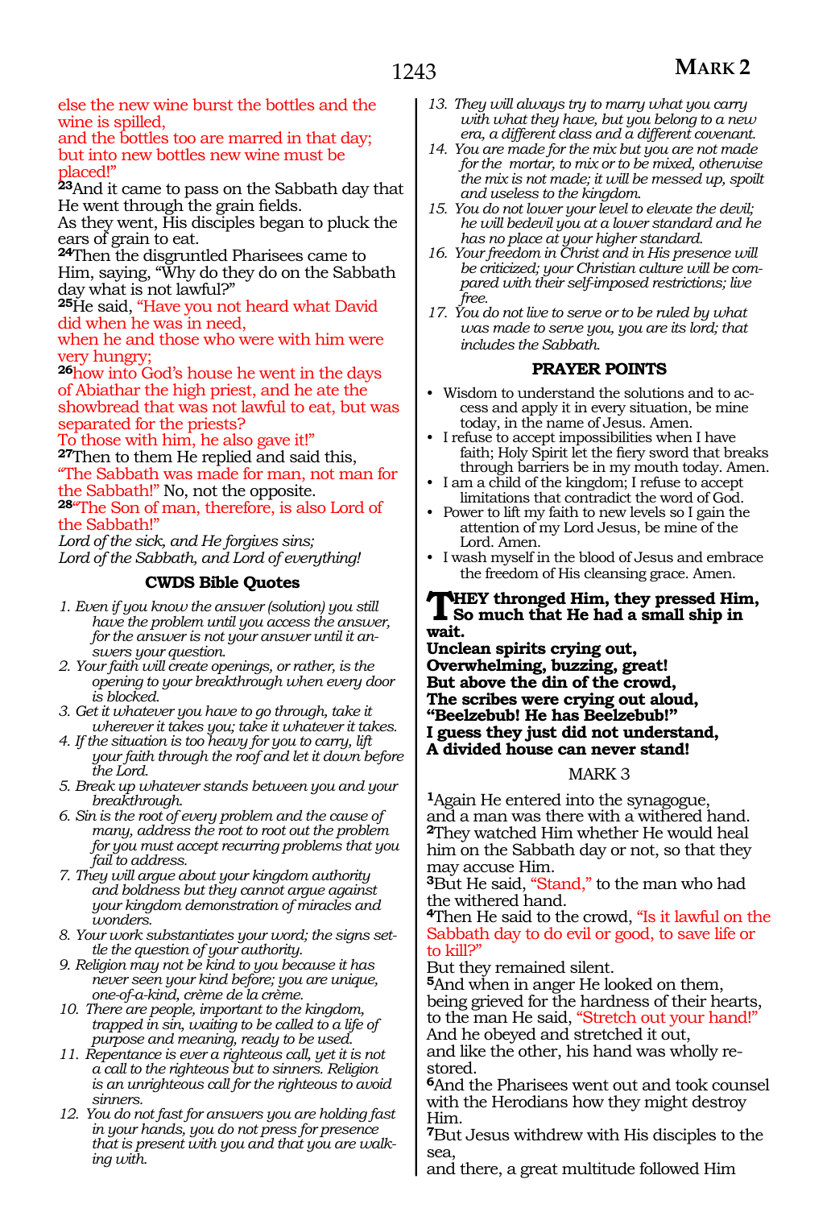else the new wine burst the bottles and the wine is spilled,
and the bottles too are marred in that day;
but into new bottles new wine must be placed!"

**23**And it came to pass on the Sabbath day that He went through the grain fields.
As they went, His disciples began to pluck the ears of grain to eat.
**24**Then the disgruntled Pharisees came to Him, saying, "Why do they do on the Sabbath day what is not lawful?"
**25**He said, "Have you not heard what David did when he was in need,
when he and those who were with him were very hungry;
**26**how into God's house he went in the days of Abiathar the high priest, and he ate the showbread that was not lawful to eat, but was separated for the priests?
To those with him, he also gave it!"
**27**Then to them He replied and said this,
"The Sabbath was made for man, not man for the Sabbath!" No, not the opposite.
**28**"The Son of man, therefore, is also Lord of the Sabbath!"
*Lord of the sick, and He forgives sins;*
*Lord of the Sabbath, and Lord of everything!*

### CWDS Bible Quotes

1. *Even if you know the answer (solution) you still have the problem until you access the answer, for the answer is not your answer until it answers your question.*
2. *Your faith will create openings, or rather, is the opening to your breakthrough when every door is blocked.*
3. *Get it whatever you have to go through, take it wherever it takes you; take it whatever it takes.*
4. *If the situation is too heavy for you to carry, lift your faith through the roof and let it down before the Lord.*
5. *Break up whatever stands between you and your breakthrough.*
6. *Sin is the root of every problem and the cause of many, address the root to root out the problem for you must accept recurring problems that you fail to address.*
7. *They will argue about your kingdom authority and boldness but they cannot argue against your kingdom demonstration of miracles and wonders.*
8. *Your work substantiates your word; the signs settle the question of your authority.*
9. *Religion may not be kind to you because it has never seen your kind before; you are unique, one-of-a-kind, crème de la crème.*
10. *There are people, important to the kingdom, trapped in sin, waiting to be called to a life of purpose and meaning, ready to be used.*
11. *Repentance is ever a righteous call, yet it is not a call to the righteous but to sinners. Religion is an unrighteous call for the righteous to avoid sinners.*
12. *You do not fast for answers you are holding fast in your hands, you do not press for presence that is present with you and that you are walking with.*
13. *They will always try to marry what you carry with what they have, but you belong to a new era, a different class and a different covenant.*
14. *You are made for the mix but you are not made for the mortar, to mix or to be mixed, otherwise the mix is not made; it will be messed up, spoilt and useless to the kingdom.*
15. *You do not lower your level to elevate the devil; he will bedevil you at a lower standard and he has no place at your higher standard.*
16. *Your freedom in Christ and in His presence will be criticized; your Christian culture will be compared with their self-imposed restrictions; live free.*
17. *You do not live to serve or to be ruled by what was made to serve you, you are its lord; that includes the Sabbath.*

### PRAYER POINTS

- Wisdom to understand the solutions and to access and apply it in every situation, be mine today, in the name of Jesus. Amen.
- I refuse to accept impossibilities when I have faith; Holy Spirit let the fiery sword that breaks through barriers be in my mouth today. Amen.
- I am a child of the kingdom; I refuse to accept limitations that contradict the word of God.
- Power to lift my faith to new levels so I gain the attention of my Lord Jesus, be mine of the Lord. Amen.
- I wash myself in the blood of Jesus and embrace the freedom of His cleansing grace. Amen.

**THEY thronged Him, they pressed Him,**
**So much that He had a small ship in wait.**
**Unclean spirits crying out,**
**Overwhelming, buzzing, great!**
**But above the din of the crowd,**
**The scribes were crying out aloud,**
**"Beelzebub! He has Beelzebub!"**
**I guess they just did not understand,**
**A divided house can never stand!**

## MARK 3

**1**Again He entered into the synagogue,
and a man was there with a withered hand.
**2**They watched Him whether He would heal him on the Sabbath day or not, so that they may accuse Him.
**3**But He said, "Stand," to the man who had the withered hand.
**4**Then He said to the crowd, "Is it lawful on the Sabbath day to do evil or good, to save life or to kill?"
But they remained silent.
**5**And when in anger He looked on them, being grieved for the hardness of their hearts, to the man He said, "Stretch out your hand!"
And he obeyed and stretched it out,
and like the other, his hand was wholly restored.
**6**And the Pharisees went out and took counsel with the Herodians how they might destroy Him.
**7**But Jesus withdrew with His disciples to the sea,
and there, a great multitude followed Him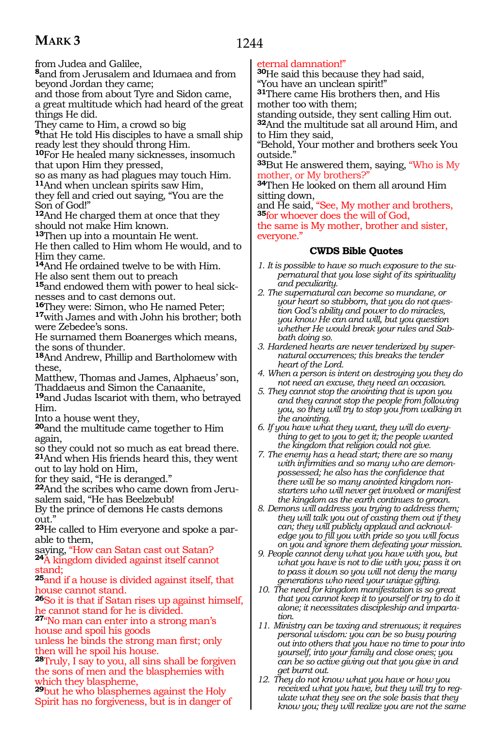from Judea and Galilee,
**8**and from Jerusalem and Idumaea and from beyond Jordan they came;
and those from about Tyre and Sidon came, a great multitude which had heard of the great things He did.
They came to Him, a crowd so big
**9**that He told His disciples to have a small ship ready lest they should throng Him.
**10**For He healed many sicknesses, insomuch that upon Him they pressed,
so as many as had plagues may touch Him.
**11**And when unclean spirits saw Him,
they fell and cried out saying, "You are the Son of God!"
**12**And He charged them at once that they should not make Him known.
**13**Then up into a mountain He went.
He then called to Him whom He would, and to Him they came.
**14**And He ordained twelve to be with Him.
He also sent them out to preach
**15**and endowed them with power to heal sicknesses and to cast demons out.
**16**They were: Simon, who He named Peter;
**17**with James and with John his brother; both were Zebedee's sons.
He surnamed them Boanerges which means, the sons of thunder.
**18**And Andrew, Phillip and Bartholomew with these,
Matthew, Thomas and James, Alphaeus' son, Thaddaeus and Simon the Canaanite,
**19**and Judas Iscariot with them, who betrayed Him.
Into a house went they,
**20**and the multitude came together to Him again,
so they could not so much as eat bread there.
**21**And when His friends heard this, they went out to lay hold on Him,
for they said, "He is deranged."
**22**And the scribes who came down from Jerusalem said, "He has Beelzebub!
By the prince of demons He casts demons out."
**23**He called to Him everyone and spoke a parable to them,
saying, "How can Satan cast out Satan?
**24**A kingdom divided against itself cannot stand;
**25**and if a house is divided against itself, that house cannot stand.
**26**So it is that if Satan rises up against himself, he cannot stand for he is divided.
**27**"No man can enter into a strong man's house and spoil his goods
unless he binds the strong man first; only then will he spoil his house.
**28**Truly, I say to you, all sins shall be forgiven the sons of men and the blasphemies with which they blaspheme,
**29**but he who blasphemes against the Holy Spirit has no forgiveness, but is in danger of eternal damnation!"
**30**He said this because they had said,
"You have an unclean spirit!"
**31**There came His brothers then, and His mother too with them;
standing outside, they sent calling Him out.
**32**And the multitude sat all around Him, and to Him they said,
"Behold, Your mother and brothers seek You outside."
**33**But He answered them, saying, "Who is My mother, or My brothers?"
**34**Then He looked on them all around Him sitting down,
and He said, "See, My mother and brothers,
**35**for whoever does the will of God,
the same is My mother, brother and sister, everyone."

## CWDS Bible Quotes

1. *It is possible to have so much exposure to the supernatural that you lose sight of its spirituality and peculiarity.*
2. *The supernatural can become so mundane, or your heart so stubborn, that you do not question God's ability and power to do miracles, you know He can and will, but you question whether He would break your rules and Sabbath doing so.*
3. *Hardened hearts are never tenderized by supernatural occurrences; this breaks the tender heart of the Lord.*
4. *When a person is intent on destroying you they do not need an excuse, they need an occasion.*
5. *They cannot stop the anointing that is upon you and they cannot stop the people from following you, so they will try to stop you from walking in the anointing.*
6. *If you have what they want, they will do everything to get to you to get it; the people wanted the kingdom that religion could not give.*
7. *The enemy has a head start; there are so many with infirmities and so many who are demon-possessed; he also has the confidence that there will be so many anointed kingdom non-starters who will never get involved or manifest the kingdom as the earth continues to groan.*
8. *Demons will address you trying to address them; they will talk you out of casting them out if they can; they will publicly applaud and acknowledge you to fill you with pride so you will focus on you and ignore them defeating your mission.*
9. *People cannot deny what you have with you, but what you have is not to die with you; pass it on to pass it down so you will not deny the many generations who need your unique gifting.*
10. *The need for kingdom manifestation is so great that you cannot keep it to yourself or try to do it alone; it necessitates discipleship and impartation.*
11. *Ministry can be taxing and strenuous; it requires personal wisdom: you can be so busy pouring out into others that you have no time to pour into yourself, into your family and close ones; you can be so active giving out that you give in and get burnt out.*
12. *They do not know what you have or how you received what you have, but they will try to regulate what they see on the sole basis that they know you; they will realize you are not the same*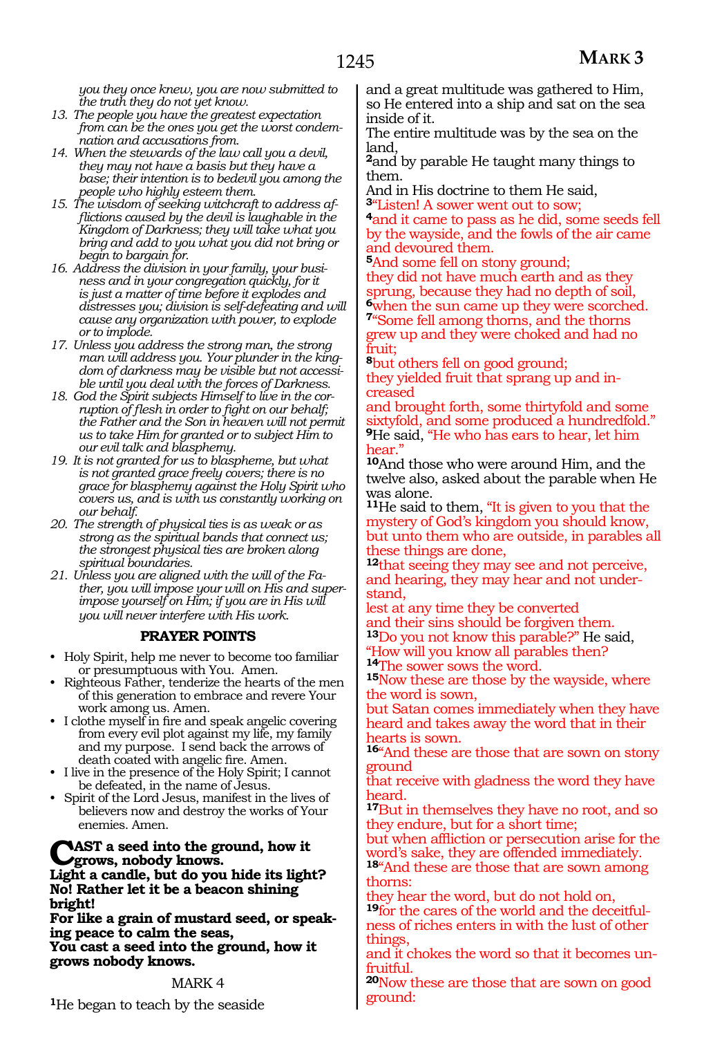*you they once knew, you are now submitted to the truth they do not yet know.*

13. *The people you have the greatest expectation from can be the ones you get the worst condemnation and accusations from.*
14. *When the stewards of the law call you a devil, they may not have a basis but they have a base; their intention is to bedevil you among the people who highly esteem them.*
15. *The wisdom of seeking witchcraft to address afflictions caused by the devil is laughable in the Kingdom of Darkness; they will take what you bring and add to you what you did not bring or begin to bargain for.*
16. *Address the division in your family, your business and in your congregation quickly, for it is just a matter of time before it explodes and distresses you; division is self-defeating and will cause any organization with power, to explode or to implode.*
17. *Unless you address the strong man, the strong man will address you. Your plunder in the kingdom of darkness may be visible but not accessible until you deal with the forces of Darkness.*
18. *God the Spirit subjects Himself to live in the corruption of flesh in order to fight on our behalf; the Father and the Son in heaven will not permit us to take Him for granted or to subject Him to our evil talk and blasphemy.*
19. *It is not granted for us to blaspheme, but what is not granted grace freely covers; there is no grace for blasphemy against the Holy Spirit who covers us, and is with us constantly working on our behalf.*
20. *The strength of physical ties is as weak or as strong as the spiritual bands that connect us; the strongest physical ties are broken along spiritual boundaries.*
21. *Unless you are aligned with the will of the Father, you will impose your will on His and superimpose yourself on Him; if you are in His will you will never interfere with His work.*

**PRAYER POINTS**

- Holy Spirit, help me never to become too familiar or presumptuous with You. Amen.
- Righteous Father, tenderize the hearts of the men of this generation to embrace and revere Your work among us. Amen.
- I clothe myself in fire and speak angelic covering from every evil plot against my life, my family and my purpose. I send back the arrows of death coated with angelic fire. Amen.
- I live in the presence of the Holy Spirit; I cannot be defeated, in the name of Jesus.
- Spirit of the Lord Jesus, manifest in the lives of believers now and destroy the works of Your enemies. Amen.

**CAST a seed into the ground, how it grows, nobody knows.**
**Light a candle, but do you hide its light?**
**No! Rather let it be a beacon shining bright!**
**For like a grain of mustard seed, or speaking peace to calm the seas,**
**You cast a seed into the ground, how it grows nobody knows.**

## MARK 4

[1]He began to teach by the seaside and a great multitude was gathered to Him, so He entered into a ship and sat on the sea inside of it.
The entire multitude was by the sea on the land,
[2]and by parable He taught many things to them.
And in His doctrine to them He said,
[3]"Listen! A sower went out to sow;
[4]and it came to pass as he did, some seeds fell by the wayside, and the fowls of the air came and devoured them.
[5]And some fell on stony ground;
they did not have much earth and as they sprung, because they had no depth of soil,
[6]when the sun came up they were scorched.
[7]"Some fell among thorns, and the thorns grew up and they were choked and had no fruit;
[8]but others fell on good ground;
they yielded fruit that sprang up and increased
and brought forth, some thirtyfold and some sixtyfold, and some produced a hundredfold."
[9]He said, "He who has ears to hear, let him hear."
[10]And those who were around Him, and the twelve also, asked about the parable when He was alone.
[11]He said to them, "It is given to you that the mystery of God's kingdom you should know, but unto them who are outside, in parables all these things are done,
[12]that seeing they may see and not perceive, and hearing, they may hear and not understand,
lest at any time they be converted
and their sins should be forgiven them.
[13]Do you not know this parable?" He said, "How will you know all parables then?
[14]The sower sows the word.
[15]Now these are those by the wayside, where the word is sown,
but Satan comes immediately when they have heard and takes away the word that in their hearts is sown.
[16]"And these are those that are sown on stony ground
that receive with gladness the word they have heard.
[17]But in themselves they have no root, and so they endure, but for a short time;
but when affliction or persecution arise for the word's sake, they are offended immediately.
[18]"And these are those that are sown among thorns:
they hear the word, but do not hold on,
[19]for the cares of the world and the deceitfulness of riches enters in with the lust of other things,
and it chokes the word so that it becomes unfruitful.
[20]Now these are those that are sown on good ground: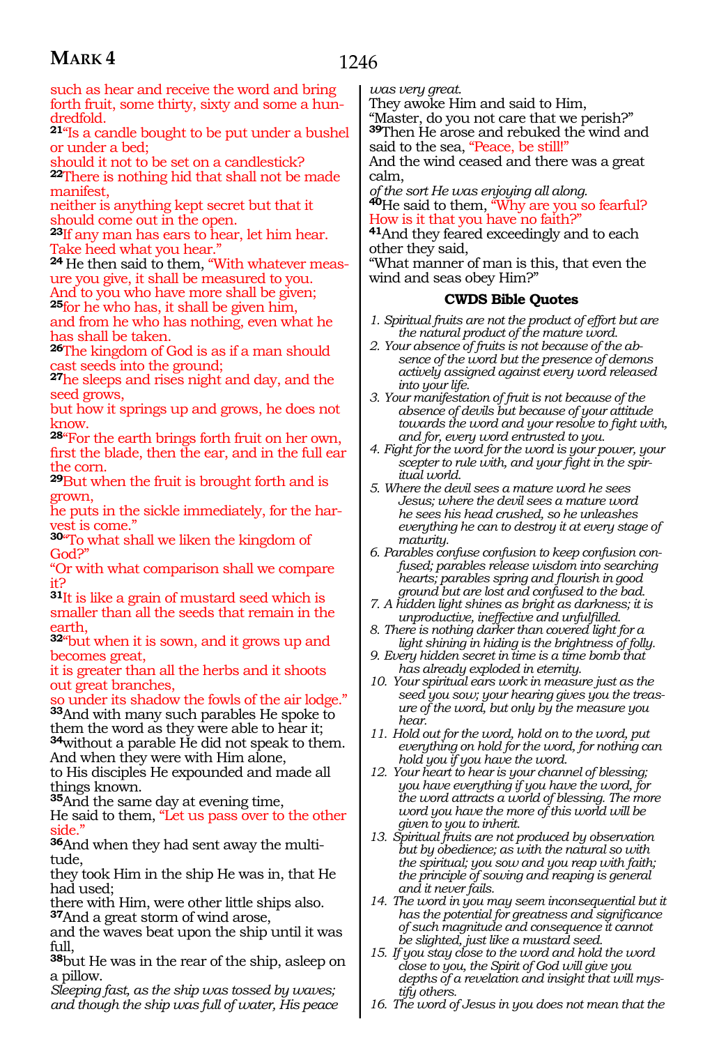such as hear and receive the word and bring forth fruit, some thirty, sixty and some a hundredfold.

**21**"Is a candle bought to be put under a bushel or under a bed;
should it not to be set on a candlestick?

**22**There is nothing hid that shall not be made manifest,
neither is anything kept secret but that it should come out in the open.

**23**If any man has ears to hear, let him hear.
Take heed what you hear."

**24** He then said to them, "With whatever measure you give, it shall be measured to you.
And to you who have more shall be given;

**25**for he who has, it shall be given him,
and from he who has nothing, even what he has shall be taken.

**26**The kingdom of God is as if a man should cast seeds into the ground;

**27**he sleeps and rises night and day, and the seed grows,
but how it springs up and grows, he does not know.

**28**"For the earth brings forth fruit on her own,
first the blade, then the ear, and in the full ear the corn.

**29**But when the fruit is brought forth and is grown,
he puts in the sickle immediately, for the harvest is come."

**30**"To what shall we liken the kingdom of God?"
"Or with what comparison shall we compare it?

**31**It is like a grain of mustard seed which is smaller than all the seeds that remain in the earth,

**32**"but when it is sown, and it grows up and becomes great,
it is greater than all the herbs and it shoots out great branches,
so under its shadow the fowls of the air lodge."

**33**And with many such parables He spoke to them the word as they were able to hear it;

**34**without a parable He did not speak to them.
And when they were with Him alone,
to His disciples He expounded and made all things known.

**35**And the same day at evening time,
He said to them, "Let us pass over to the other side."

**36**And when they had sent away the multitude,
they took Him in the ship He was in, that He had used;
there with Him, were other little ships also.

**37**And a great storm of wind arose,
and the waves beat upon the ship until it was full,

**38**but He was in the rear of the ship, asleep on a pillow.
*Sleeping fast, as the ship was tossed by waves; and though the ship was full of water, His peace was very great.*
They awoke Him and said to Him,
"Master, do you not care that we perish?"

**39**Then He arose and rebuked the wind and said to the sea, "Peace, be still!"
And the wind ceased and there was a great calm,
*of the sort He was enjoying all along.*

**40**He said to them, "Why are you so fearful?
How is it that you have no faith?"

**41**And they feared exceedingly and to each other they said,
"What manner of man is this, that even the wind and seas obey Him?"

### CWDS Bible Quotes

1. *Spiritual fruits are not the product of effort but are the natural product of the mature word.*
2. *Your absence of fruits is not because of the absence of the word but the presence of demons actively assigned against every word released into your life.*
3. *Your manifestation of fruit is not because of the absence of devils but because of your attitude towards the word and your resolve to fight with, and for, every word entrusted to you.*
4. *Fight for the word for the word is your power, your scepter to rule with, and your fight in the spiritual world.*
5. *Where the devil sees a mature word he sees Jesus; where the devil sees a mature word he sees his head crushed, so he unleashes everything he can to destroy it at every stage of maturity.*
6. *Parables confuse confusion to keep confusion confused; parables release wisdom into searching hearts; parables spring and flourish in good ground but are lost and confused to the bad.*
7. *A hidden light shines as bright as darkness; it is unproductive, ineffective and unfulfilled.*
8. *There is nothing darker than covered light for a light shining in hiding is the brightness of folly.*
9. *Every hidden secret in time is a time bomb that has already exploded in eternity.*
10. *Your spiritual ears work in measure just as the seed you sow; your hearing gives you the treasure of the word, but only by the measure you hear.*
11. *Hold out for the word, hold on to the word, put everything on hold for the word, for nothing can hold you if you have the word.*
12. *Your heart to hear is your channel of blessing; you have everything if you have the word, for the word attracts a world of blessing. The more word you have the more of this world will be given to you to inherit.*
13. *Spiritual fruits are not produced by observation but by obedience; as with the natural so with the spiritual; you sow and you reap with faith; the principle of sowing and reaping is general and it never fails.*
14. *The word in you may seem inconsequential but it has the potential for greatness and significance of such magnitude and consequence it cannot be slighted, just like a mustard seed.*
15. *If you stay close to the word and hold the word close to you, the Spirit of God will give you depths of a revelation and insight that will mystify others.*
16. *The word of Jesus in you does not mean that the*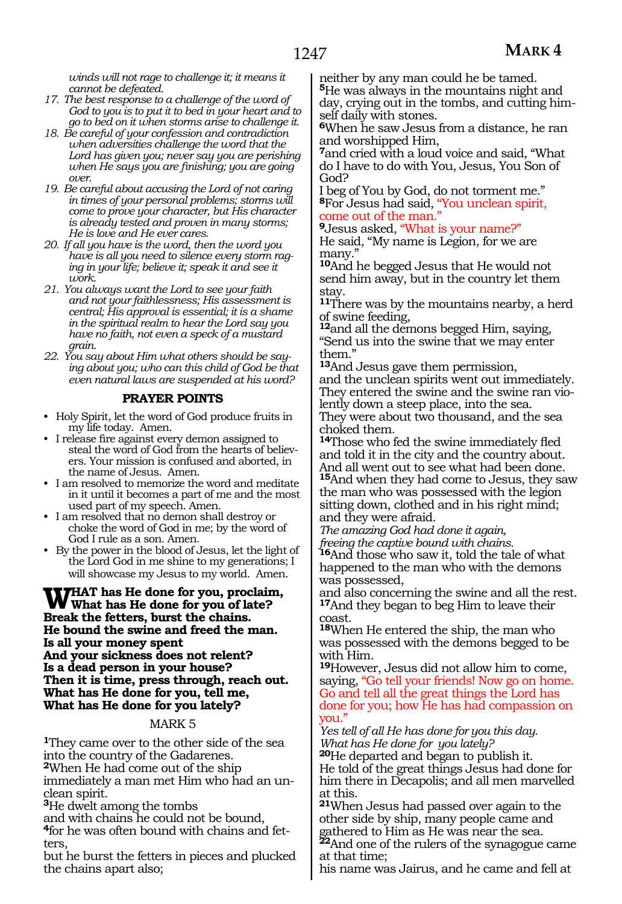*winds will not rage to challenge it; it means it cannot be defeated.*

17. *The best response to a challenge of the word of God to you is to put it to bed in your heart and to go to bed on it when storms arise to challenge it.*
18. *Be careful of your confession and contradiction when adversities challenge the word that the Lord has given you; never say you are perishing when He says you are finishing; you are going over.*
19. *Be careful about accusing the Lord of not caring in times of your personal problems; storms will come to prove your character, but His character is already tested and proven in many storms; He is love and He ever cares.*
20. *If all you have is the word, then the word you have is all you need to silence every storm raging in your life; believe it; speak it and see it work.*
21. *You always want the Lord to see your faith and not your faithlessness; His assessment is central; His approval is essential; it is a shame in the spiritual realm to hear the Lord say you have no faith, not even a speck of a mustard grain.*
22. *You say about Him what others should be saying about you; who can this child of God be that even natural laws are suspended at his word?*

## PRAYER POINTS

- Holy Spirit, let the word of God produce fruits in my life today. Amen.
- I release fire against every demon assigned to steal the word of God from the hearts of believers. Your mission is confused and aborted, in the name of Jesus. Amen.
- I am resolved to memorize the word and meditate in it until it becomes a part of me and the most used part of my speech. Amen.
- I am resolved that no demon shall destroy or choke the word of God in me; by the word of God I rule as a son. Amen.
- By the power in the blood of Jesus, let the light of the Lord God in me shine to my generations; I will showcase my Jesus to my world. Amen.

**WHAT has He done for you, proclaim,**
**What has He done for you of late?**
**Break the fetters, burst the chains.**
**He bound the swine and freed the man.**
**Is all your money spent**
**And your sickness does not relent?**
**Is a dead person in your house?**
**Then it is time, press through, reach out.**
**What has He done for you, tell me,**
**What has He done for you lately?**

## MARK 5

[1]They came over to the other side of the sea into the country of the Gadarenes.
[2]When He had come out of the ship immediately a man met Him who had an unclean spirit.
[3]He dwelt among the tombs
and with chains he could not be bound,
[4]for he was often bound with chains and fetters,
but he burst the fetters in pieces and plucked the chains apart also;
neither by any man could he be tamed.
[5]He was always in the mountains night and day, crying out in the tombs, and cutting himself daily with stones.
[6]When he saw Jesus from a distance, he ran and worshipped Him,
[7]and cried with a loud voice and said, "What do I have to do with You, Jesus, You Son of God?
I beg of You by God, do not torment me."
[8]For Jesus had said, "You unclean spirit, come out of the man."
[9]Jesus asked, "What is your name?"
He said, "My name is Legion, for we are many."
[10]And he begged Jesus that He would not send him away, but in the country let them stay.
[11]There was by the mountains nearby, a herd of swine feeding,
[12]and all the demons begged Him, saying, "Send us into the swine that we may enter them."
[13]And Jesus gave them permission,
and the unclean spirits went out immediately.
They entered the swine and the swine ran violently down a steep place, into the sea.
They were about two thousand, and the sea choked them.
[14]Those who fed the swine immediately fled and told it in the city and the country about.
And all went out to see what had been done.
[15]And when they had come to Jesus, they saw the man who was possessed with the legion sitting down, clothed and in his right mind;
and they were afraid.
*The amazing God had done it again,*
*freeing the captive bound with chains.*
[16]And those who saw it, told the tale of what happened to the man who with the demons was possessed,
and also concerning the swine and all the rest.
[17]And they began to beg Him to leave their coast.
[18]When He entered the ship, the man who was possessed with the demons begged to be with Him.
[19]However, Jesus did not allow him to come, saying, "Go tell your friends! Now go on home. Go and tell all the great things the Lord has done for you; how He has had compassion on you."
*Yes tell of all He has done for you this day.*
*What has He done for you lately?*
[20]He departed and began to publish it.
He told of the great things Jesus had done for him there in Decapolis; and all men marvelled at this.
[21]When Jesus had passed over again to the other side by ship, many people came and gathered to Him as He was near the sea.
[22]And one of the rulers of the synagogue came at that time;
his name was Jairus, and he came and fell at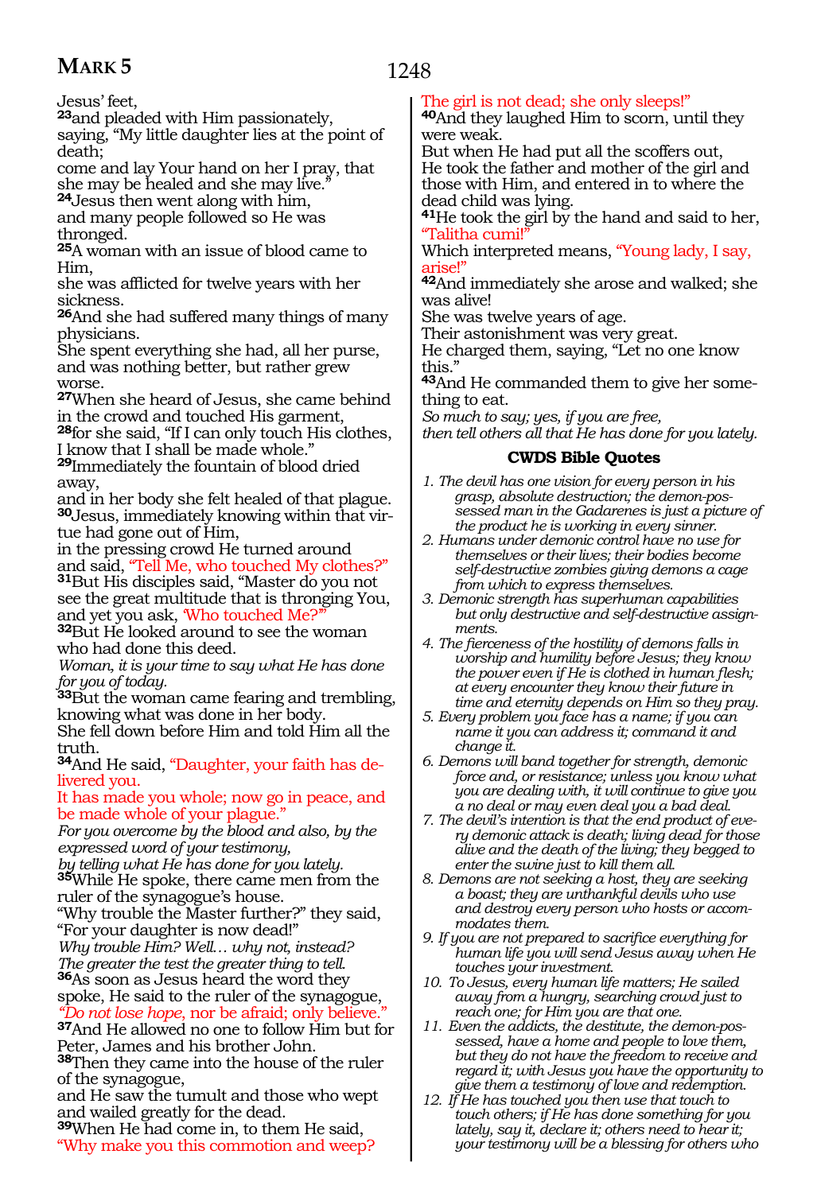Jesus' feet,
[23]and pleaded with Him passionately,
saying, "My little daughter lies at the point of death;
come and lay Your hand on her I pray, that she may be healed and she may live."
[24]Jesus then went along with him,
and many people followed so He was thronged.
[25]A woman with an issue of blood came to Him,
she was afflicted for twelve years with her sickness.
[26]And she had suffered many things of many physicians.
She spent everything she had, all her purse, and was nothing better, but rather grew worse.
[27]When she heard of Jesus, she came behind in the crowd and touched His garment,
[28]for she said, "If I can only touch His clothes, I know that I shall be made whole."
[29]Immediately the fountain of blood dried away,
and in her body she felt healed of that plague.
[30]Jesus, immediately knowing within that virtue had gone out of Him,
in the pressing crowd He turned around and said, "Tell Me, who touched My clothes?"
[31]But His disciples said, "Master do you not see the great multitude that is thronging You, and yet you ask, 'Who touched Me?'"
[32]But He looked around to see the woman who had done this deed.
*Woman, it is your time to say what He has done for you of today.*
[33]But the woman came fearing and trembling, knowing what was done in her body.
She fell down before Him and told Him all the truth.
[34]And He said, "Daughter, your faith has delivered you.
It has made you whole; now go in peace, and be made whole of your plague."
*For you overcome by the blood and also, by the expressed word of your testimony,*
*by telling what He has done for you lately.*
[35]While He spoke, there came men from the ruler of the synagogue's house.
"Why trouble the Master further?" they said, "For your daughter is now dead!"
*Why trouble Him? Well… why not, instead?*
*The greater the test the greater thing to tell.*
[36]As soon as Jesus heard the word they spoke, He said to the ruler of the synagogue,
"*Do not lose hope,* nor be afraid; only believe."
[37]And He allowed no one to follow Him but for Peter, James and his brother John.
[38]Then they came into the house of the ruler of the synagogue,
and He saw the tumult and those who wept and wailed greatly for the dead.
[39]When He had come in, to them He said,
"Why make you this commotion and weep?
The girl is not dead; she only sleeps!"
[40]And they laughed Him to scorn, until they were weak.
But when He had put all the scoffers out,
He took the father and mother of the girl and those with Him, and entered in to where the dead child was lying.
[41]He took the girl by the hand and said to her, "Talitha cumi!"
Which interpreted means, "Young lady, I say, arise!"
[42]And immediately she arose and walked; she was alive!
She was twelve years of age.
Their astonishment was very great.
He charged them, saying, "Let no one know this."
[43]And He commanded them to give her something to eat.
*So much to say; yes, if you are free,*
*then tell others all that He has done for you lately.*

### CWDS Bible Quotes

1. *The devil has one vision for every person in his grasp, absolute destruction; the demon-possessed man in the Gadarenes is just a picture of the product he is working in every sinner.*
2. *Humans under demonic control have no use for themselves or their lives; their bodies become self-destructive zombies giving demons a cage from which to express themselves.*
3. *Demonic strength has superhuman capabilities but only destructive and self-destructive assignments.*
4. *The fierceness of the hostility of demons falls in worship and humility before Jesus; they know the power even if He is clothed in human flesh; at every encounter they know their future in time and eternity depends on Him so they pray.*
5. *Every problem you face has a name; if you can name it you can address it; command it and change it.*
6. *Demons will band together for strength, demonic force and, or resistance; unless you know what you are dealing with, it will continue to give you a no deal or may even deal you a bad deal.*
7. *The devil's intention is that the end product of every demonic attack is death; living dead for those alive and the death of the living; they begged to enter the swine just to kill them all.*
8. *Demons are not seeking a host, they are seeking a boast; they are unthankful devils who use and destroy every person who hosts or accommodates them.*
9. *If you are not prepared to sacrifice everything for human life you will send Jesus away when He touches your investment.*
10. *To Jesus, every human life matters; He sailed away from a hungry, searching crowd just to reach one; for Him you are that one.*
11. *Even the addicts, the destitute, the demon-possessed, have a home and people to love them, but they do not have the freedom to receive and regard it; with Jesus you have the opportunity to give them a testimony of love and redemption.*
12. *If He has touched you then use that touch to touch others; if He has done something for you lately, say it, declare it; others need to hear it; your testimony will be a blessing for others who*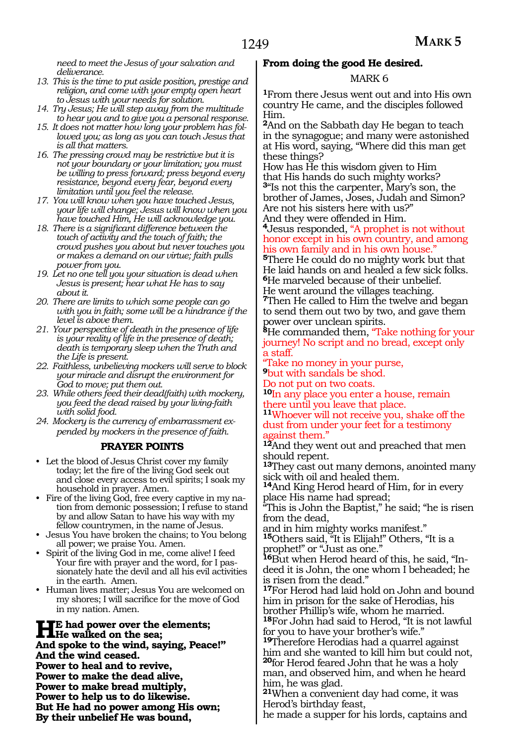*need to meet the Jesus of your salvation and deliverance.*

13. *This is the time to put aside position, prestige and religion, and come with your empty open heart to Jesus with your needs for solution.*
14. *Try Jesus; He will step away from the multitude to hear you and to give you a personal response.*
15. *It does not matter how long your problem has followed you; as long as you can touch Jesus that is all that matters.*
16. *The pressing crowd may be restrictive but it is not your boundary or your limitation; you must be willing to press forward; press beyond every resistance, beyond every fear, beyond every limitation until you feel the release.*
17. *You will know when you have touched Jesus, your life will change; Jesus will know when you have touched Him, He will acknowledge you.*
18. *There is a significant difference between the touch of activity and the touch of faith; the crowd pushes you about but never touches you or makes a demand on our virtue; faith pulls power from you.*
19. *Let no one tell you your situation is dead when Jesus is present; hear what He has to say about it.*
20. *There are limits to which some people can go with you in faith; some will be a hindrance if the level is above them.*
21. *Your perspective of death in the presence of life is your reality of life in the presence of death; death is temporary sleep when the Truth and the Life is present.*
22. *Faithless, unbelieving mockers will serve to block your miracle and disrupt the environment for God to move; put them out.*
23. *While others feed their dead(faith) with mockery, you feed the dead raised by your living-faith with solid food.*
24. *Mockery is the currency of embarrassment expended by mockers in the presence of faith.*

### PRAYER POINTS

- Let the blood of Jesus Christ cover my family today; let the fire of the living God seek out and close every access to evil spirits; I soak my household in prayer. Amen.
- Fire of the living God, free every captive in my nation from demonic possession; I refuse to stand by and allow Satan to have his way with my fellow countrymen, in the name of Jesus.
- Jesus You have broken the chains; to You belong all power; we praise You. Amen.
- Spirit of the living God in me, come alive! I feed Your fire with prayer and the word, for I passionately hate the devil and all his evil activities in the earth. Amen.
- Human lives matter; Jesus You are welcomed on my shores; I will sacrifice for the move of God in my nation. Amen.

**He had power over the elements;**
**He walked on the sea;**
**And spoke to the wind, saying, Peace!"**
**And the wind ceased.**
**Power to heal and to revive,**
**Power to make the dead alive,**
**Power to make bread multiply,**
**Power to help us to do likewise.**
**But He had no power among His own;**
**By their unbelief He was bound,**
**From doing the good He desired.**

## MARK 6

[1]From there Jesus went out and into His own country He came, and the disciples followed Him.
[2]And on the Sabbath day He began to teach in the synagogue; and many were astonished at His word, saying, "Where did this man get these things?
How has He this wisdom given to Him
that His hands do such mighty works?
[3]"Is not this the carpenter, Mary's son, the brother of James, Joses, Judah and Simon?
Are not his sisters here with us?"
And they were offended in Him.
[4]Jesus responded, "A prophet is not without honor except in his own country, and among his own family and in his own house."
[5]There He could do no mighty work but that He laid hands on and healed a few sick folks.
[6]He marveled because of their unbelief.
He went around the villages teaching.
[7]Then He called to Him the twelve and began to send them out two by two, and gave them power over unclean spirits.
[8]He commanded them, "Take nothing for your journey! No script and no bread, except only a staff.
"Take no money in your purse,
[9]but with sandals be shod.
Do not put on two coats.
[10]In any place you enter a house, remain there until you leave that place.
[11]Whoever will not receive you, shake off the dust from under your feet for a testimony against them."
[12]And they went out and preached that men should repent.
[13]They cast out many demons, anointed many sick with oil and healed them.
[14]And King Herod heard of Him, for in every place His name had spread;
"This is John the Baptist," he said; "he is risen from the dead,
and in him mighty works manifest."
[15]Others said, "It is Elijah!" Others, "It is a prophet!" or "Just as one."
[16]But when Herod heard of this, he said, "Indeed it is John, the one whom I beheaded; he is risen from the dead."
[17]For Herod had laid hold on John and bound him in prison for the sake of Herodias, his brother Phillip's wife, whom he married.
[18]For John had said to Herod, "It is not lawful for you to have your brother's wife."
[19]Therefore Herodias had a quarrel against him and she wanted to kill him but could not,
[20]for Herod feared John that he was a holy man, and observed him, and when he heard him, he was glad.
[21]When a convenient day had come, it was Herod's birthday feast,
he made a supper for his lords, captains and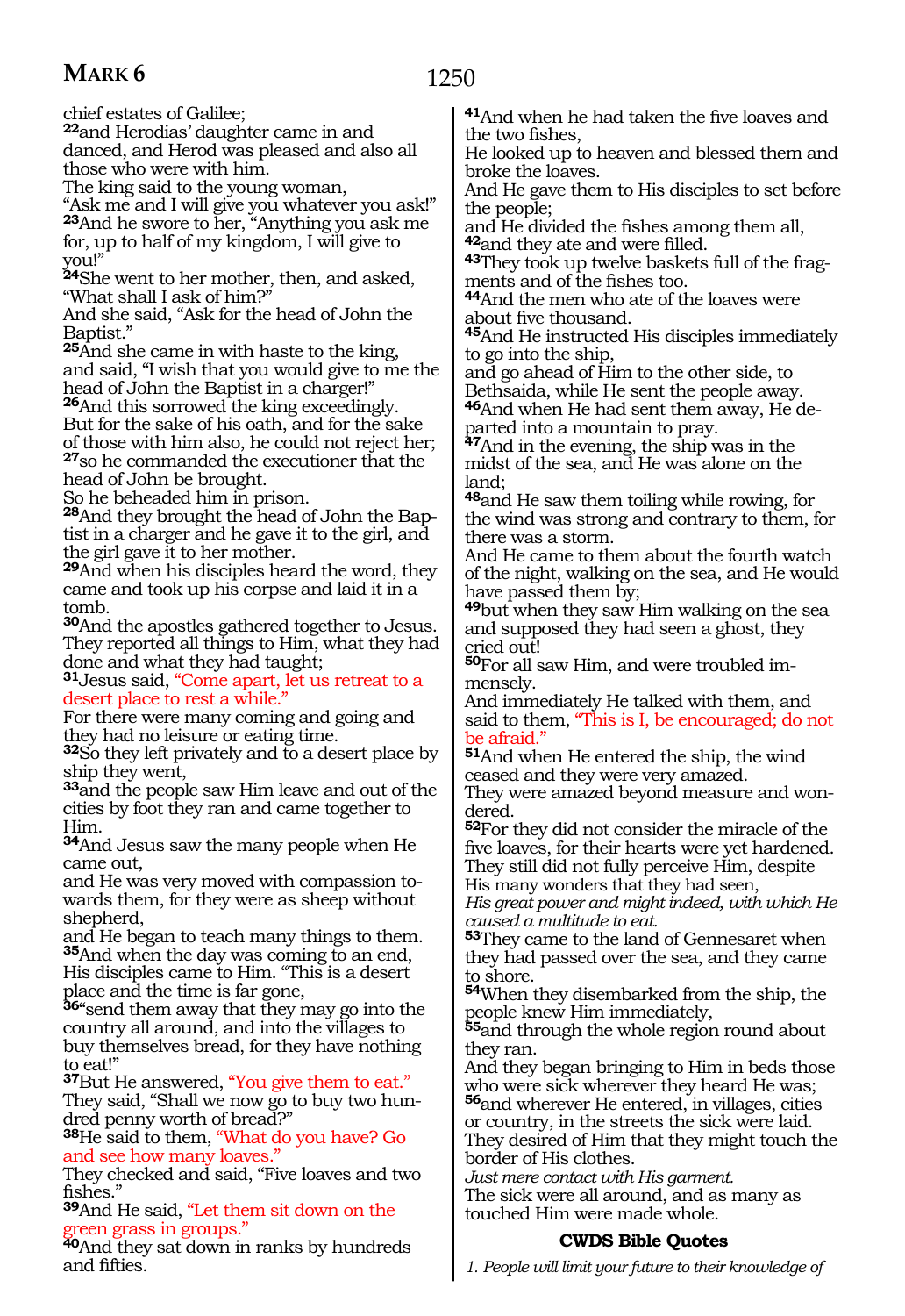chief estates of Galilee;
**22**and Herodias' daughter came in and danced, and Herod was pleased and also all those who were with him.
The king said to the young woman,
"Ask me and I will give you whatever you ask!"
**23**And he swore to her, "Anything you ask me for, up to half of my kingdom, I will give to you!"
**24**She went to her mother, then, and asked, "What shall I ask of him?"
And she said, "Ask for the head of John the Baptist."
**25**And she came in with haste to the king, and said, "I wish that you would give to me the head of John the Baptist in a charger!"
**26**And this sorrowed the king exceedingly. But for the sake of his oath, and for the sake of those with him also, he could not reject her;
**27**so he commanded the executioner that the head of John be brought.
So he beheaded him in prison.
**28**And they brought the head of John the Baptist in a charger and he gave it to the girl, and the girl gave it to her mother.
**29**And when his disciples heard the word, they came and took up his corpse and laid it in a tomb.
**30**And the apostles gathered together to Jesus. They reported all things to Him, what they had done and what they had taught;
**31**Jesus said, "Come apart, let us retreat to a desert place to rest a while."
For there were many coming and going and they had no leisure or eating time.
**32**So they left privately and to a desert place by ship they went,
**33**and the people saw Him leave and out of the cities by foot they ran and came together to Him.
**34**And Jesus saw the many people when He came out,
and He was very moved with compassion towards them, for they were as sheep without shepherd,
and He began to teach many things to them.
**35**And when the day was coming to an end, His disciples came to Him. "This is a desert place and the time is far gone,
**36**"send them away that they may go into the country all around, and into the villages to buy themselves bread, for they have nothing to eat!"
**37**But He answered, "You give them to eat."
They said, "Shall we now go to buy two hundred penny worth of bread?"
**38**He said to them, "What do you have? Go and see how many loaves."
They checked and said, "Five loaves and two fishes."
**39**And He said, "Let them sit down on the green grass in groups."
**40**And they sat down in ranks by hundreds and fifties.
**41**And when he had taken the five loaves and the two fishes,
He looked up to heaven and blessed them and broke the loaves.
And He gave them to His disciples to set before the people;
and He divided the fishes among them all,
**42**and they ate and were filled.
**43**They took up twelve baskets full of the fragments and of the fishes too.
**44**And the men who ate of the loaves were about five thousand.
**45**And He instructed His disciples immediately to go into the ship,
and go ahead of Him to the other side, to Bethsaida, while He sent the people away.
**46**And when He had sent them away, He departed into a mountain to pray.
**47**And in the evening, the ship was in the midst of the sea, and He was alone on the land;
**48**and He saw them toiling while rowing, for the wind was strong and contrary to them, for there was a storm.
And He came to them about the fourth watch of the night, walking on the sea, and He would have passed them by;
**49**but when they saw Him walking on the sea and supposed they had seen a ghost, they cried out!
**50**For all saw Him, and were troubled immensely.
And immediately He talked with them, and said to them, "This is I, be encouraged; do not be afraid."
**51**And when He entered the ship, the wind ceased and they were very amazed.
They were amazed beyond measure and wondered.
**52**For they did not consider the miracle of the five loaves, for their hearts were yet hardened.
They still did not fully perceive Him, despite His many wonders that they had seen,
*His great power and might indeed, with which He caused a multitude to eat.*
**53**They came to the land of Gennesaret when they had passed over the sea, and they came to shore.
**54**When they disembarked from the ship, the people knew Him immediately,
**55**and through the whole region round about they ran.
And they began bringing to Him in beds those who were sick wherever they heard He was;
**56**and wherever He entered, in villages, cities or country, in the streets the sick were laid.
They desired of Him that they might touch the border of His clothes.
*Just mere contact with His garment.*
The sick were all around, and as many as touched Him were made whole.

### CWDS Bible Quotes

*1. People will limit your future to their knowledge of*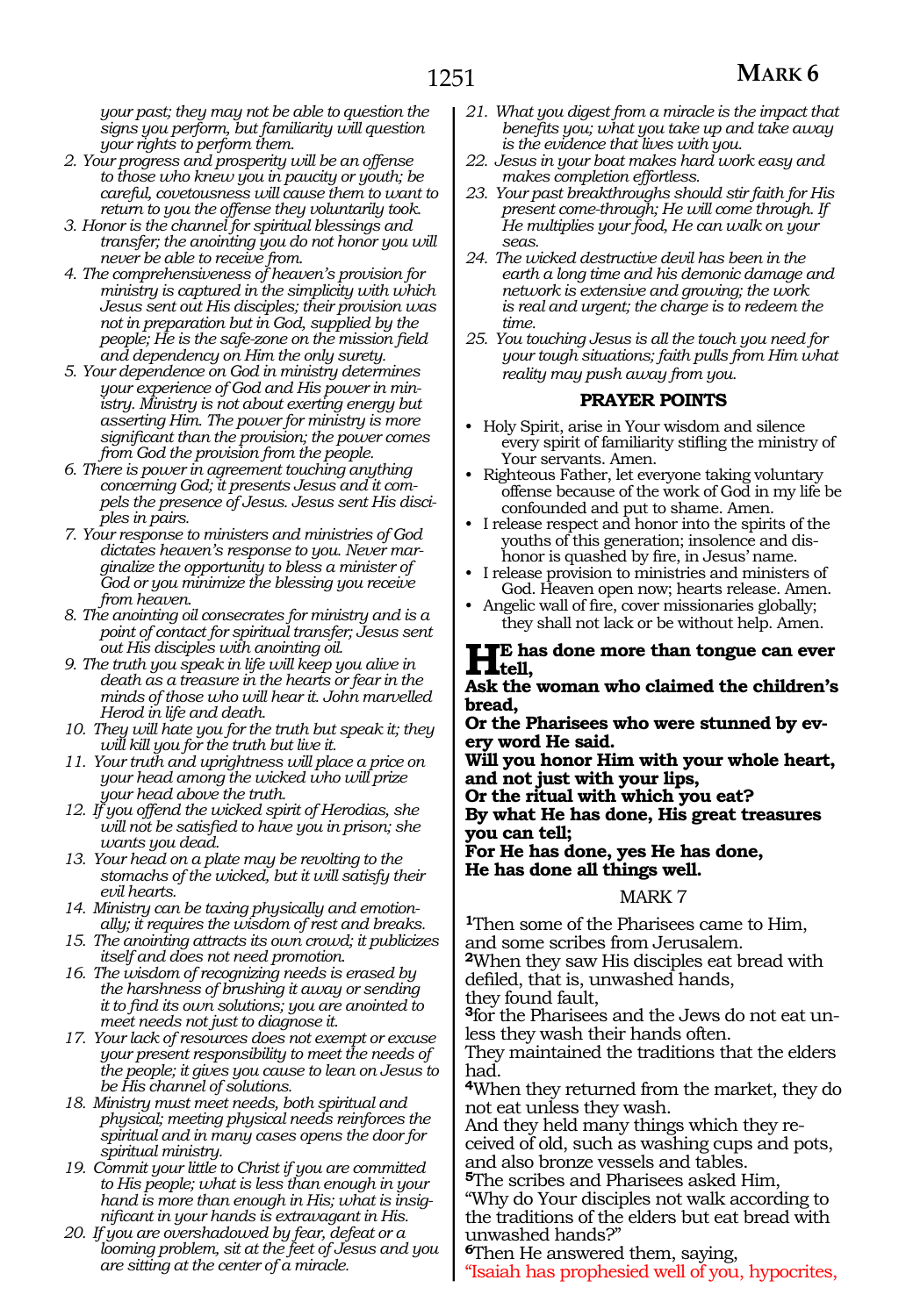*your past; they may not be able to question the signs you perform, but familiarity will question your rights to perform them.*

2. *Your progress and prosperity will be an offense to those who knew you in paucity or youth; be careful, covetousness will cause them to want to return to you the offense they voluntarily took.*
3. *Honor is the channel for spiritual blessings and transfer; the anointing you do not honor you will never be able to receive from.*
4. *The comprehensiveness of heaven's provision for ministry is captured in the simplicity with which Jesus sent out His disciples; their provision was not in preparation but in God, supplied by the people; He is the safe-zone on the mission field and dependency on Him the only surety.*
5. *Your dependence on God in ministry determines your experience of God and His power in ministry. Ministry is not about exerting energy but asserting Him. The power for ministry is more significant than the provision; the power comes from God the provision from the people.*
6. *There is power in agreement touching anything concerning God; it presents Jesus and it compels the presence of Jesus. Jesus sent His disciples in pairs.*
7. *Your response to ministers and ministries of God dictates heaven's response to you. Never marginalize the opportunity to bless a minister of God or you minimize the blessing you receive from heaven.*
8. *The anointing oil consecrates for ministry and is a point of contact for spiritual transfer; Jesus sent out His disciples with anointing oil.*
9. *The truth you speak in life will keep you alive in death as a treasure in the hearts or fear in the minds of those who will hear it. John marvelled Herod in life and death.*
10. *They will hate you for the truth but speak it; they will kill you for the truth but live it.*
11. *Your truth and uprightness will place a price on your head among the wicked who will prize your head above the truth.*
12. *If you offend the wicked spirit of Herodias, she will not be satisfied to have you in prison; she wants you dead.*
13. *Your head on a plate may be revolting to the stomachs of the wicked, but it will satisfy their evil hearts.*
14. *Ministry can be taxing physically and emotionally; it requires the wisdom of rest and breaks.*
15. *The anointing attracts its own crowd; it publicizes itself and does not need promotion.*
16. *The wisdom of recognizing needs is erased by the harshness of brushing it away or sending it to find its own solutions; you are anointed to meet needs not just to diagnose it.*
17. *Your lack of resources does not exempt or excuse your present responsibility to meet the needs of the people; it gives you cause to lean on Jesus to be His channel of solutions.*
18. *Ministry must meet needs, both spiritual and physical; meeting physical needs reinforces the spiritual and in many cases opens the door for spiritual ministry.*
19. *Commit your little to Christ if you are committed to His people; what is less than enough in your hand is more than enough in His; what is insignificant in your hands is extravagant in His.*
20. *If you are overshadowed by fear, defeat or a looming problem, sit at the feet of Jesus and you are sitting at the center of a miracle.*
21. *What you digest from a miracle is the impact that benefits you; what you take up and take away is the evidence that lives with you.*
22. *Jesus in your boat makes hard work easy and makes completion effortless.*
23. *Your past breakthroughs should stir faith for His present come-through; He will come through. If He multiplies your food, He can walk on your seas.*
24. *The wicked destructive devil has been in the earth a long time and his demonic damage and network is extensive and growing; the work is real and urgent; the charge is to redeem the time.*
25. *You touching Jesus is all the touch you need for your tough situations; faith pulls from Him what reality may push away from you.*

## PRAYER POINTS

- Holy Spirit, arise in Your wisdom and silence every spirit of familiarity stifling the ministry of Your servants. Amen.
- Righteous Father, let everyone taking voluntary offense because of the work of God in my life be confounded and put to shame. Amen.
- I release respect and honor into the spirits of the youths of this generation; insolence and dishonor is quashed by fire, in Jesus' name.
- I release provision to ministries and ministers of God. Heaven open now; hearts release. Amen.
- Angelic wall of fire, cover missionaries globally; they shall not lack or be without help. Amen.

**HE has done more than tongue can ever tell,**
**Ask the woman who claimed the children's bread,**
**Or the Pharisees who were stunned by every word He said.**
**Will you honor Him with your whole heart, and not just with your lips,**
**Or the ritual with which you eat?**
**By what He has done, His great treasures you can tell;**
**For He has done, yes He has done,**
**He has done all things well.**

## MARK 7

**1**Then some of the Pharisees came to Him, and some scribes from Jerusalem.
**2**When they saw His disciples eat bread with defiled, that is, unwashed hands,
they found fault,
**3**for the Pharisees and the Jews do not eat unless they wash their hands often.
They maintained the traditions that the elders had.
**4**When they returned from the market, they do not eat unless they wash.
And they held many things which they received of old, such as washing cups and pots, and also bronze vessels and tables.
**5**The scribes and Pharisees asked Him,
"Why do Your disciples not walk according to the traditions of the elders but eat bread with unwashed hands?"
**6**Then He answered them, saying,
"Isaiah has prophesied well of you, hypocrites,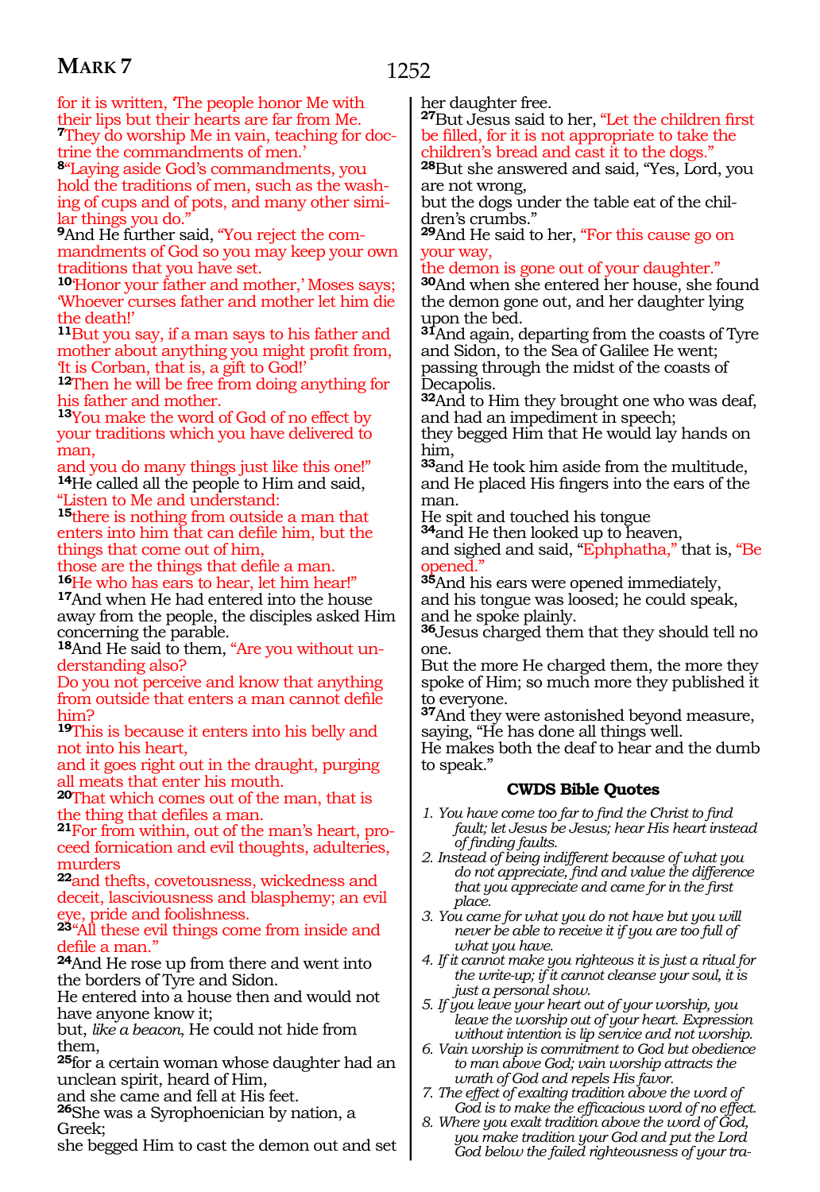for it is written, 'The people honor Me with their lips but their hearts are far from Me.
**7**They do worship Me in vain, teaching for doctrine the commandments of men.'
**8**"Laying aside God's commandments, you hold the traditions of men, such as the washing of cups and of pots, and many other similar things you do."
**9**And He further said, "You reject the commandments of God so you may keep your own traditions that you have set.
**10**'Honor your father and mother,' Moses says; 'Whoever curses father and mother let him die the death!'
**11**But you say, if a man says to his father and mother about anything you might profit from, 'It is Corban, that is, a gift to God!'
**12**Then he will be free from doing anything for his father and mother.
**13**You make the word of God of no effect by your traditions which you have delivered to man,
and you do many things just like this one!"
**14**He called all the people to Him and said, "Listen to Me and understand:
**15**there is nothing from outside a man that enters into him that can defile him, but the things that come out of him,
those are the things that defile a man.
**16**He who has ears to hear, let him hear!"
**17**And when He had entered into the house away from the people, the disciples asked Him concerning the parable.
**18**And He said to them, "Are you without understanding also?
Do you not perceive and know that anything from outside that enters a man cannot defile him?
**19**This is because it enters into his belly and not into his heart,
and it goes right out in the draught, purging all meats that enter his mouth.
**20**That which comes out of the man, that is the thing that defiles a man.
**21**For from within, out of the man's heart, proceed fornication and evil thoughts, adulteries, murders
**22**and thefts, covetousness, wickedness and deceit, lasciviousness and blasphemy; an evil eye, pride and foolishness.
**23**"All these evil things come from inside and defile a man."
**24**And He rose up from there and went into the borders of Tyre and Sidon.
He entered into a house then and would not have anyone know it;
but, *like a beacon*, He could not hide from them,
**25**for a certain woman whose daughter had an unclean spirit, heard of Him,
and she came and fell at His feet.
**26**She was a Syrophoenician by nation, a Greek;
she begged Him to cast the demon out and set her daughter free.
**27**But Jesus said to her, "Let the children first be filled, for it is not appropriate to take the children's bread and cast it to the dogs."
**28**But she answered and said, "Yes, Lord, you are not wrong,
but the dogs under the table eat of the children's crumbs."
**29**And He said to her, "For this cause go on your way,
the demon is gone out of your daughter."
**30**And when she entered her house, she found the demon gone out, and her daughter lying upon the bed.
**31**And again, departing from the coasts of Tyre and Sidon, to the Sea of Galilee He went;
passing through the midst of the coasts of Decapolis.
**32**And to Him they brought one who was deaf, and had an impediment in speech;
they begged Him that He would lay hands on him,
**33**and He took him aside from the multitude, and He placed His fingers into the ears of the man.
He spit and touched his tongue
**34**and He then looked up to heaven,
and sighed and said, "Ephphatha," that is, "Be opened."
**35**And his ears were opened immediately,
and his tongue was loosed; he could speak, and he spoke plainly.
**36**Jesus charged them that they should tell no one.
But the more He charged them, the more they spoke of Him; so much more they published it to everyone.
**37**And they were astonished beyond measure, saying, "He has done all things well.
He makes both the deaf to hear and the dumb to speak."

### CWDS Bible Quotes

1. *You have come too far to find the Christ to find fault; let Jesus be Jesus; hear His heart instead of finding faults.*
2. *Instead of being indifferent because of what you do not appreciate, find and value the difference that you appreciate and came for in the first place.*
3. *You came for what you do not have but you will never be able to receive it if you are too full of what you have.*
4. *If it cannot make you righteous it is just a ritual for the write-up; if it cannot cleanse your soul, it is just a personal show.*
5. *If you leave your heart out of your worship, you leave the worship out of your heart. Expression without intention is lip service and not worship.*
6. *Vain worship is commitment to God but obedience to man above God; vain worship attracts the wrath of God and repels His favor.*
7. *The effect of exalting tradition above the word of God is to make the efficacious word of no effect.*
8. *Where you exalt tradition above the word of God, you make tradition your God and put the Lord God below the failed righteousness of your tra-*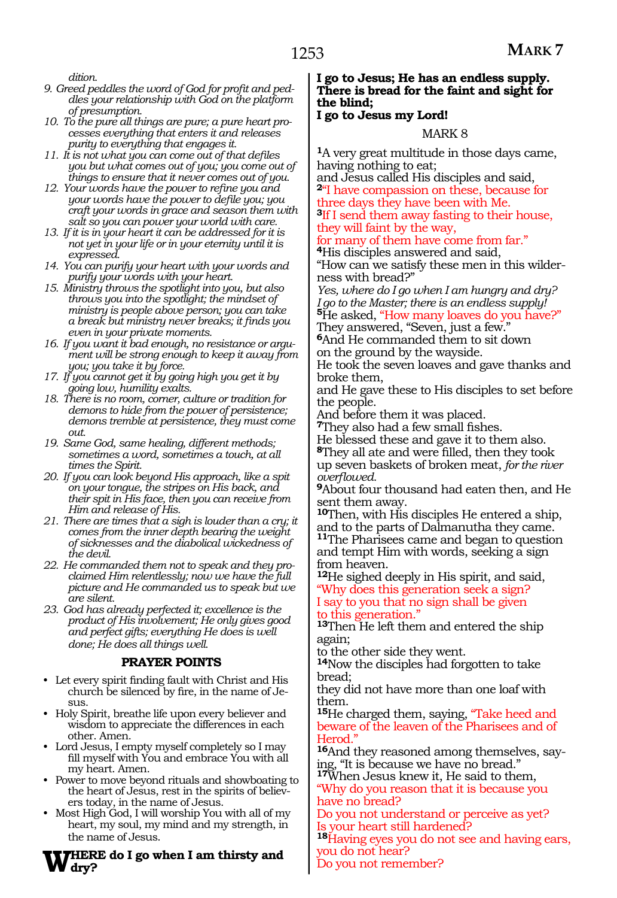*dition.*

9. *Greed peddles the word of God for profit and peddles your relationship with God on the platform of presumption.*
10. *To the pure all things are pure; a pure heart processes everything that enters it and releases purity to everything that engages it.*
11. *It is not what you can come out of that defiles you but what comes out of you; you come out of things to ensure that it never comes out of you.*
12. *Your words have the power to refine you and your words have the power to defile you; you craft your words in grace and season them with salt so you can power your world with care.*
13. *If it is in your heart it can be addressed for it is not yet in your life or in your eternity until it is expressed.*
14. *You can purify your heart with your words and purify your words with your heart.*
15. *Ministry throws the spotlight into you, but also throws you into the spotlight; the mindset of ministry is people above person; you can take a break but ministry never breaks; it finds you even in your private moments.*
16. *If you want it bad enough, no resistance or argument will be strong enough to keep it away from you; you take it by force.*
17. *If you cannot get it by going high you get it by going low, humility exalts.*
18. *There is no room, corner, culture or tradition for demons to hide from the power of persistence; demons tremble at persistence, they must come out.*
19. *Same God, same healing, different methods; sometimes a word, sometimes a touch, at all times the Spirit.*
20. *If you can look beyond His approach, like a spit on your tongue, the stripes on His back, and their spit in His face, then you can receive from Him and release of His.*
21. *There are times that a sigh is louder than a cry; it comes from the inner depth bearing the weight of sicknesses and the diabolical wickedness of the devil.*
22. *He commanded them not to speak and they proclaimed Him relentlessly; now we have the full picture and He commanded us to speak but we are silent.*
23. *God has already perfected it; excellence is the product of His involvement; He only gives good and perfect gifts; everything He does is well done; He does all things well.*

### PRAYER POINTS

- Let every spirit finding fault with Christ and His church be silenced by fire, in the name of Jesus.
- Holy Spirit, breathe life upon every believer and wisdom to appreciate the differences in each other. Amen.
- Lord Jesus, I empty myself completely so I may fill myself with You and embrace You with all my heart. Amen.
- Power to move beyond rituals and showboating to the heart of Jesus, rest in the spirits of believers today, in the name of Jesus.
- Most High God, I will worship You with all of my heart, my soul, my mind and my strength, in the name of Jesus.

**WHERE do I go when I am thirsty and dry?**
**I go to Jesus; He has an endless supply.**
**There is bread for the faint and sight for the blind;**
**I go to Jesus my Lord!**

## MARK 8

[1]A very great multitude in those days came, having nothing to eat;
and Jesus called His disciples and said,
[2]"I have compassion on these, because for three days they have been with Me.
[3]If I send them away fasting to their house, they will faint by the way,
for many of them have come from far."
[4]His disciples answered and said,
"How can we satisfy these men in this wilderness with bread?"
*Yes, where do I go when I am hungry and dry?*
*I go to the Master; there is an endless supply!*
[5]He asked, "How many loaves do you have?"
They answered, "Seven, just a few."
[6]And He commanded them to sit down
on the ground by the wayside.
He took the seven loaves and gave thanks and broke them,
and He gave these to His disciples to set before the people.
And before them it was placed.
[7]They also had a few small fishes.
He blessed these and gave it to them also.
[8]They all ate and were filled, then they took up seven baskets of broken meat, *for the river overflowed.*
[9]About four thousand had eaten then, and He sent them away.
[10]Then, with His disciples He entered a ship, and to the parts of Dalmanutha they came.
[11]The Pharisees came and began to question and tempt Him with words, seeking a sign from heaven.
[12]He sighed deeply in His spirit, and said,
"Why does this generation seek a sign?
I say to you that no sign shall be given
to this generation."
[13]Then He left them and entered the ship again;
to the other side they went.
[14]Now the disciples had forgotten to take bread;
they did not have more than one loaf with them.
[15]He charged them, saying, "Take heed and beware of the leaven of the Pharisees and of Herod."
[16]And they reasoned among themselves, saying, "It is because we have no bread."
[17]When Jesus knew it, He said to them,
"Why do you reason that it is because you have no bread?
Do you not understand or perceive as yet?
Is your heart still hardened?
[18]Having eyes you do not see and having ears, you do not hear?
Do you not remember?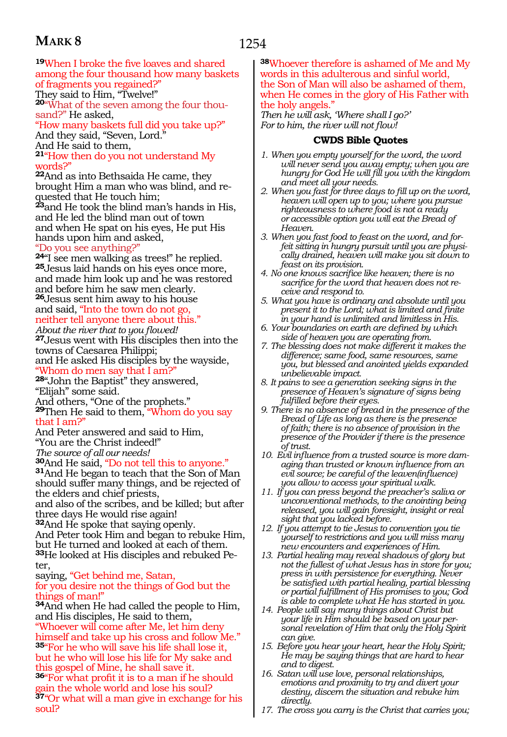**19**When I broke the five loaves and shared among the four thousand how many baskets of fragments you regained?"
They said to Him, "Twelve!"
**20**"What of the seven among the four thousand?" He asked,
"How many baskets full did you take up?"
And they said, "Seven, Lord."
And He said to them,
**21**"How then do you not understand My words?"
**22**And as into Bethsaida He came, they brought Him a man who was blind, and requested that He touch him;
**23**and He took the blind man's hands in His, and He led the blind man out of town
and when He spat on his eyes, He put His hands upon him and asked,
"Do you see anything?"
**24**"I see men walking as trees!" he replied.
**25**Jesus laid hands on his eyes once more, and made him look up and he was restored and before him he saw men clearly.
**26**Jesus sent him away to his house
and said, "Into the town do not go,
neither tell anyone there about this."
*About the river that to you flowed!*
**27**Jesus went with His disciples then into the towns of Caesarea Philippi;
and He asked His disciples by the wayside,
"Whom do men say that I am?"
**28**"John the Baptist" they answered,
"Elijah" some said.
And others, "One of the prophets."
**29**Then He said to them, "Whom do you say that I am?"
And Peter answered and said to Him,
"You are the Christ indeed!"
*The source of all our needs!*
**30**And He said, "Do not tell this to anyone."
**31**And He began to teach that the Son of Man should suffer many things, and be rejected of the elders and chief priests,
and also of the scribes, and be killed; but after three days He would rise again!
**32**And He spoke that saying openly.
And Peter took Him and began to rebuke Him, but He turned and looked at each of them.
**33**He looked at His disciples and rebuked Peter,
saying, "Get behind me, Satan,
for you desire not the things of God but the things of man!"
**34**And when He had called the people to Him, and His disciples, He said to them,
"Whoever will come after Me, let him deny himself and take up his cross and follow Me."
**35**"For he who will save his life shall lose it, but he who will lose his life for My sake and this gospel of Mine, he shall save it.
**36**"For what profit it is to a man if he should gain the whole world and lose his soul?
**37**"Or what will a man give in exchange for his soul?
**38**Whoever therefore is ashamed of Me and My words in this adulterous and sinful world, the Son of Man will also be ashamed of them, when He comes in the glory of His Father with the holy angels."
*Then he will ask, 'Where shall I go?'*
*For to him, the river will not flow!*

## CWDS Bible Quotes

1. *When you empty yourself for the word, the word will never send you away empty; when you are hungry for God He will fill you with the kingdom and meet all your needs.*
2. *When you fast for three days to fill up on the word, heaven will open up to you; where you pursue righteousness to where food is not a ready or accessible option you will eat the Bread of Heaven.*
3. *When you fast food to feast on the word, and forfeit sitting in hungry pursuit until you are physically drained, heaven will make you sit down to feast on its provision.*
4. *No one knows sacrifice like heaven; there is no sacrifice for the word that heaven does not receive and respond to.*
5. *What you have is ordinary and absolute until you present it to the Lord; what is limited and finite in your hand is unlimited and limitless in His.*
6. *Your boundaries on earth are defined by which side of heaven you are operating from.*
7. *The blessing does not make different it makes the difference; same food, same resources, same you, but blessed and anointed yields expanded unbelievable impact.*
8. *It pains to see a generation seeking signs in the presence of Heaven's signature of signs being fulfilled before their eyes.*
9. *There is no absence of bread in the presence of the Bread of Life as long as there is the presence of faith; there is no absence of provision in the presence of the Provider if there is the presence of trust.*
10. *Evil influence from a trusted source is more damaging than trusted or known influence from an evil source; be careful of the leaven(influence) you allow to access your spiritual walk.*
11. *If you can press beyond the preacher's saliva or unconventional methods, to the anointing being released, you will gain foresight, insight or real sight that you lacked before.*
12. *If you attempt to tie Jesus to convention you tie yourself to restrictions and you will miss many new encounters and experiences of Him.*
13. *Partial healing may reveal shadows of glory but not the fullest of what Jesus has in store for you; press in with persistence for everything. Never be satisfied with partial healing, partial blessing or partial fulfillment of His promises to you; God is able to complete what He has started in you.*
14. *People will say many things about Christ but your life in Him should be based on your personal revelation of Him that only the Holy Spirit can give.*
15. *Before you hear your heart, hear the Holy Spirit; He may be saying things that are hard to hear and to digest.*
16. *Satan will use love, personal relationships, emotions and proximity to try and divert your destiny, discern the situation and rebuke him directly.*
17. *The cross you carry is the Christ that carries you;*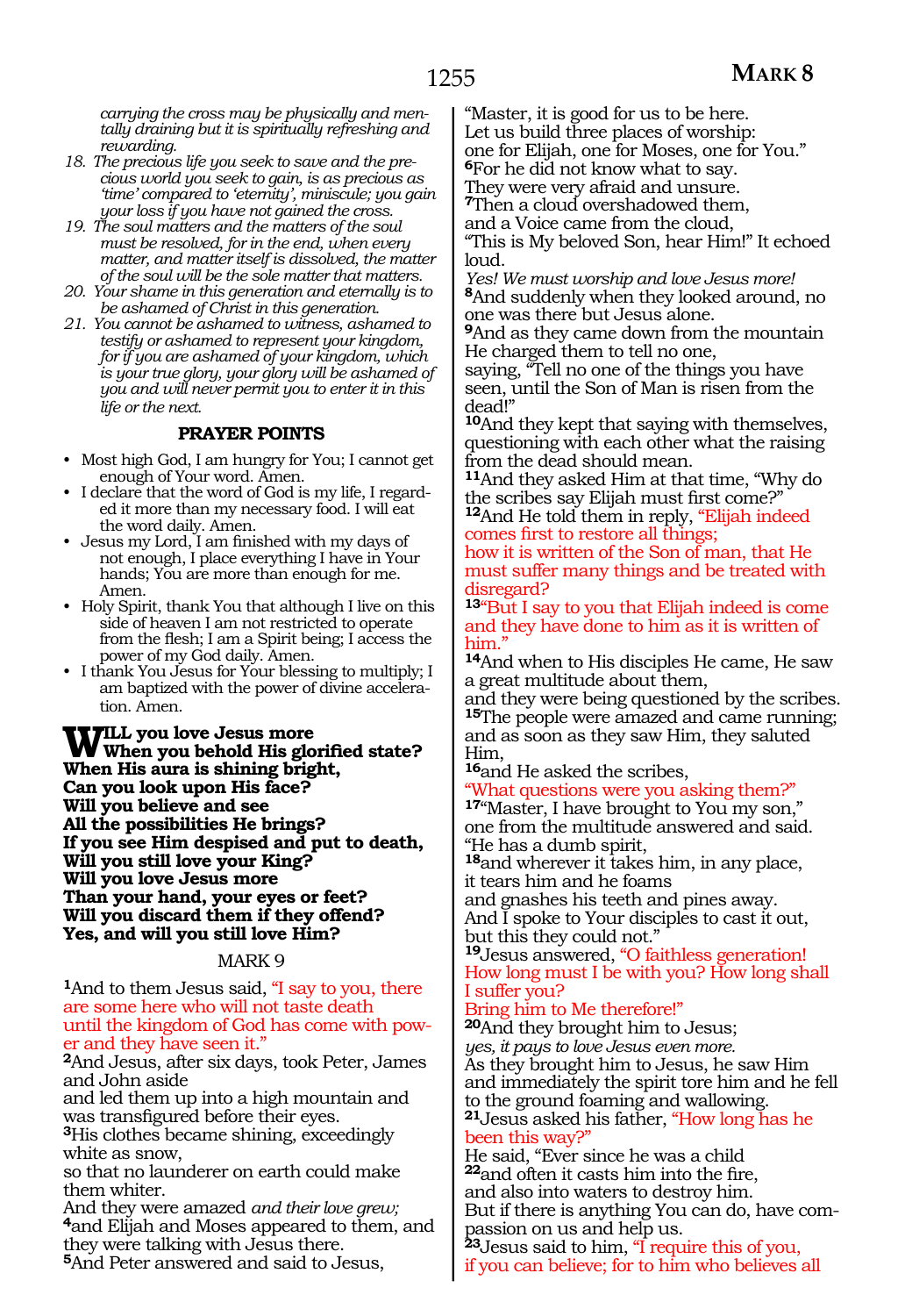*carrying the cross may be physically and mentally draining but it is spiritually refreshing and rewarding.*

18. *The precious life you seek to save and the precious world you seek to gain, is as precious as 'time' compared to 'eternity', miniscule; you gain your loss if you have not gained the cross.*
19. *The soul matters and the matters of the soul must be resolved, for in the end, when every matter, and matter itself is dissolved, the matter of the soul will be the sole matter that matters.*
20. *Your shame in this generation and eternally is to be ashamed of Christ in this generation.*
21. *You cannot be ashamed to witness, ashamed to testify or ashamed to represent your kingdom, for if you are ashamed of your kingdom, which is your true glory, your glory will be ashamed of you and will never permit you to enter it in this life or the next.*

### PRAYER POINTS

- Most high God, I am hungry for You; I cannot get enough of Your word. Amen.
- I declare that the word of God is my life, I regarded it more than my necessary food. I will eat the word daily. Amen.
- Jesus my Lord, I am finished with my days of not enough, I place everything I have in Your hands; You are more than enough for me. Amen.
- Holy Spirit, thank You that although I live on this side of heaven I am not restricted to operate from the flesh; I am a Spirit being; I access the power of my God daily. Amen.
- I thank You Jesus for Your blessing to multiply; I am baptized with the power of divine acceleration. Amen.

**WILL you love Jesus more**
**When you behold His glorified state?**
**When His aura is shining bright,**
**Can you look upon His face?**
**Will you believe and see**
**All the possibilities He brings?**
**If you see Him despised and put to death,**
**Will you still love your King?**
**Will you love Jesus more**
**Than your hand, your eyes or feet?**
**Will you discard them if they offend?**
**Yes, and will you still love Him?**

## MARK 9

**1**And to them Jesus said, "I say to you, there are some here who will not taste death until the kingdom of God has come with power and they have seen it."
**2**And Jesus, after six days, took Peter, James and John aside
and led them up into a high mountain and was transfigured before their eyes.
**3**His clothes became shining, exceedingly white as snow,
so that no launderer on earth could make them whiter.
And they were amazed *and their love grew;*
**4**and Elijah and Moses appeared to them, and they were talking with Jesus there.
**5**And Peter answered and said to Jesus,
"Master, it is good for us to be here.
Let us build three places of worship:
one for Elijah, one for Moses, one for You."
**6**For he did not know what to say.
They were very afraid and unsure.
**7**Then a cloud overshadowed them,
and a Voice came from the cloud,
"This is My beloved Son, hear Him!" It echoed loud.
*Yes! We must worship and love Jesus more!*
**8**And suddenly when they looked around, no one was there but Jesus alone.
**9**And as they came down from the mountain He charged them to tell no one,
saying, "Tell no one of the things you have seen, until the Son of Man is risen from the dead!"
**10**And they kept that saying with themselves, questioning with each other what the raising from the dead should mean.
**11**And they asked Him at that time, "Why do the scribes say Elijah must first come?"
**12**And He told them in reply, "Elijah indeed comes first to restore all things;
how it is written of the Son of man, that He must suffer many things and be treated with disregard?
**13**"But I say to you that Elijah indeed is come and they have done to him as it is written of him."
**14**And when to His disciples He came, He saw a great multitude about them,
and they were being questioned by the scribes.
**15**The people were amazed and came running; and as soon as they saw Him, they saluted Him,
**16**and He asked the scribes,
"What questions were you asking them?"
**17**"Master, I have brought to You my son,"
one from the multitude answered and said.
"He has a dumb spirit,
**18**and wherever it takes him, in any place,
it tears him and he foams
and gnashes his teeth and pines away.
And I spoke to Your disciples to cast it out,
but this they could not."
**19**Jesus answered, "O faithless generation!
How long must I be with you? How long shall I suffer you?
Bring him to Me therefore!"
**20**And they brought him to Jesus;
*yes, it pays to love Jesus even more.*
As they brought him to Jesus, he saw Him and immediately the spirit tore him and he fell to the ground foaming and wallowing.
**21**Jesus asked his father, "How long has he been this way?"
He said, "Ever since he was a child
**22**and often it casts him into the fire,
and also into waters to destroy him.
But if there is anything You can do, have compassion on us and help us.
**23**Jesus said to him, "I require this of you,
if you can believe; for to him who believes all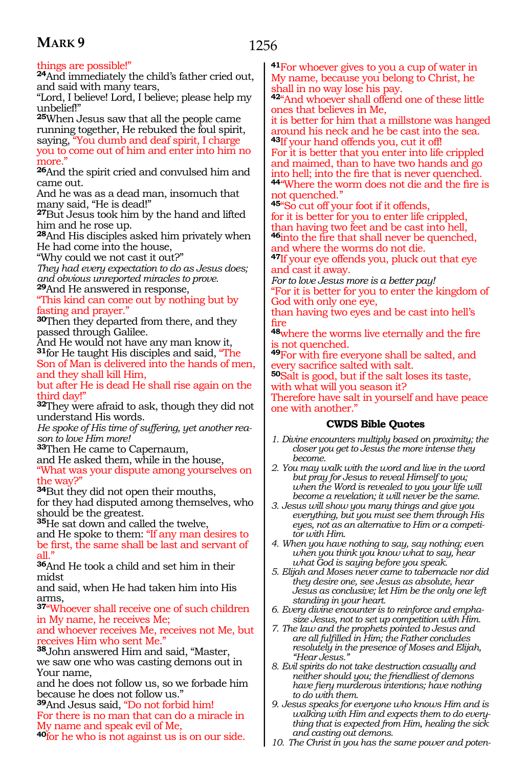things are possible!"

**24**And immediately the child's father cried out, and said with many tears,
"Lord, I believe! Lord, I believe; please help my unbelief!"

**25**When Jesus saw that all the people came running together, He rebuked the foul spirit, saying, "You dumb and deaf spirit, I charge you to come out of him and enter into him no more."

**26**And the spirit cried and convulsed him and came out.
And he was as a dead man, insomuch that many said, "He is dead!"

**27**But Jesus took him by the hand and lifted him and he rose up.

**28**And His disciples asked him privately when He had come into the house,
"Why could we not cast it out?"

*They had every expectation to do as Jesus does; and obvious unreported miracles to prove.*

**29**And He answered in response,
"This kind can come out by nothing but by fasting and prayer."

**30**Then they departed from there, and they passed through Galilee.
And He would not have any man know it,

**31**for He taught His disciples and said, "The Son of Man is delivered into the hands of men, and they shall kill Him,
but after He is dead He shall rise again on the third day!"

**32**They were afraid to ask, though they did not understand His words.

*He spoke of His time of suffering, yet another reason to love Him more!*

**33**Then He came to Capernaum,
and He asked them, while in the house,
"What was your dispute among yourselves on the way?"

**34**But they did not open their mouths,
for they had disputed among themselves, who should be the greatest.

**35**He sat down and called the twelve,
and He spoke to them: "If any man desires to be first, the same shall be last and servant of all."

**36**And He took a child and set him in their midst
and said, when He had taken him into His arms,

**37**"Whoever shall receive one of such children in My name, he receives Me;
and whoever receives Me, receives not Me, but receives Him who sent Me."

**38**John answered Him and said, "Master,
we saw one who was casting demons out in Your name,
and he does not follow us, so we forbade him because he does not follow us."

**39**And Jesus said, "Do not forbid him!
For there is no man that can do a miracle in My name and speak evil of Me,

**40**for he who is not against us is on our side.

**41**For whoever gives to you a cup of water in My name, because you belong to Christ, he shall in no way lose his pay.

**42**"And whoever shall offend one of these little ones that believes in Me,
it is better for him that a millstone was hanged around his neck and he be cast into the sea.

**43**If your hand offends you, cut it off!
For it is better that you enter into life crippled and maimed, than to have two hands and go into hell; into the fire that is never quenched.

**44**"Where the worm does not die and the fire is not quenched."

**45**"So cut off your foot if it offends,
for it is better for you to enter life crippled,
than having two feet and be cast into hell,

**46**into the fire that shall never be quenched,
and where the worms do not die.

**47**If your eye offends you, pluck out that eye and cast it away.

*For to love Jesus more is a better pay!*

"For it is better for you to enter the kingdom of God with only one eye,
than having two eyes and be cast into hell's fire

**48**where the worms live eternally and the fire is not quenched.

**49**For with fire everyone shall be salted, and every sacrifice salted with salt.

**50**Salt is good, but if the salt loses its taste, with what will you season it?
Therefore have salt in yourself and have peace one with another."

### CWDS Bible Quotes

1. *Divine encounters multiply based on proximity; the closer you get to Jesus the more intense they become.*
2. *You may walk with the word and live in the word but pray for Jesus to reveal Himself to you; when the Word is revealed to you your life will become a revelation; it will never be the same.*
3. *Jesus will show you many things and give you everything, but you must see them through His eyes, not as an alternative to Him or a competitor with Him.*
4. *When you have nothing to say, say nothing; even when you think you know what to say, hear what God is saying before you speak.*
5. *Elijah and Moses never came to tabernacle nor did they desire one, see Jesus as absolute, hear Jesus as conclusive; let Him be the only one left standing in your heart.*
6. *Every divine encounter is to reinforce and emphasize Jesus, not to set up competition with Him.*
7. *The law and the prophets pointed to Jesus and are all fulfilled in Him; the Father concludes resolutely in the presence of Moses and Elijah, "Hear Jesus."*
8. *Evil spirits do not take destruction casually and neither should you; the friendliest of demons have fiery murderous intentions; have nothing to do with them.*
9. *Jesus speaks for everyone who knows Him and is walking with Him and expects them to do everything that is expected from Him, healing the sick and casting out demons.*
10. *The Christ in you has the same power and poten-*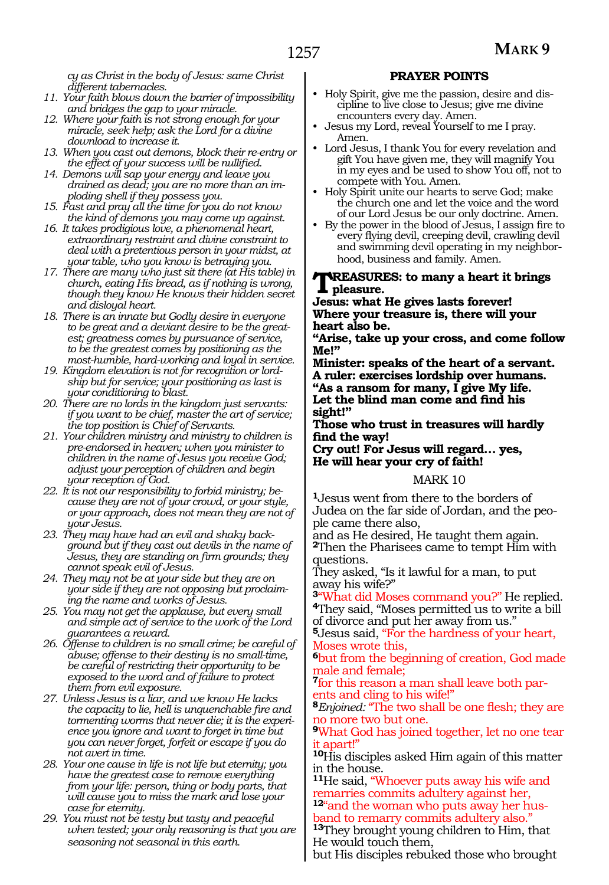*cy as Christ in the body of Jesus: same Christ different tabernacles.*

11. *Your faith blows down the barrier of impossibility and bridges the gap to your miracle.*
12. *Where your faith is not strong enough for your miracle, seek help; ask the Lord for a divine download to increase it.*
13. *When you cast out demons, block their re-entry or the effect of your success will be nullified.*
14. *Demons will sap your energy and leave you drained as dead; you are no more than an imploding shell if they possess you.*
15. *Fast and pray all the time for you do not know the kind of demons you may come up against.*
16. *It takes prodigious love, a phenomenal heart, extraordinary restraint and divine constraint to deal with a pretentious person in your midst, at your table, who you know is betraying you.*
17. *There are many who just sit there (at His table) in church, eating His bread, as if nothing is wrong, though they know He knows their hidden secret and disloyal heart.*
18. *There is an innate but Godly desire in everyone to be great and a deviant desire to be the greatest; greatness comes by pursuance of service, to be the greatest comes by positioning as the most-humble, hard-working and loyal in service.*
19. *Kingdom elevation is not for recognition or lordship but for service; your positioning as last is your conditioning to blast.*
20. *There are no lords in the kingdom just servants: if you want to be chief, master the art of service; the top position is Chief of Servants.*
21. *Your children ministry and ministry to children is pre-endorsed in heaven; when you minister to children in the name of Jesus you receive God; adjust your perception of children and begin your reception of God.*
22. *It is not our responsibility to forbid ministry; because they are not of your crowd, or your style, or your approach, does not mean they are not of your Jesus.*
23. *They may have had an evil and shaky background but if they cast out devils in the name of Jesus, they are standing on firm grounds; they cannot speak evil of Jesus.*
24. *They may not be at your side but they are on your side if they are not opposing but proclaiming the name and works of Jesus.*
25. *You may not get the applause, but every small and simple act of service to the work of the Lord guarantees a reward.*
26. *Offense to children is no small crime; be careful of abuse; offense to their destiny is no small-time, be careful of restricting their opportunity to be exposed to the word and of failure to protect them from evil exposure.*
27. *Unless Jesus is a liar, and we know He lacks the capacity to lie, hell is unquenchable fire and tormenting worms that never die; it is the experience you ignore and want to forget in time but you can never forget, forfeit or escape if you do not avert in time.*
28. *Your one cause in life is not life but eternity; you have the greatest case to remove everything from your life: person, thing or body parts, that will cause you to miss the mark and lose your case for eternity.*
29. *You must not be testy but tasty and peaceful when tested; your only reasoning is that you are seasoning not seasonal in this earth.*

## PRAYER POINTS

- Holy Spirit, give me the passion, desire and discipline to live close to Jesus; give me divine encounters every day. Amen.
- Jesus my Lord, reveal Yourself to me I pray. Amen.
- Lord Jesus, I thank You for every revelation and gift You have given me, they will magnify You in my eyes and be used to show You off, not to compete with You. Amen.
- Holy Spirit unite our hearts to serve God; make the church one and let the voice and the word of our Lord Jesus be our only doctrine. Amen.
- By the power in the blood of Jesus, I assign fire to every flying devil, creeping devil, crawling devil and swimming devil operating in my neighborhood, business and family. Amen.

**TREASURES: to many a heart it brings pleasure.**
**Jesus: what He gives lasts forever!**
**Where your treasure is, there will your heart also be.**
**"Arise, take up your cross, and come follow Me!"**
**Minister: speaks of the heart of a servant.**
**A ruler: exercises lordship over humans.**
**"As a ransom for many, I give My life.**
**Let the blind man come and find his sight!"**
**Those who trust in treasures will hardly find the way!**
**Cry out! For Jesus will regard... yes, He will hear your cry of faith!**

## MARK 10

[1]Jesus went from there to the borders of Judea on the far side of Jordan, and the people came there also,
and as He desired, He taught them again.
[2]Then the Pharisees came to tempt Him with questions.
They asked, "Is it lawful for a man, to put away his wife?"
[3]"What did Moses command you?" He replied.
[4]They said, "Moses permitted us to write a bill of divorce and put her away from us."
[5]Jesus said, "For the hardness of your heart, Moses wrote this,
[6]but from the beginning of creation, God made male and female;
[7]for this reason a man shall leave both parents and cling to his wife!"
[8]*Enjoined:* "The two shall be one flesh; they are no more two but one.
[9]What God has joined together, let no one tear it apart!"
[10]His disciples asked Him again of this matter in the house.
[11]He said, "Whoever puts away his wife and remarries commits adultery against her,
[12]"and the woman who puts away her husband to remarry commits adultery also."
[13]They brought young children to Him, that He would touch them,
but His disciples rebuked those who brought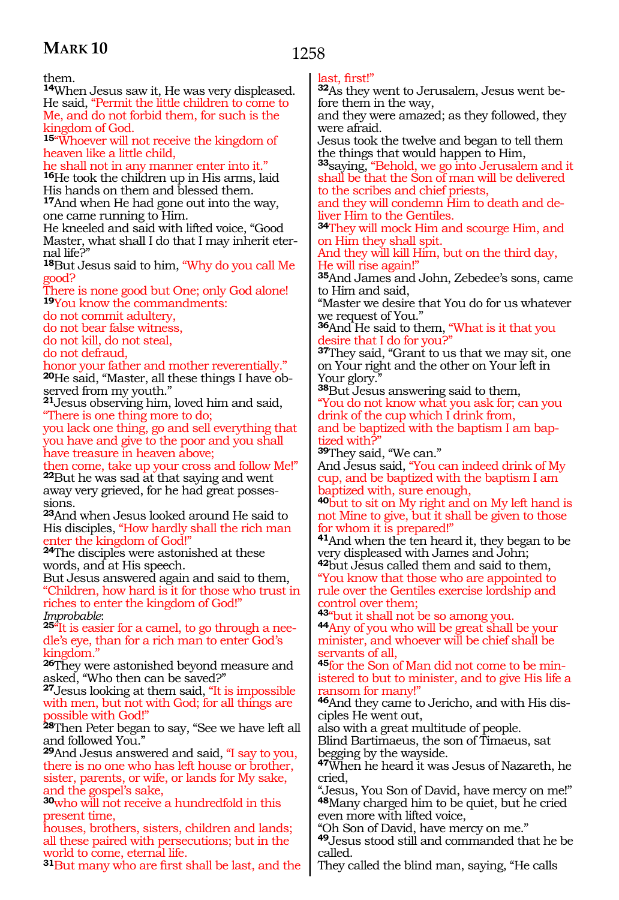them.

**14**When Jesus saw it, He was very displeased. He said, "Permit the little children to come to Me, and do not forbid them, for such is the kingdom of God.

**15**"Whoever will not receive the kingdom of heaven like a little child,
he shall not in any manner enter into it."

**16**He took the children up in His arms, laid His hands on them and blessed them.

**17**And when He had gone out into the way, one came running to Him.
He kneeled and said with lifted voice, "Good Master, what shall I do that I may inherit eternal life?"

**18**But Jesus said to him, "Why do you call Me good?
There is none good but One; only God alone!

**19**You know the commandments:
do not commit adultery,
do not bear false witness,
do not kill, do not steal,
do not defraud,
honor your father and mother reverentially."

**20**He said, "Master, all these things I have observed from my youth."

**21**Jesus observing him, loved him and said, "There is one thing more to do;
you lack one thing, go and sell everything that you have and give to the poor and you shall have treasure in heaven above;
then come, take up your cross and follow Me!"

**22**But he was sad at that saying and went away very grieved, for he had great possessions.

**23**And when Jesus looked around He said to His disciples, "How hardly shall the rich man enter the kingdom of God!"

**24**The disciples were astonished at these words, and at His speech.
But Jesus answered again and said to them, "Children, how hard is it for those who trust in riches to enter the kingdom of God!"

*Improbable*:

**25**"It is easier for a camel, to go through a needle's eye, than for a rich man to enter God's kingdom."

**26**They were astonished beyond measure and asked, "Who then can be saved?"

**27**Jesus looking at them said, "It is impossible with men, but not with God; for all things are possible with God!"

**28**Then Peter began to say, "See we have left all and followed You."

**29**And Jesus answered and said, "I say to you, there is no one who has left house or brother, sister, parents, or wife, or lands for My sake, and the gospel's sake,

**30**who will not receive a hundredfold in this present time,
houses, brothers, sisters, children and lands;
all these paired with persecutions; but in the world to come, eternal life.

**31**But many who are first shall be last, and the last, first!"

**32**As they went to Jerusalem, Jesus went before them in the way,
and they were amazed; as they followed, they were afraid.
Jesus took the twelve and began to tell them the things that would happen to Him,

**33**saying, "Behold, we go into Jerusalem and it shall be that the Son of man will be delivered to the scribes and chief priests,
and they will condemn Him to death and deliver Him to the Gentiles.

**34**They will mock Him and scourge Him, and on Him they shall spit.
And they will kill Him, but on the third day, He will rise again!"

**35**And James and John, Zebedee's sons, came to Him and said,
"Master we desire that You do for us whatever we request of You."

**36**And He said to them, "What is it that you desire that I do for you?"

**37**They said, "Grant to us that we may sit, one on Your right and the other on Your left in Your glory."

**38**But Jesus answering said to them,
"You do not know what you ask for; can you drink of the cup which I drink from,
and be baptized with the baptism I am baptized with?"

**39**They said, "We can."
And Jesus said, "You can indeed drink of My cup, and be baptized with the baptism I am baptized with, sure enough,

**40**but to sit on My right and on My left hand is not Mine to give, but it shall be given to those for whom it is prepared!"

**41**And when the ten heard it, they began to be very displeased with James and John;

**42**but Jesus called them and said to them,
"You know that those who are appointed to rule over the Gentiles exercise lordship and control over them;

**43**"but it shall not be so among you.

**44**Any of you who will be great shall be your minister, and whoever will be chief shall be servants of all,

**45**for the Son of Man did not come to be ministered to but to minister, and to give His life a ransom for many!"

**46**And they came to Jericho, and with His disciples He went out,
also with a great multitude of people.
Blind Bartimaeus, the son of Timaeus, sat begging by the wayside.

**47**When he heard it was Jesus of Nazareth, he cried,
"Jesus, You Son of David, have mercy on me!"

**48**Many charged him to be quiet, but he cried even more with lifted voice,
"Oh Son of David, have mercy on me."

**49**Jesus stood still and commanded that he be called.
They called the blind man, saying, "He calls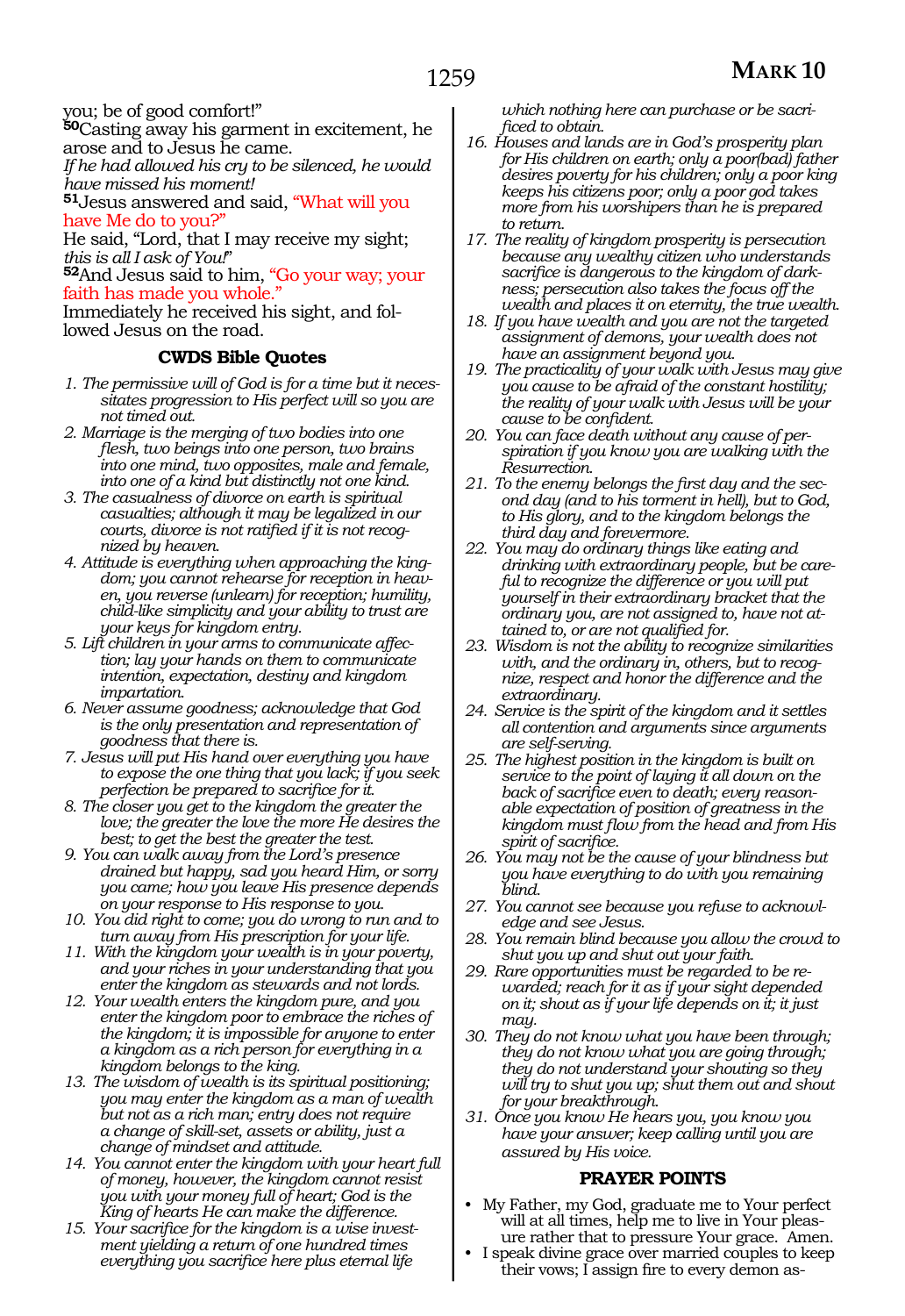you; be of good comfort!"

**50**Casting away his garment in excitement, he arose and to Jesus he came.

*If he had allowed his cry to be silenced, he would have missed his moment!*

**51**Jesus answered and said, "What will you have Me do to you?"

He said, "Lord, that I may receive my sight; *this is all I ask of You!*"

**52**And Jesus said to him, "Go your way; your faith has made you whole."

Immediately he received his sight, and followed Jesus on the road.

### CWDS Bible Quotes

1. *The permissive will of God is for a time but it necessitates progression to His perfect will so you are not timed out.*
2. *Marriage is the merging of two bodies into one flesh, two beings into one person, two brains into one mind, two opposites, male and female, into one of a kind but distinctly not one kind.*
3. *The casualness of divorce on earth is spiritual casualties; although it may be legalized in our courts, divorce is not ratified if it is not recognized by heaven.*
4. *Attitude is everything when approaching the kingdom; you cannot rehearse for reception in heaven, you reverse (unlearn) for reception; humility, child-like simplicity and your ability to trust are your keys for kingdom entry.*
5. *Lift children in your arms to communicate affection; lay your hands on them to communicate intention, expectation, destiny and kingdom impartation.*
6. *Never assume goodness; acknowledge that God is the only presentation and representation of goodness that there is.*
7. *Jesus will put His hand over everything you have to expose the one thing that you lack; if you seek perfection be prepared to sacrifice for it.*
8. *The closer you get to the kingdom the greater the love; the greater the love the more He desires the best; to get the best the greater the test.*
9. *You can walk away from the Lord's presence drained but happy, sad you heard Him, or sorry you came; how you leave His presence depends on your response to His response to you.*
10. *You did right to come; you do wrong to run and to turn away from His prescription for your life.*
11. *With the kingdom your wealth is in your poverty, and your riches in your understanding that you enter the kingdom as stewards and not lords.*
12. *Your wealth enters the kingdom pure, and you enter the kingdom poor to embrace the riches of the kingdom; it is impossible for anyone to enter a kingdom as a rich person for everything in a kingdom belongs to the king.*
13. *The wisdom of wealth is its spiritual positioning; you may enter the kingdom as a man of wealth but not as a rich man; entry does not require a change of skill-set, assets or ability, just a change of mindset and attitude.*
14. *You cannot enter the kingdom with your heart full of money, however, the kingdom cannot resist you with your money full of heart; God is the King of hearts He can make the difference.*
15. *Your sacrifice for the kingdom is a wise investment yielding a return of one hundred times everything you sacrifice here plus eternal life which nothing here can purchase or be sacrificed to obtain.*
16. *Houses and lands are in God's prosperity plan for His children on earth; only a poor(bad) father desires poverty for his children; only a poor king keeps his citizens poor; only a poor god takes more from his worshipers than he is prepared to return.*
17. *The reality of kingdom prosperity is persecution because any wealthy citizen who understands sacrifice is dangerous to the kingdom of darkness; persecution also takes the focus off the wealth and places it on eternity, the true wealth.*
18. *If you have wealth and you are not the targeted assignment of demons, your wealth does not have an assignment beyond you.*
19. *The practicality of your walk with Jesus may give you cause to be afraid of the constant hostility; the reality of your walk with Jesus will be your cause to be confident.*
20. *You can face death without any cause of perspiration if you know you are walking with the Resurrection.*
21. *To the enemy belongs the first day and the second day (and to his torment in hell), but to God, to His glory, and to the kingdom belongs the third day and forevermore.*
22. *You may do ordinary things like eating and drinking with extraordinary people, but be careful to recognize the difference or you will put yourself in their extraordinary bracket that the ordinary you, are not assigned to, have not attained to, or are not qualified for.*
23. *Wisdom is not the ability to recognize similarities with, and the ordinary in, others, but to recognize, respect and honor the difference and the extraordinary.*
24. *Service is the spirit of the kingdom and it settles all contention and arguments since arguments are self-serving.*
25. *The highest position in the kingdom is built on service to the point of laying it all down on the back of sacrifice even to death; every reasonable expectation of position of greatness in the kingdom must flow from the head and from His spirit of sacrifice.*
26. *You may not be the cause of your blindness but you have everything to do with you remaining blind.*
27. *You cannot see because you refuse to acknowledge and see Jesus.*
28. *You remain blind because you allow the crowd to shut you up and shut out your faith.*
29. *Rare opportunities must be regarded to be rewarded; reach for it as if your sight depended on it; shout as if your life depends on it; it just may.*
30. *They do not know what you have been through; they do not know what you are going through; they do not understand your shouting so they will try to shut you up; shut them out and shout for your breakthrough.*
31. *Once you know He hears you, you know you have your answer; keep calling until you are assured by His voice.*

### PRAYER POINTS

- My Father, my God, graduate me to Your perfect will at all times, help me to live in Your pleasure rather that to pressure Your grace. Amen.
- I speak divine grace over married couples to keep their vows; I assign fire to every demon as-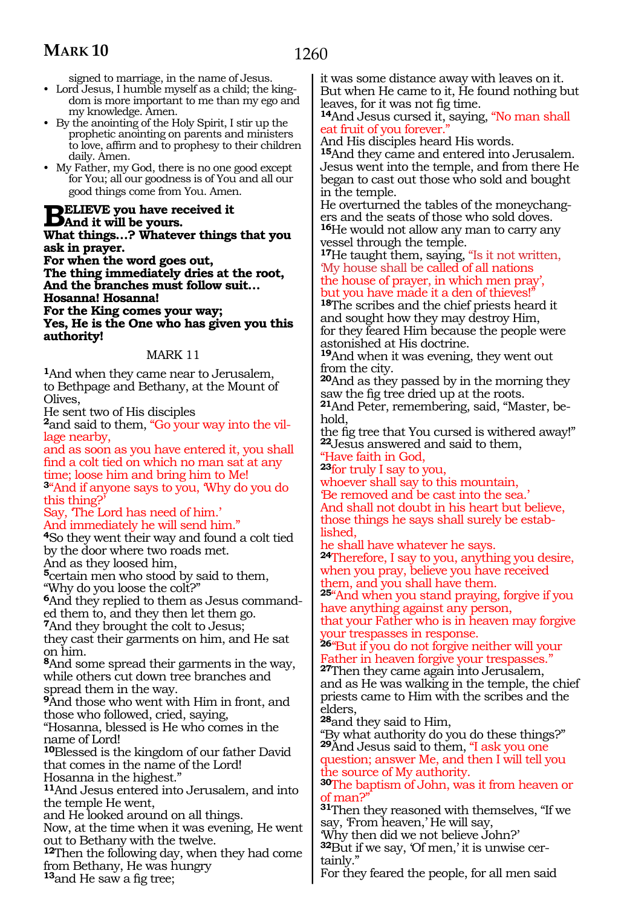signed to marriage, in the name of Jesus.

- Lord Jesus, I humble myself as a child; the kingdom is more important to me than my ego and my knowledge. Amen.
- By the anointing of the Holy Spirit, I stir up the prophetic anointing on parents and ministers to love, affirm and to prophesy to their children daily. Amen.
- My Father, my God, there is no one good except for You; all our goodness is of You and all our good things come from You. Amen.

**BELIEVE you have received it**
**And it will be yours.**
**What things…? Whatever things that you ask in prayer.**
**For when the word goes out,**
**The thing immediately dries at the root,**
**And the branches must follow suit…**
**Hosanna! Hosanna!**
**For the King comes your way;**
**Yes, He is the One who has given you this authority!**

## MARK 11

**1**And when they came near to Jerusalem, to Bethpage and Bethany, at the Mount of Olives,
He sent two of His disciples
**2**and said to them, "Go your way into the village nearby,
and as soon as you have entered it, you shall find a colt tied on which no man sat at any time; loose him and bring him to Me!
**3**"And if anyone says to you, 'Why do you do this thing?'
Say, 'The Lord has need of him.'
And immediately he will send him."
**4**So they went their way and found a colt tied by the door where two roads met.
And as they loosed him,
**5**certain men who stood by said to them, "Why do you loose the colt?"
**6**And they replied to them as Jesus commanded them to, and they then let them go.
**7**And they brought the colt to Jesus;
they cast their garments on him, and He sat on him.
**8**And some spread their garments in the way, while others cut down tree branches and spread them in the way.
**9**And those who went with Him in front, and those who followed, cried, saying,
"Hosanna, blessed is He who comes in the name of Lord!
**10**Blessed is the kingdom of our father David that comes in the name of the Lord!
Hosanna in the highest."
**11**And Jesus entered into Jerusalem, and into the temple He went,
and He looked around on all things.
Now, at the time when it was evening, He went out to Bethany with the twelve.
**12**Then the following day, when they had come from Bethany, He was hungry
**13**and He saw a fig tree;
it was some distance away with leaves on it.
But when He came to it, He found nothing but leaves, for it was not fig time.
**14**And Jesus cursed it, saying, "No man shall eat fruit of you forever."
And His disciples heard His words.
**15**And they came and entered into Jerusalem.
Jesus went into the temple, and from there He began to cast out those who sold and bought in the temple.
He overturned the tables of the moneychangers and the seats of those who sold doves.
**16**He would not allow any man to carry any vessel through the temple.
**17**He taught them, saying, "Is it not written,
'My house shall be called of all nations
the house of prayer, in which men pray',
but you have made it a den of thieves!"
**18**The scribes and the chief priests heard it and sought how they may destroy Him,
for they feared Him because the people were astonished at His doctrine.
**19**And when it was evening, they went out from the city.
**20**And as they passed by in the morning they saw the fig tree dried up at the roots.
**21**And Peter, remembering, said, "Master, behold,
the fig tree that You cursed is withered away!"
**22**Jesus answered and said to them,
"Have faith in God,
**23**for truly I say to you,
whoever shall say to this mountain,
'Be removed and be cast into the sea.'
And shall not doubt in his heart but believe,
those things he says shall surely be established,
he shall have whatever he says.
**24**Therefore, I say to you, anything you desire, when you pray, believe you have received them, and you shall have them.
**25**"And when you stand praying, forgive if you have anything against any person,
that your Father who is in heaven may forgive your trespasses in response.
**26**"But if you do not forgive neither will your Father in heaven forgive your trespasses."
**27**Then they came again into Jerusalem,
and as He was walking in the temple, the chief priests came to Him with the scribes and the elders,
**28**and they said to Him,
"By what authority do you do these things?"
**29**And Jesus said to them, "I ask you one question; answer Me, and then I will tell you the source of My authority.
**30**The baptism of John, was it from heaven or of man?"
**31**Then they reasoned with themselves, "If we say, 'From heaven,' He will say,
'Why then did we not believe John?'
**32**But if we say, 'Of men,' it is unwise certainly."
For they feared the people, for all men said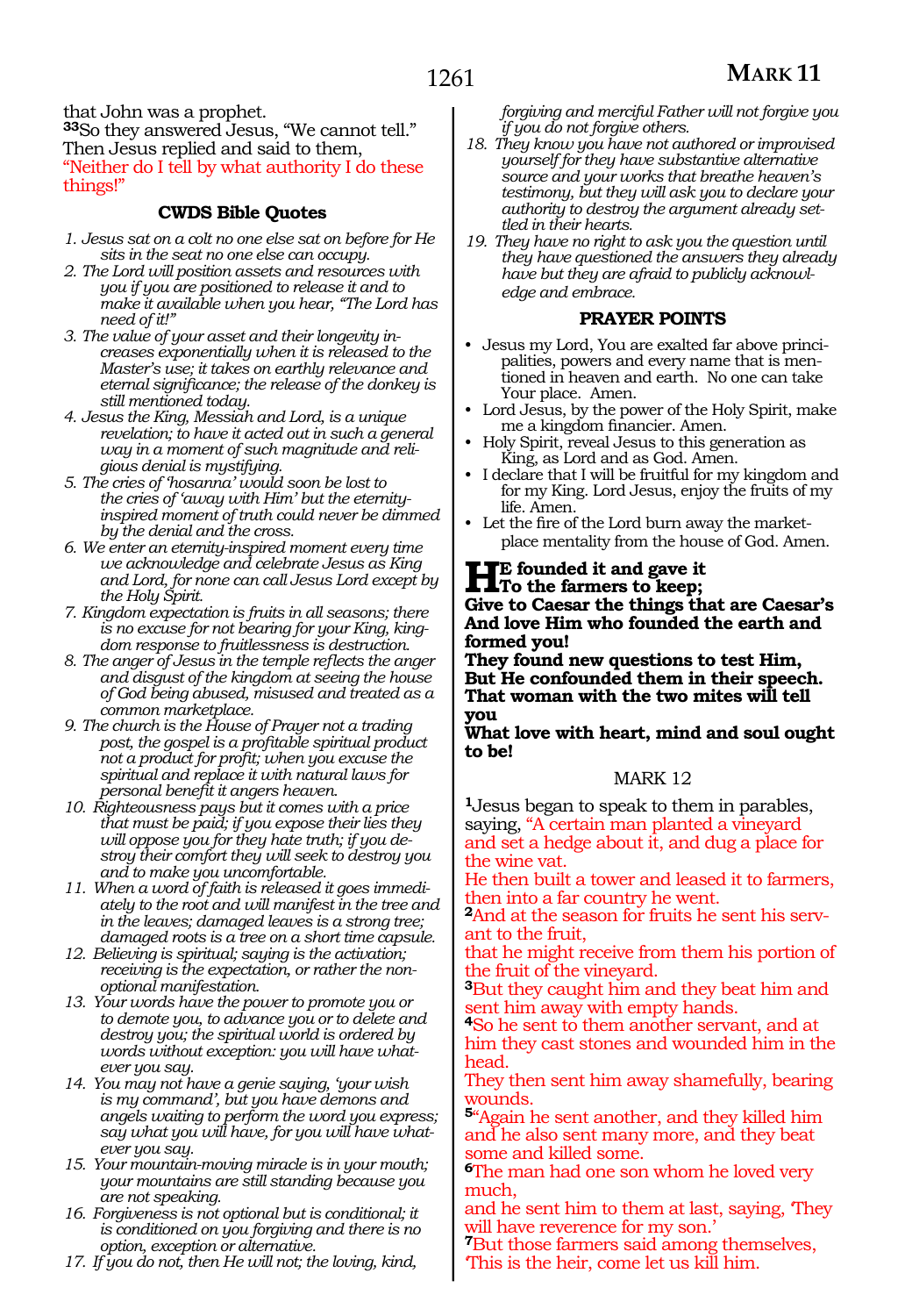that John was a prophet.
**33**So they answered Jesus, "We cannot tell."
Then Jesus replied and said to them,
"Neither do I tell by what authority I do these things!"

### CWDS Bible Quotes

1. *Jesus sat on a colt no one else sat on before for He sits in the seat no one else can occupy.*
2. *The Lord will position assets and resources with you if you are positioned to release it and to make it available when you hear, "The Lord has need of it!"*
3. *The value of your asset and their longevity increases exponentially when it is released to the Master's use; it takes on earthly relevance and eternal significance; the release of the donkey is still mentioned today.*
4. *Jesus the King, Messiah and Lord, is a unique revelation; to have it acted out in such a general way in a moment of such magnitude and religious denial is mystifying.*
5. *The cries of 'hosanna' would soon be lost to the cries of 'away with Him' but the eternity-inspired moment of truth could never be dimmed by the denial and the cross.*
6. *We enter an eternity-inspired moment every time we acknowledge and celebrate Jesus as King and Lord, for none can call Jesus Lord except by the Holy Spirit.*
7. *Kingdom expectation is fruits in all seasons; there is no excuse for not bearing for your King, kingdom response to fruitlessness is destruction.*
8. *The anger of Jesus in the temple reflects the anger and disgust of the kingdom at seeing the house of God being abused, misused and treated as a common marketplace.*
9. *The church is the House of Prayer not a trading post, the gospel is a profitable spiritual product not a product for profit; when you excuse the spiritual and replace it with natural laws for personal benefit it angers heaven.*
10. *Righteousness pays but it comes with a price that must be paid; if you expose their lies they will oppose you for they hate truth; if you destroy their comfort they will seek to destroy you and to make you uncomfortable.*
11. *When a word of faith is released it goes immediately to the root and will manifest in the tree and in the leaves; damaged leaves is a strong tree; damaged roots is a tree on a short time capsule.*
12. *Believing is spiritual; saying is the activation; receiving is the expectation, or rather the non-optional manifestation.*
13. *Your words have the power to promote you or to demote you, to advance you or to delete and destroy you; the spiritual world is ordered by words without exception: you will have whatever you say.*
14. *You may not have a genie saying, 'your wish is my command', but you have demons and angels waiting to perform the word you express; say what you will have, for you will have whatever you say.*
15. *Your mountain-moving miracle is in your mouth; your mountains are still standing because you are not speaking.*
16. *Forgiveness is not optional but is conditional; it is conditioned on you forgiving and there is no option, exception or alternative.*
17. *If you do not, then He will not; the loving, kind, forgiving and merciful Father will not forgive you if you do not forgive others.*
18. *They know you have not authored or improvised yourself for they have substantive alternative source and your works that breathe heaven's testimony, but they will ask you to declare your authority to destroy the argument already settled in their hearts.*
19. *They have no right to ask you the question until they have questioned the answers they already have but they are afraid to publicly acknowledge and embrace.*

### PRAYER POINTS

- Jesus my Lord, You are exalted far above principalities, powers and every name that is mentioned in heaven and earth. No one can take Your place. Amen.
- Lord Jesus, by the power of the Holy Spirit, make me a kingdom financier. Amen.
- Holy Spirit, reveal Jesus to this generation as King, as Lord and as God. Amen.
- I declare that I will be fruitful for my kingdom and for my King. Lord Jesus, enjoy the fruits of my life. Amen.
- Let the fire of the Lord burn away the marketplace mentality from the house of God. Amen.

**He founded it and gave it**
**To the farmers to keep;**
**Give to Caesar the things that are Caesar's**
**And love Him who founded the earth and formed you!**
**They found new questions to test Him,**
**But He confounded them in their speech.**
**That woman with the two mites will tell you**
**What love with heart, mind and soul ought to be!**

## MARK 12

**1**Jesus began to speak to them in parables, saying, "A certain man planted a vineyard and set a hedge about it, and dug a place for the wine vat.
He then built a tower and leased it to farmers, then into a far country he went.
**2**And at the season for fruits he sent his servant to the fruit,
that he might receive from them his portion of the fruit of the vineyard.
**3**But they caught him and they beat him and sent him away with empty hands.
**4**So he sent to them another servant, and at him they cast stones and wounded him in the head.
They then sent him away shamefully, bearing wounds.
**5**"Again he sent another, and they killed him and he also sent many more, and they beat some and killed some.
**6**The man had one son whom he loved very much,
and he sent him to them at last, saying, 'They will have reverence for my son.'
**7**But those farmers said among themselves, 'This is the heir, come let us kill him.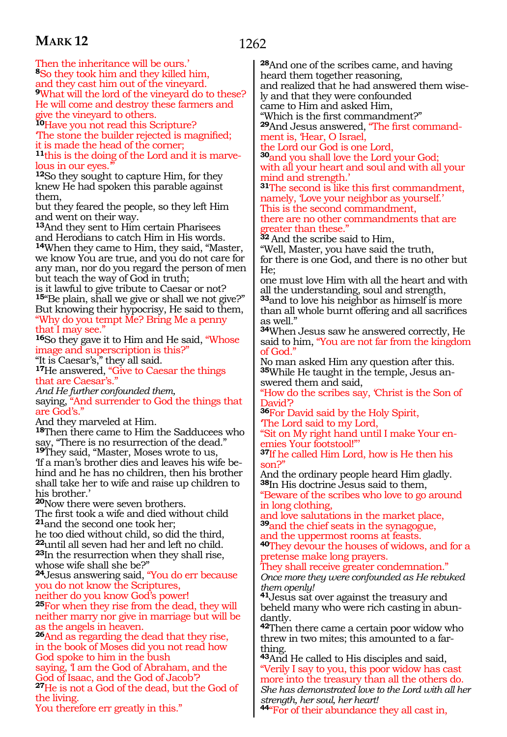Then the inheritance will be ours.'
**8**So they took him and they killed him,
and they cast him out of the vineyard.
**9**What will the lord of the vineyard do to these?
He will come and destroy these farmers and give the vineyard to others.
**10**Have you not read this Scripture?
'The stone the builder rejected is magnified;
it is made the head of the corner;
**11**this is the doing of the Lord and it is marvelous in our eyes.'"
**12**So they sought to capture Him, for they knew He had spoken this parable against them,
but they feared the people, so they left Him and went on their way.
**13**And they sent to Him certain Pharisees and Herodians to catch Him in His words.
**14**When they came to Him, they said, "Master, we know You are true, and you do not care for any man, nor do you regard the person of men but teach the way of God in truth;
is it lawful to give tribute to Caesar or not?
**15**"Be plain, shall we give or shall we not give?"
But knowing their hypocrisy, He said to them, "Why do you tempt Me? Bring Me a penny that I may see."
**16**So they gave it to Him and He said, "Whose image and superscription is this?"
"It is Caesar's," they all said.
**17**He answered, "Give to Caesar the things that are Caesar's."
*And He further confounded them,*
saying, "And surrender to God the things that are God's."
And they marveled at Him.
**18**Then there came to Him the Sadducees who say, "There is no resurrection of the dead."
**19**They said, "Master, Moses wrote to us,
'If a man's brother dies and leaves his wife behind and he has no children, then his brother shall take her to wife and raise up children to his brother.'
**20**Now there were seven brothers.
The first took a wife and died without child
**21**and the second one took her;
he too died without child, so did the third,
**22**until all seven had her and left no child.
**23**In the resurrection when they shall rise, whose wife shall she be?"
**24**Jesus answering said, "You do err because you do not know the Scriptures,
neither do you know God's power!
**25**For when they rise from the dead, they will neither marry nor give in marriage but will be as the angels in heaven.
**26**And as regarding the dead that they rise,
in the book of Moses did you not read how God spoke to him in the bush
saying, 'I am the God of Abraham, and the God of Isaac, and the God of Jacob'?
**27**He is not a God of the dead, but the God of the living.
You therefore err greatly in this."

**28**And one of the scribes came, and having heard them together reasoning,
and realized that he had answered them wisely and that they were confounded
came to Him and asked Him,
"Which is the first commandment?"
**29**And Jesus answered, "The first commandment is, 'Hear, O Israel,
the Lord our God is one Lord,
**30**and you shall love the Lord your God;
with all your heart and soul and with all your mind and strength.'
**31**The second is like this first commandment, namely, 'Love your neighbor as yourself.'
This is the second commandment,
there are no other commandments that are greater than these."
**32** And the scribe said to Him,
"Well, Master, you have said the truth,
for there is one God, and there is no other but He;
one must love Him with all the heart and with all the understanding, soul and strength,
**33**and to love his neighbor as himself is more than all whole burnt offering and all sacrifices as well."
**34**When Jesus saw he answered correctly, He said to him, "You are not far from the kingdom of God."
No man asked Him any question after this.
**35**While He taught in the temple, Jesus answered them and said,
"How do the scribes say, 'Christ is the Son of David'?
**36**For David said by the Holy Spirit,
'The Lord said to my Lord,
"Sit on My right hand until I make Your enemies Your footstool!"'
**37**If he called Him Lord, how is He then his son?"
And the ordinary people heard Him gladly.
**38**In His doctrine Jesus said to them,
"Beware of the scribes who love to go around in long clothing,
and love salutations in the market place,
**39**and the chief seats in the synagogue,
and the uppermost rooms at feasts.
**40**They devour the houses of widows, and for a pretense make long prayers.
They shall receive greater condemnation."
*Once more they were confounded as He rebuked them openly!*
**41**Jesus sat over against the treasury and beheld many who were rich casting in abundantly.
**42**Then there came a certain poor widow who threw in two mites; this amounted to a farthing.
**43**And He called to His disciples and said,
"Verily I say to you, this poor widow has cast more into the treasury than all the others do.
*She has demonstrated love to the Lord with all her strength, her soul, her heart!*
**44**"For of their abundance they all cast in,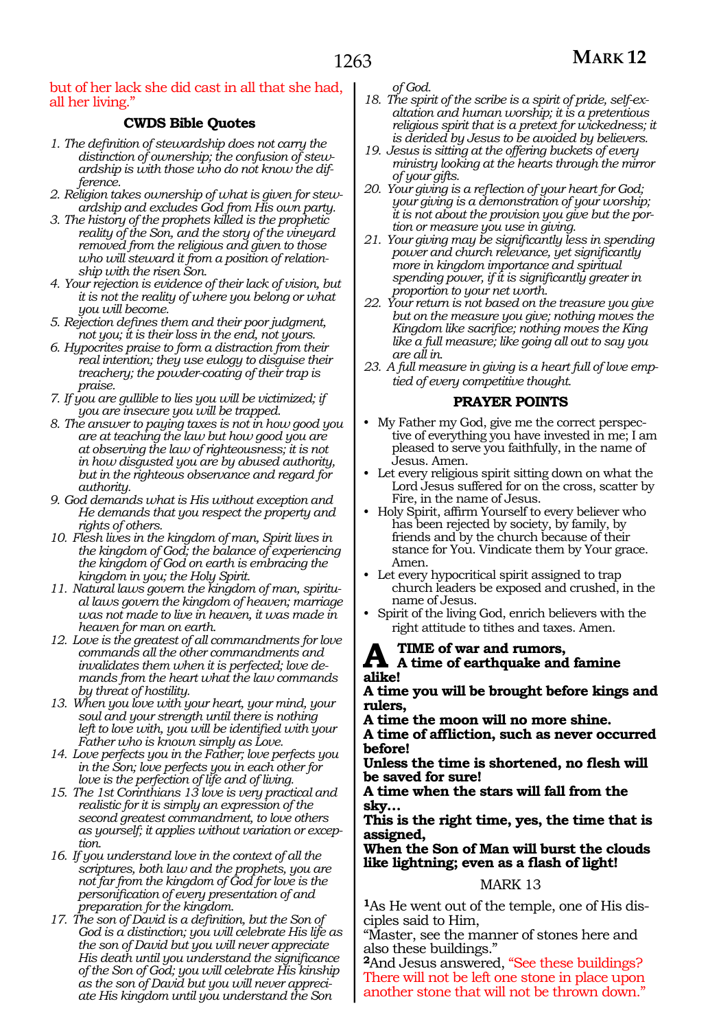but of her lack she did cast in all that she had, all her living."

### CWDS Bible Quotes

1. *The definition of stewardship does not carry the distinction of ownership; the confusion of stewardship is with those who do not know the difference.*
2. *Religion takes ownership of what is given for stewardship and excludes God from His own party.*
3. *The history of the prophets killed is the prophetic reality of the Son, and the story of the vineyard removed from the religious and given to those who will steward it from a position of relationship with the risen Son.*
4. *Your rejection is evidence of their lack of vision, but it is not the reality of where you belong or what you will become.*
5. *Rejection defines them and their poor judgment, not you; it is their loss in the end, not yours.*
6. *Hypocrites praise to form a distraction from their real intention; they use eulogy to disguise their treachery; the powder-coating of their trap is praise.*
7. *If you are gullible to lies you will be victimized; if you are insecure you will be trapped.*
8. *The answer to paying taxes is not in how good you are at teaching the law but how good you are at observing the law of righteousness; it is not in how disgusted you are by abused authority, but in the righteous observance and regard for authority.*
9. *God demands what is His without exception and He demands that you respect the property and rights of others.*
10. *Flesh lives in the kingdom of man, Spirit lives in the kingdom of God; the balance of experiencing the kingdom of God on earth is embracing the kingdom in you; the Holy Spirit.*
11. *Natural laws govern the kingdom of man, spiritual laws govern the kingdom of heaven; marriage was not made to live in heaven, it was made in heaven for man on earth.*
12. *Love is the greatest of all commandments for love commands all the other commandments and invalidates them when it is perfected; love demands from the heart what the law commands by threat of hostility.*
13. *When you love with your heart, your mind, your soul and your strength until there is nothing left to love with, you will be identified with your Father who is known simply as Love.*
14. *Love perfects you in the Father; love perfects you in the Son; love perfects you in each other for love is the perfection of life and of living.*
15. *The 1st Corinthians 13 love is very practical and realistic for it is simply an expression of the second greatest commandment, to love others as yourself; it applies without variation or exception.*
16. *If you understand love in the context of all the scriptures, both law and the prophets, you are not far from the kingdom of God for love is the personification of every presentation of and preparation for the kingdom.*
17. *The son of David is a definition, but the Son of God is a distinction; you will celebrate His life as the son of David but you will never appreciate His death until you understand the significance of the Son of God; you will celebrate His kinship as the son of David but you will never appreciate His kingdom until you understand the Son of God.*
18. *The spirit of the scribe is a spirit of pride, self-exaltation and human worship; it is a pretentious religious spirit that is a pretext for wickedness; it is derided by Jesus to be avoided by believers.*
19. *Jesus is sitting at the offering buckets of every ministry looking at the hearts through the mirror of your gifts.*
20. *Your giving is a reflection of your heart for God; your giving is a demonstration of your worship; it is not about the provision you give but the portion or measure you use in giving.*
21. *Your giving may be significantly less in spending power and church relevance, yet significantly more in kingdom importance and spiritual spending power, if it is significantly greater in proportion to your net worth.*
22. *Your return is not based on the treasure you give but on the measure you give; nothing moves the Kingdom like sacrifice; nothing moves the King like a full measure; like going all out to say you are all in.*
23. *A full measure in giving is a heart full of love emptied of every competitive thought.*

### PRAYER POINTS

- My Father my God, give me the correct perspective of everything you have invested in me; I am pleased to serve you faithfully, in the name of Jesus. Amen.
- Let every religious spirit sitting down on what the Lord Jesus suffered for on the cross, scatter by Fire, in the name of Jesus.
- Holy Spirit, affirm Yourself to every believer who has been rejected by society, by family, by friends and by the church because of their stance for You. Vindicate them by Your grace. Amen.
- Let every hypocritical spirit assigned to trap church leaders be exposed and crushed, in the name of Jesus.
- Spirit of the living God, enrich believers with the right attitude to tithes and taxes. Amen.

**A TIME of war and rumors,**
**A time of earthquake and famine alike!**
**A time you will be brought before kings and rulers,**
**A time the moon will no more shine.**
**A time of affliction, such as never occurred before!**
**Unless the time is shortened, no flesh will be saved for sure!**
**A time when the stars will fall from the sky…**
**This is the right time, yes, the time that is assigned,**
**When the Son of Man will burst the clouds like lightning; even as a flash of light!**

## MARK 13

[1]As He went out of the temple, one of His disciples said to Him,
"Master, see the manner of stones here and also these buildings."
[2]And Jesus answered, "See these buildings? There will not be left one stone in place upon another stone that will not be thrown down."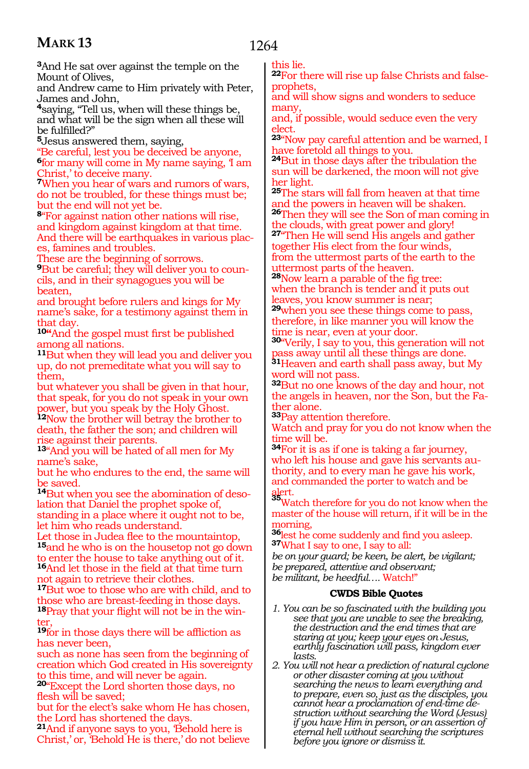[3]And He sat over against the temple on the Mount of Olives,
and Andrew came to Him privately with Peter, James and John,
[4]saying, "Tell us, when will these things be, and what will be the sign when all these will be fulfilled?"
[5]Jesus answered them, saying,
"Be careful, lest you be deceived be anyone,
[6]for many will come in My name saying, 'I am Christ,' to deceive many.
[7]When you hear of wars and rumors of wars, do not be troubled, for these things must be; but the end will not yet be.
[8]"For against nation other nations will rise, and kingdom against kingdom at that time.
And there will be earthquakes in various places, famines and troubles.
These are the beginning of sorrows.
[9]But be careful; they will deliver you to councils, and in their synagogues you will be beaten,
and brought before rulers and kings for My name's sake, for a testimony against them in that day.
[10]"And the gospel must first be published among all nations.
[11]But when they will lead you and deliver you up, do not premeditate what you will say to them,
but whatever you shall be given in that hour, that speak, for you do not speak in your own power, but you speak by the Holy Ghost.
[12]Now the brother will betray the brother to death, the father the son; and children will rise against their parents.
[13]"And you will be hated of all men for My name's sake,
but he who endures to the end, the same will be saved.
[14]But when you see the abomination of desolation that Daniel the prophet spoke of,
standing in a place where it ought not to be,
let him who reads understand.
Let those in Judea flee to the mountaintop,
[15]and he who is on the housetop not go down to enter the house to take anything out of it.
[16]And let those in the field at that time turn not again to retrieve their clothes.
[17]But woe to those who are with child, and to those who are breast-feeding in those days.
[18]Pray that your flight will not be in the winter,
[19]for in those days there will be affliction as has never been,
such as none has seen from the beginning of creation which God created in His sovereignty to this time, and will never be again.
[20]"Except the Lord shorten those days, no flesh will be saved;
but for the elect's sake whom He has chosen, the Lord has shortened the days.
[21]And if anyone says to you, 'Behold here is Christ,' or, 'Behold He is there,' do not believe this lie.
[22]For there will rise up false Christs and false-prophets,
and will show signs and wonders to seduce many,
and, if possible, would seduce even the very elect.
[23]"Now pay careful attention and be warned, I have foretold all things to you.
[24]But in those days after the tribulation the sun will be darkened, the moon will not give her light.
[25]The stars will fall from heaven at that time and the powers in heaven will be shaken.
[26]Then they will see the Son of man coming in the clouds, with great power and glory!
[27]"Then He will send His angels and gather together His elect from the four winds,
from the uttermost parts of the earth to the uttermost parts of the heaven.
[28]Now learn a parable of the fig tree:
when the branch is tender and it puts out leaves, you know summer is near;
[29]when you see these things come to pass, therefore, in like manner you will know the time is near, even at your door.
[30]"Verily, I say to you, this generation will not pass away until all these things are done.
[31]Heaven and earth shall pass away, but My word will not pass.
[32]But no one knows of the day and hour, not the angels in heaven, nor the Son, but the Father alone.
[33]Pay attention therefore.
Watch and pray for you do not know when the time will be.
[34]For it is as if one is taking a far journey, who left his house and gave his servants authority, and to every man he gave his work, and commanded the porter to watch and be alert.
[35]Watch therefore for you do not know when the master of the house will return, if it will be in the morning,
[36]lest he come suddenly and find you asleep.
[37]What I say to one, I say to all:
*be on your guard; be keen, be alert, be vigilant;*
*be prepared, attentive and observant;*
*be militant, be heedful….* Watch!"

**CWDS Bible Quotes**

1. *You can be so fascinated with the building you see that you are unable to see the breaking, the destruction and the end times that are staring at you; keep your eyes on Jesus, earthly fascination will pass, kingdom ever lasts.*
2. *You will not hear a prediction of natural cyclone or other disaster coming at you without searching the news to learn everything and to prepare, even so, just as the disciples, you cannot hear a proclamation of end-time destruction without searching the Word (Jesus) if you have Him in person, or an assertion of eternal hell without searching the scriptures before you ignore or dismiss it.*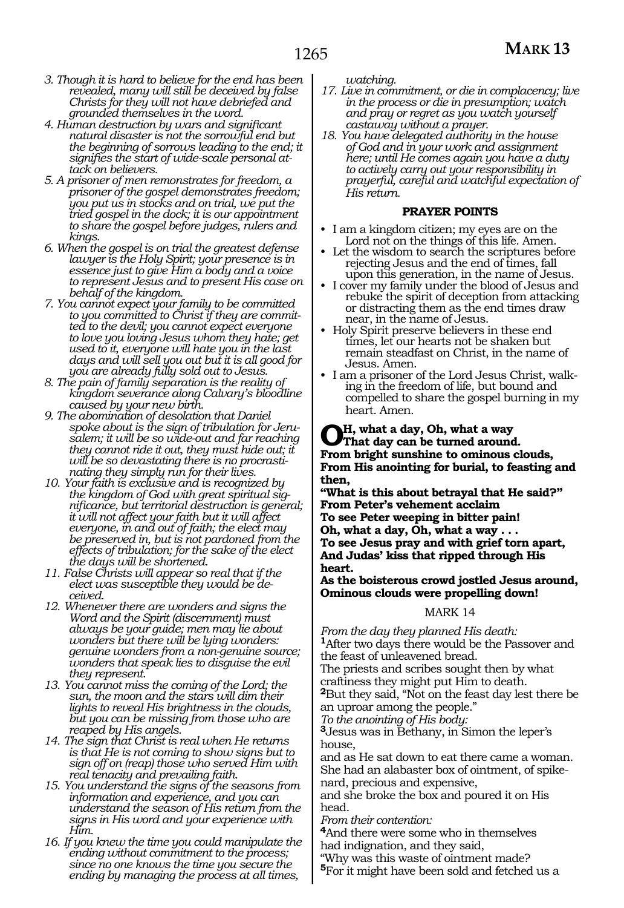*3. Though it is hard to believe for the end has been revealed, many will still be deceived by false Christs for they will not have debriefed and grounded themselves in the word.*

*4. Human destruction by wars and significant natural disaster is not the sorrowful end but the beginning of sorrows leading to the end; it signifies the start of wide-scale personal attack on believers.*

*5. A prisoner of men remonstrates for freedom, a prisoner of the gospel demonstrates freedom; you put us in stocks and on trial, we put the tried gospel in the dock; it is our appointment to share the gospel before judges, rulers and kings.*

*6. When the gospel is on trial the greatest defense lawyer is the Holy Spirit; your presence is in essence just to give Him a body and a voice to represent Jesus and to present His case on behalf of the kingdom.*

*7. You cannot expect your family to be committed to you committed to Christ if they are committed to the devil; you cannot expect everyone to love you loving Jesus whom they hate; get used to it, everyone will hate you in the last days and will sell you out but it is all good for you are already fully sold out to Jesus.*

*8. The pain of family separation is the reality of kingdom severance along Calvary's bloodline caused by your new birth.*

*9. The abomination of desolation that Daniel spoke about is the sign of tribulation for Jerusalem; it will be so wide-out and far reaching they cannot ride it out, they must hide out; it will be so devastating there is no procrastinating they simply run for their lives.*

*10. Your faith is exclusive and is recognized by the kingdom of God with great spiritual significance, but territorial destruction is general; it will not affect your faith but it will affect everyone, in and out of faith; the elect may be preserved in, but is not pardoned from the effects of tribulation; for the sake of the elect the days will be shortened.*

*11. False Christs will appear so real that if the elect was susceptible they would be deceived.*

*12. Whenever there are wonders and signs the Word and the Spirit (discernment) must always be your guide; men may lie about wonders but there will be lying wonders: genuine wonders from a non-genuine source; wonders that speak lies to disguise the evil they represent.*

*13. You cannot miss the coming of the Lord; the sun, the moon and the stars will dim their lights to reveal His brightness in the clouds, but you can be missing from those who are reaped by His angels.*

*14. The sign that Christ is real when He returns is that He is not coming to show signs but to sign off on (reap) those who served Him with real tenacity and prevailing faith.*

*15. You understand the signs of the seasons from information and experience, and you can understand the season of His return from the signs in His word and your experience with Him.*

*16. If you knew the time you could manipulate the ending without commitment to the process; since no one knows the time you secure the ending by managing the process at all times, watching.*

*17. Live in commitment, or die in complacency; live in the process or die in presumption; watch and pray or regret as you watch yourself castaway without a prayer.*

*18. You have delegated authority in the house of God and in your work and assignment here; until He comes again you have a duty to actively carry out your responsibility in prayerful, careful and watchful expectation of His return.*

**PRAYER POINTS**

- I am a kingdom citizen; my eyes are on the Lord not on the things of this life. Amen.
- Let the wisdom to search the scriptures before rejecting Jesus and the end of times, fall upon this generation, in the name of Jesus.
- I cover my family under the blood of Jesus and rebuke the spirit of deception from attacking or distracting them as the end times draw near, in the name of Jesus.
- Holy Spirit preserve believers in these end times, let our hearts not be shaken but remain steadfast on Christ, in the name of Jesus. Amen.
- I am a prisoner of the Lord Jesus Christ, walking in the freedom of life, but bound and compelled to share the gospel burning in my heart. Amen.

**OH, what a day, Oh, what a way**
**That day can be turned around.**
**From bright sunshine to ominous clouds,**
**From His anointing for burial, to feasting and then,**
**"What is this about betrayal that He said?"**
**From Peter's vehement acclaim**
**To see Peter weeping in bitter pain!**
**Oh, what a day, Oh, what a way . . .**
**To see Jesus pray and with grief torn apart,**
**And Judas' kiss that ripped through His heart.**
**As the boisterous crowd jostled Jesus around,**
**Ominous clouds were propelling down!**

MARK 14

*From the day they planned His death:*
**1**After two days there would be the Passover and the feast of unleavened bread.
The priests and scribes sought then by what craftiness they might put Him to death.
**2**But they said, "Not on the feast day lest there be an uproar among the people."
*To the anointing of His body:*
**3**Jesus was in Bethany, in Simon the leper's house,
and as He sat down to eat there came a woman.
She had an alabaster box of ointment, of spikenard, precious and expensive,
and she broke the box and poured it on His head.
*From their contention:*
**4**And there were some who in themselves
had indignation, and they said,
"Why was this waste of ointment made?
**5**For it might have been sold and fetched us a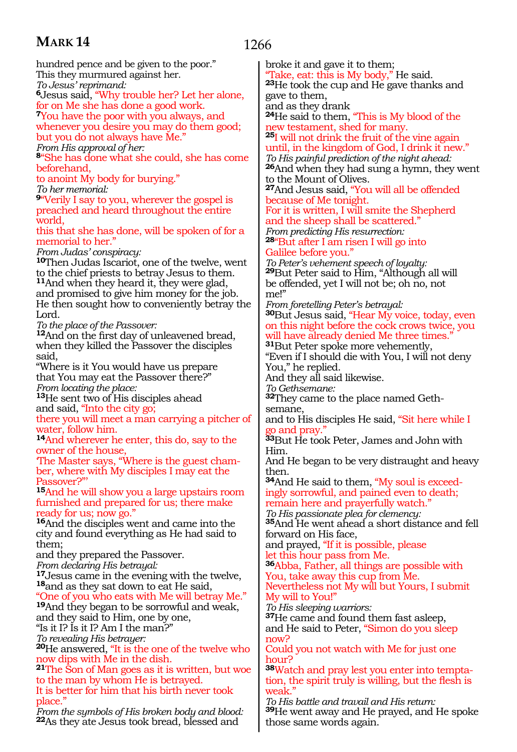hundred pence and be given to the poor."
This they murmured against her.
*To Jesus' reprimand:*
[6]Jesus said, "Why trouble her? Let her alone, for on Me she has done a good work.
[7]You have the poor with you always, and whenever you desire you may do them good; but you do not always have Me."
*From His approval of her:*
[8]"She has done what she could, she has come beforehand,
to anoint My body for burying."
*To her memorial:*
[9]"Verily I say to you, wherever the gospel is preached and heard throughout the entire world,
this that she has done, will be spoken of for a memorial to her."
*From Judas' conspiracy:*
[10]Then Judas Iscariot, one of the twelve, went to the chief priests to betray Jesus to them.
[11]And when they heard it, they were glad, and promised to give him money for the job. He then sought how to conveniently betray the Lord.
*To the place of the Passover:*
[12]And on the first day of unleavened bread, when they killed the Passover the disciples said,
"Where is it You would have us prepare
that You may eat the Passover there?"
*From locating the place:*
[13]He sent two of His disciples ahead
and said, "Into the city go;
there you will meet a man carrying a pitcher of water, follow him.
[14]And wherever he enter, this do, say to the owner of the house,
'The Master says, "Where is the guest chamber, where with My disciples I may eat the Passover?"'
[15]And he will show you a large upstairs room furnished and prepared for us; there make ready for us; now go."
[16]And the disciples went and came into the city and found everything as He had said to them;
and they prepared the Passover.
*From declaring His betrayal:*
[17]Jesus came in the evening with the twelve,
[18]and as they sat down to eat He said,
"One of you who eats with Me will betray Me."
[19]And they began to be sorrowful and weak, and they said to Him, one by one,
"Is it I? Is it I? Am I the man?"
*To revealing His betrayer:*
[20]He answered, "It is the one of the twelve who now dips with Me in the dish.
[21]The Son of Man goes as it is written, but woe to the man by whom He is betrayed.
It is better for him that his birth never took place."
*From the symbols of His broken body and blood:*
[22]As they ate Jesus took bread, blessed and broke it and gave it to them;
"Take, eat: this is My body," He said.
[23]He took the cup and He gave thanks and gave to them,
and as they drank
[24]He said to them, "This is My blood of the new testament, shed for many.
[25]I will not drink the fruit of the vine again until, in the kingdom of God, I drink it new."
*To His painful prediction of the night ahead:*
[26]And when they had sung a hymn, they went to the Mount of Olives.
[27]And Jesus said, "You will all be offended because of Me tonight.
For it is written, I will smite the Shepherd and the sheep shall be scattered."
*From predicting His resurrection:*
[28]"But after I am risen I will go into Galilee before you."
*To Peter's vehement speech of loyalty:*
[29]But Peter said to Him, "Although all will be offended, yet I will not be; oh no, not me!"
*From foretelling Peter's betrayal:*
[30]But Jesus said, "Hear My voice, today, even on this night before the cock crows twice, you will have already denied Me three times."
[31]But Peter spoke more vehemently,
"Even if I should die with You, I will not deny You," he replied.
And they all said likewise.
*To Gethsemane:*
[32]They came to the place named Gethsemane,
and to His disciples He said, "Sit here while I go and pray."
[33]But He took Peter, James and John with Him.
And He began to be very distraught and heavy then.
[34]And He said to them, "My soul is exceedingly sorrowful, and pained even to death; remain here and prayerfully watch."
*To His passionate plea for clemency:*
[35]And He went ahead a short distance and fell forward on His face,
and prayed, "If it is possible, please
let this hour pass from Me.
[36]Abba, Father, all things are possible with You, take away this cup from Me.
Nevertheless not My will but Yours, I submit My will to You!"
*To His sleeping warriors:*
[37]He came and found them fast asleep,
and He said to Peter, "Simon do you sleep now?
Could you not watch with Me for just one hour?
[38]Watch and pray lest you enter into temptation, the spirit truly is willing, but the flesh is weak."
*To His battle and travail and His return:*
[39]He went away and He prayed, and He spoke those same words again.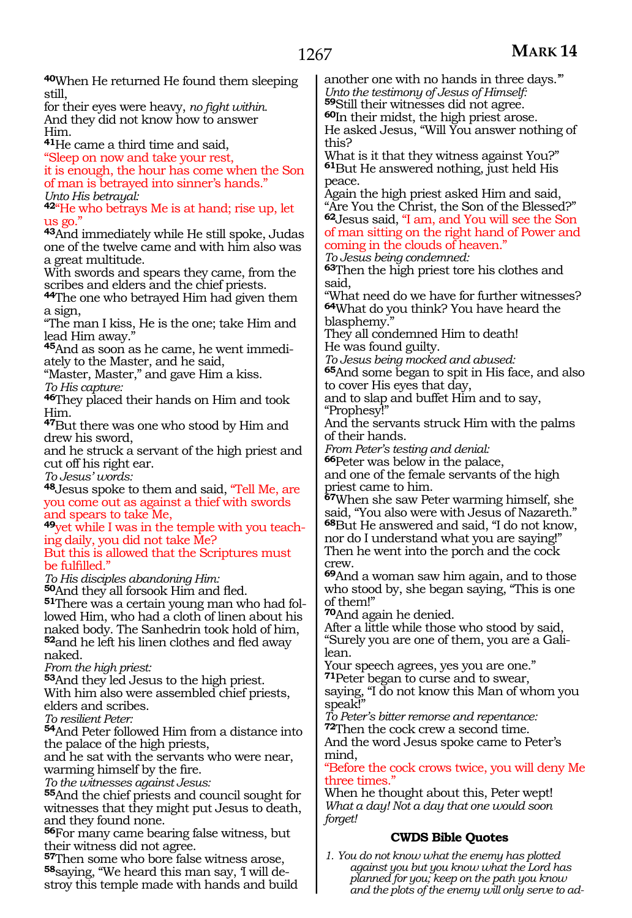[40]When He returned He found them sleeping still,
for their eyes were heavy, *no fight within.*
And they did not know how to answer Him.
[41]He came a third time and said,
"Sleep on now and take your rest,
it is enough, the hour has come when the Son of man is betrayed into sinner's hands."
*Unto His betrayal:*
[42]"He who betrays Me is at hand; rise up, let us go."
[43]And immediately while He still spoke, Judas one of the twelve came and with him also was a great multitude.
With swords and spears they came, from the scribes and elders and the chief priests.
[44]The one who betrayed Him had given them a sign,
"The man I kiss, He is the one; take Him and lead Him away."
[45]And as soon as he came, he went immediately to the Master, and he said,
"Master, Master," and gave Him a kiss.
*To His capture:*
[46]They placed their hands on Him and took Him.
[47]But there was one who stood by Him and drew his sword,
and he struck a servant of the high priest and cut off his right ear.
*To Jesus' words:*
[48]Jesus spoke to them and said, "Tell Me, are you come out as against a thief with swords and spears to take Me,
[49]yet while I was in the temple with you teaching daily, you did not take Me?
But this is allowed that the Scriptures must be fulfilled."
*To His disciples abandoning Him:*
[50]And they all forsook Him and fled.
[51]There was a certain young man who had followed Him, who had a cloth of linen about his naked body. The Sanhedrin took hold of him,
[52]and he left his linen clothes and fled away naked.
*From the high priest:*
[53]And they led Jesus to the high priest.
With him also were assembled chief priests, elders and scribes.
*To resilient Peter:*
[54]And Peter followed Him from a distance into the palace of the high priests,
and he sat with the servants who were near, warming himself by the fire.
*To the witnesses against Jesus:*
[55]And the chief priests and council sought for witnesses that they might put Jesus to death, and they found none.
[56]For many came bearing false witness, but their witness did not agree.
[57]Then some who bore false witness arose,
[58]saying, "We heard this man say, 'I will destroy this temple made with hands and build another one with no hands in three days.'"
*Unto the testimony of Jesus of Himself:*
[59]Still their witnesses did not agree.
[60]In their midst, the high priest arose.
He asked Jesus, "Will You answer nothing of this?
What is it that they witness against You?"
[61]But He answered nothing, just held His peace.
Again the high priest asked Him and said,
"Are You the Christ, the Son of the Blessed?"
[62]Jesus said, "I am, and You will see the Son of man sitting on the right hand of Power and coming in the clouds of heaven."
*To Jesus being condemned:*
[63]Then the high priest tore his clothes and said,
"What need do we have for further witnesses?
[64]What do you think? You have heard the blasphemy."
They all condemned Him to death!
He was found guilty.
*To Jesus being mocked and abused:*
[65]And some began to spit in His face, and also to cover His eyes that day,
and to slap and buffet Him and to say,
"Prophesy!"
And the servants struck Him with the palms of their hands.
*From Peter's testing and denial:*
[66]Peter was below in the palace,
and one of the female servants of the high priest came to him.
[67]When she saw Peter warming himself, she said, "You also were with Jesus of Nazareth."
[68]But He answered and said, "I do not know, nor do I understand what you are saying!"
Then he went into the porch and the cock crew.
[69]And a woman saw him again, and to those who stood by, she began saying, "This is one of them!"
[70]And again he denied.
After a little while those who stood by said,
"Surely you are one of them, you are a Galilean.
Your speech agrees, yes you are one."
[71]Peter began to curse and to swear,
saying, "I do not know this Man of whom you speak!"
*To Peter's bitter remorse and repentance:*
[72]Then the cock crew a second time.
And the word Jesus spoke came to Peter's mind,
"Before the cock crows twice, you will deny Me three times."
When he thought about this, Peter wept!
*What a day! Not a day that one would soon forget!*

### CWDS Bible Quotes

1. *You do not know what the enemy has plotted against you but you know what the Lord has planned for you; keep on the path you know and the plots of the enemy will only serve to ad-*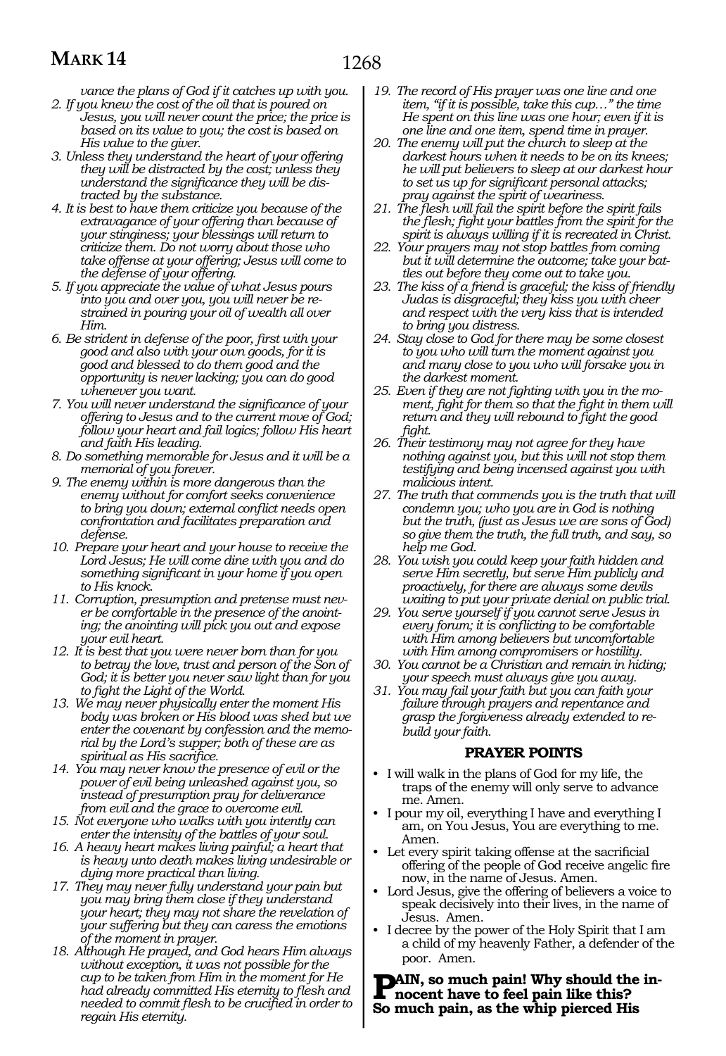*vance the plans of God if it catches up with you.*

2. *If you knew the cost of the oil that is poured on Jesus, you will never count the price; the price is based on its value to you; the cost is based on His value to the giver.*
3. *Unless they understand the heart of your offering they will be distracted by the cost; unless they understand the significance they will be distracted by the substance.*
4. *It is best to have them criticize you because of the extravagance of your offering than because of your stinginess; your blessings will return to criticize them. Do not worry about those who take offense at your offering; Jesus will come to the defense of your offering.*
5. *If you appreciate the value of what Jesus pours into you and over you, you will never be restrained in pouring your oil of wealth all over Him.*
6. *Be strident in defense of the poor, first with your good and also with your own goods, for it is good and blessed to do them good and the opportunity is never lacking; you can do good whenever you want.*
7. *You will never understand the significance of your offering to Jesus and to the current move of God; follow your heart and fail logics; follow His heart and faith His leading.*
8. *Do something memorable for Jesus and it will be a memorial of you forever.*
9. *The enemy within is more dangerous than the enemy without for comfort seeks convenience to bring you down; external conflict needs open confrontation and facilitates preparation and defense.*
10. *Prepare your heart and your house to receive the Lord Jesus; He will come dine with you and do something significant in your home if you open to His knock.*
11. *Corruption, presumption and pretense must never be comfortable in the presence of the anointing; the anointing will pick you out and expose your evil heart.*
12. *It is best that you were never born than for you to betray the love, trust and person of the Son of God; it is better you never saw light than for you to fight the Light of the World.*
13. *We may never physically enter the moment His body was broken or His blood was shed but we enter the covenant by confession and the memorial by the Lord's supper; both of these are as spiritual as His sacrifice.*
14. *You may never know the presence of evil or the power of evil being unleashed against you, so instead of presumption pray for deliverance from evil and the grace to overcome evil.*
15. *Not everyone who walks with you intently can enter the intensity of the battles of your soul.*
16. *A heavy heart makes living painful; a heart that is heavy unto death makes living undesirable or dying more practical than living.*
17. *They may never fully understand your pain but you may bring them close if they understand your heart; they may not share the revelation of your suffering but they can caress the emotions of the moment in prayer.*
18. *Although He prayed, and God hears Him always without exception, it was not possible for the cup to be taken from Him in the moment for He had already committed His eternity to flesh and needed to commit flesh to be crucified in order to regain His eternity.*
19. *The record of His prayer was one line and one item, "if it is possible, take this cup…" the time He spent on this line was one hour; even if it is one line and one item, spend time in prayer.*
20. *The enemy will put the church to sleep at the darkest hours when it needs to be on its knees; he will put believers to sleep at our darkest hour to set us up for significant personal attacks; pray against the spirit of weariness.*
21. *The flesh will fail the spirit before the spirit fails the flesh; fight your battles from the spirit for the spirit is always willing if it is recreated in Christ.*
22. *Your prayers may not stop battles from coming but it will determine the outcome; take your battles out before they come out to take you.*
23. *The kiss of a friend is graceful; the kiss of friendly Judas is disgraceful; they kiss you with cheer and respect with the very kiss that is intended to bring you distress.*
24. *Stay close to God for there may be some closest to you who will turn the moment against you and many close to you who will forsake you in the darkest moment.*
25. *Even if they are not fighting with you in the moment, fight for them so that the fight in them will return and they will rebound to fight the good fight.*
26. *Their testimony may not agree for they have nothing against you, but this will not stop them testifying and being incensed against you with malicious intent.*
27. *The truth that commends you is the truth that will condemn you; who you are in God is nothing but the truth, (just as Jesus we are sons of God) so give them the truth, the full truth, and say, so help me God.*
28. *You wish you could keep your faith hidden and serve Him secretly, but serve Him publicly and proactively, for there are always some devils waiting to put your private denial on public trial.*
29. *You serve yourself if you cannot serve Jesus in every forum; it is conflicting to be comfortable with Him among believers but uncomfortable with Him among compromisers or hostility.*
30. *You cannot be a Christian and remain in hiding; your speech must always give you away.*
31. *You may fail your faith but you can faith your failure through prayers and repentance and grasp the forgiveness already extended to rebuild your faith.*

## PRAYER POINTS

- I will walk in the plans of God for my life, the traps of the enemy will only serve to advance me. Amen.
- I pour my oil, everything I have and everything I am, on You Jesus, You are everything to me. Amen.
- Let every spirit taking offense at the sacrificial offering of the people of God receive angelic fire now, in the name of Jesus. Amen.
- Lord Jesus, give the offering of believers a voice to speak decisively into their lives, in the name of Jesus. Amen.
- I decree by the power of the Holy Spirit that I am a child of my heavenly Father, a defender of the poor. Amen.

**PAIN, so much pain! Why should the innocent have to feel pain like this? So much pain, as the whip pierced His**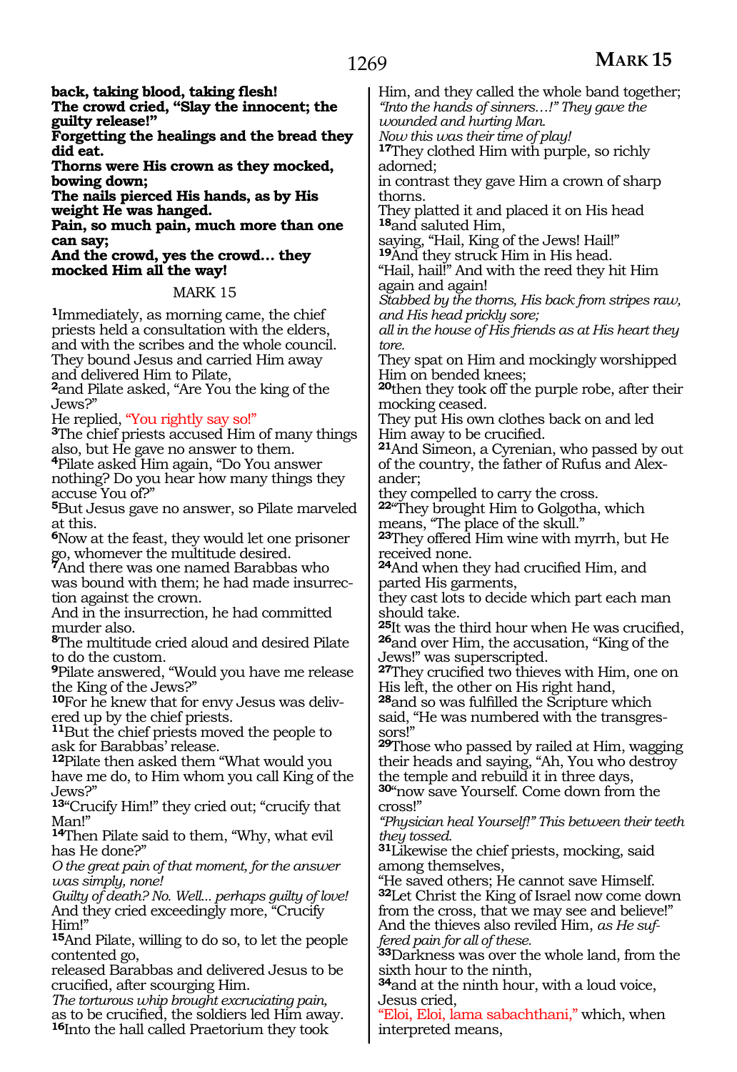**back, taking blood, taking flesh!**
**The crowd cried, "Slay the innocent; the guilty release!"**
**Forgetting the healings and the bread they did eat.**
**Thorns were His crown as they mocked, bowing down;**
**The nails pierced His hands, as by His weight He was hanged.**
**Pain, so much pain, much more than one can say;**
**And the crowd, yes the crowd… they mocked Him all the way!**

MARK 15

**1**Immediately, as morning came, the chief priests held a consultation with the elders, and with the scribes and the whole council. They bound Jesus and carried Him away and delivered Him to Pilate,
**2**and Pilate asked, "Are You the king of the Jews?"
He replied, "You rightly say so!"
**3**The chief priests accused Him of many things also, but He gave no answer to them.
**4**Pilate asked Him again, "Do You answer nothing? Do you hear how many things they accuse You of?"
**5**But Jesus gave no answer, so Pilate marveled at this.
**6**Now at the feast, they would let one prisoner go, whomever the multitude desired.
**7**And there was one named Barabbas who was bound with them; he had made insurrection against the crown.
And in the insurrection, he had committed murder also.
**8**The multitude cried aloud and desired Pilate to do the custom.
**9**Pilate answered, "Would you have me release the King of the Jews?"
**10**For he knew that for envy Jesus was delivered up by the chief priests.
**11**But the chief priests moved the people to ask for Barabbas' release.
**12**Pilate then asked them "What would you have me do, to Him whom you call King of the Jews?"
**13**"Crucify Him!" they cried out; "crucify that Man!"
**14**Then Pilate said to them, "Why, what evil has He done?"
*O the great pain of that moment, for the answer was simply, none!*
*Guilty of death? No. Well… perhaps guilty of love!*
And they cried exceedingly more, "Crucify Him!"
**15**And Pilate, willing to do so, to let the people contented go,
released Barabbas and delivered Jesus to be crucified, after scourging Him.
*The torturous whip brought excruciating pain,*
as to be crucified, the soldiers led Him away.
**16**Into the hall called Praetorium they took Him, and they called the whole band together;
*"Into the hands of sinners…!" They gave the wounded and hurting Man.*
*Now this was their time of play!*
**17**They clothed Him with purple, so richly adorned;
in contrast they gave Him a crown of sharp thorns.
They platted it and placed it on His head
**18**and saluted Him,
saying, "Hail, King of the Jews! Hail!"
**19**And they struck Him in His head.
"Hail, hail!" And with the reed they hit Him again and again!
*Stabbed by the thorns, His back from stripes raw, and His head prickly sore;*
*all in the house of His friends as at His heart they tore.*
They spat on Him and mockingly worshipped Him on bended knees;
**20**then they took off the purple robe, after their mocking ceased.
They put His own clothes back on and led Him away to be crucified.
**21**And Simeon, a Cyrenian, who passed by out of the country, the father of Rufus and Alexander;
they compelled to carry the cross.
**22**"They brought Him to Golgotha, which means, "The place of the skull."
**23**They offered Him wine with myrrh, but He received none.
**24**And when they had crucified Him, and parted His garments,
they cast lots to decide which part each man should take.
**25**It was the third hour when He was crucified,
**26**and over Him, the accusation, "King of the Jews!" was superscripted.
**27**They crucified two thieves with Him, one on His left, the other on His right hand,
**28**and so was fulfilled the Scripture which said, "He was numbered with the transgressors!"
**29**Those who passed by railed at Him, wagging their heads and saying, "Ah, You who destroy the temple and rebuild it in three days,
**30**"now save Yourself. Come down from the cross!"
*"Physician heal Yourself!" This between their teeth they tossed.*
**31**Likewise the chief priests, mocking, said among themselves,
"He saved others; He cannot save Himself.
**32**Let Christ the King of Israel now come down from the cross, that we may see and believe!"
And the thieves also reviled Him, *as He suffered pain for all of these.*
**33**Darkness was over the whole land, from the sixth hour to the ninth,
**34**and at the ninth hour, with a loud voice, Jesus cried,
"Eloi, Eloi, lama sabachthani," which, when interpreted means,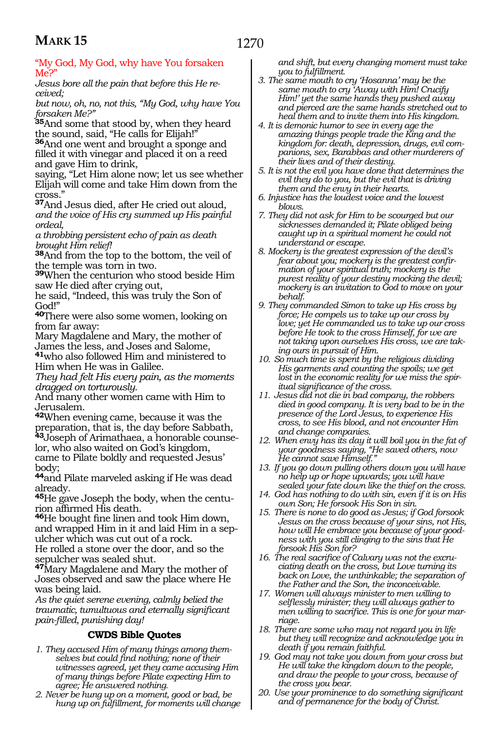"My God, My God, why have You forsaken Me?"

*Jesus bore all the pain that before this He received;*

*but now, oh, no, not this, "My God, why have You forsaken Me?"*

**35**And some that stood by, when they heard the sound, said, "He calls for Elijah!"

**36**And one went and brought a sponge and filled it with vinegar and placed it on a reed and gave Him to drink,

saying, "Let Him alone now; let us see whether Elijah will come and take Him down from the cross."

**37**And Jesus died, after He cried out aloud, *and the voice of His cry summed up His painful ordeal,*

*a throbbing persistent echo of pain as death brought Him relief!*

**38**And from the top to the bottom, the veil of the temple was torn in two.

**39**When the centurion who stood beside Him saw He died after crying out,

he said, "Indeed, this was truly the Son of God!"

**40**There were also some women, looking on from far away:

Mary Magdalene and Mary, the mother of James the less, and Joses and Salome,

**41**who also followed Him and ministered to Him when He was in Galilee.

*They had felt His every pain, as the moments dragged on torturously.*

And many other women came with Him to Jerusalem.

**42**When evening came, because it was the preparation, that is, the day before Sabbath,

**43**Joseph of Arimathaea, a honorable counselor, who also waited on God's kingdom, came to Pilate boldly and requested Jesus' body;

**44**and Pilate marveled asking if He was dead already.

**45**He gave Joseph the body, when the centurion affirmed His death.

**46**He bought fine linen and took Him down, and wrapped Him in it and laid Him in a sepulcher which was cut out of a rock.

He rolled a stone over the door, and so the sepulcher was sealed shut.

**47**Mary Magdalene and Mary the mother of Joses observed and saw the place where He was being laid.

*As the quiet serene evening, calmly belied the traumatic, tumultuous and eternally significant pain-filled, punishing day!*

### CWDS Bible Quotes

1. *They accused Him of many things among themselves but could find nothing; none of their witnesses agreed, yet they came accusing Him of many things before Pilate expecting Him to agree; He answered nothing.*
2. *Never be hung up on a moment, good or bad, be hung up on fulfillment, for moments will change and shift, but every changing moment must take you to fulfillment.*
3. *The same mouth to cry 'Hosanna' may be the same mouth to cry 'Away with Him! Crucify Him!' yet the same hands they pushed away and pierced are the same hands stretched out to heal them and to invite them into His kingdom.*
4. *It is demonic humor to see in every age the amazing things people trade the King and the kingdom for: death, depression, drugs, evil companions, sex, Barabbas and other murderers of their lives and of their destiny.*
5. *It is not the evil you have done that determines the evil they do to you, but the evil that is driving them and the envy in their hearts.*
6. *Injustice has the loudest voice and the lowest blows.*
7. *They did not ask for Him to be scourged but our sicknesses demanded it; Pilate obliged being caught up in a spiritual moment he could not understand or escape.*
8. *Mockery is the greatest expression of the devil's fear about you; mockery is the greatest confirmation of your spiritual truth; mockery is the purest reality of your destiny mocking the devil; mockery is an invitation to God to move on your behalf.*
9. *They commanded Simon to take up His cross by force; He compels us to take up our cross by love; yet He commanded us to take up our cross before He took to the cross Himself, for we are not taking upon ourselves His cross, we are taking ours in pursuit of Him.*
10. *So much time is spent by the religious dividing His garments and counting the spoils; we get lost in the economic reality for we miss the spiritual significance of the cross.*
11. *Jesus did not die in bad company, the robbers died in good company. It is very bad to be in the presence of the Lord Jesus, to experience His cross, to see His blood, and not encounter Him and change companies.*
12. *When envy has its day it will boil you in the fat of your goodness saying, "He saved others, now He cannot save Himself."*
13. *If you go down pulling others down you will have no help up or hope upwards; you will have sealed your fate down like the thief on the cross.*
14. *God has nothing to do with sin, even if it is on His own Son; He forsook His Son in sin.*
15. *There is none to do good as Jesus; if God forsook Jesus on the cross because of your sins, not His, how will He embrace you because of your goodness with you still clinging to the sins that He forsook His Son for?*
16. *The real sacrifice of Calvary was not the excruciating death on the cross, but Love turning its back on Love, the unthinkable; the separation of the Father and the Son, the inconceivable.*
17. *Women will always minister to men willing to selflessly minister; they will always gather to men willing to sacrifice. This is one for your marriage.*
18. *There are some who may not regard you in life but they will recognize and acknowledge you in death if you remain faithful.*
19. *God may not take you down from your cross but He will take the kingdom down to the people, and draw the people to your cross, because of the cross you bear.*
20. *Use your prominence to do something significant and of permanence for the body of Christ.*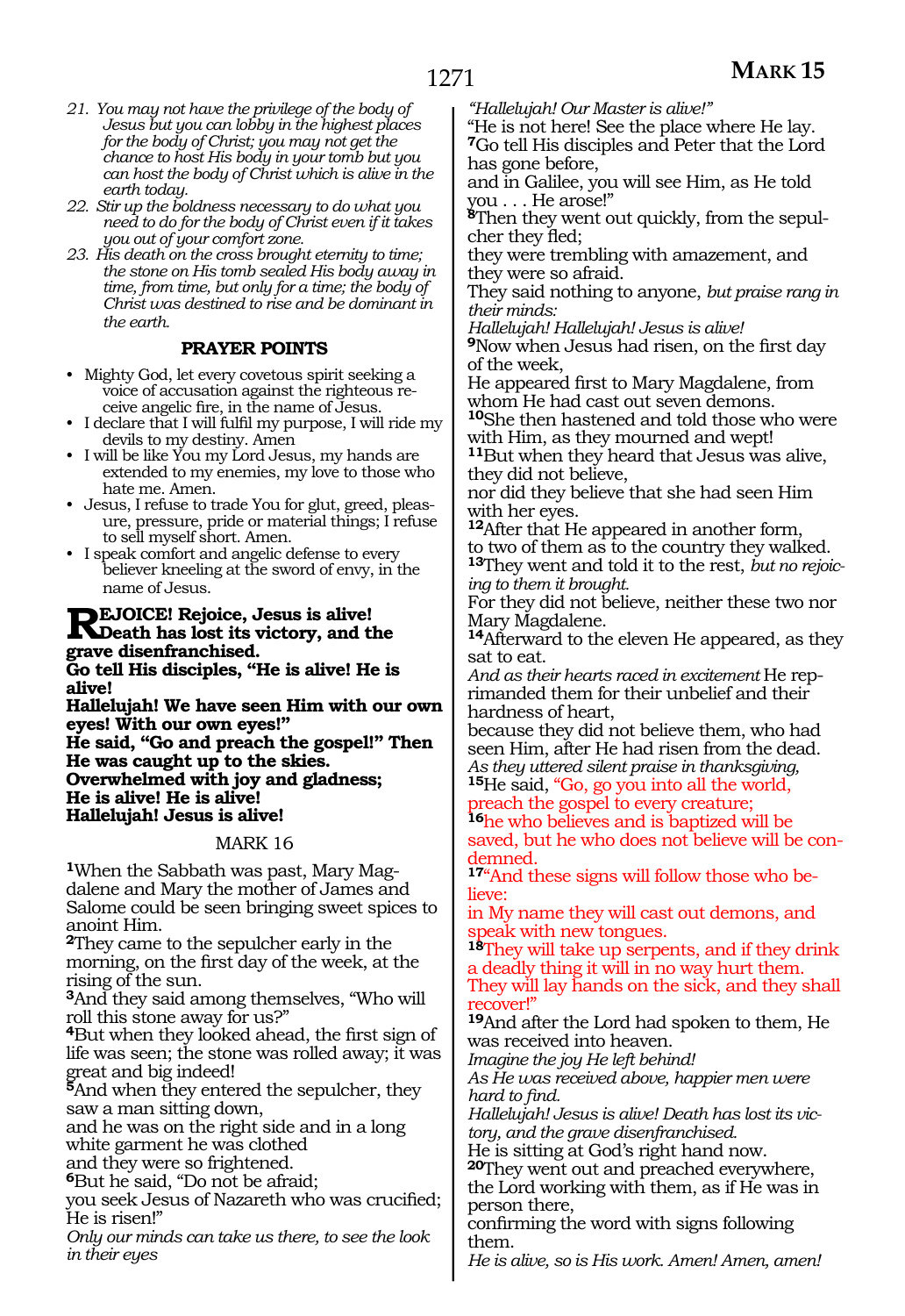21. *You may not have the privilege of the body of Jesus but you can lobby in the highest places for the body of Christ; you may not get the chance to host His body in your tomb but you can host the body of Christ which is alive in the earth today.*
22. *Stir up the boldness necessary to do what you need to do for the body of Christ even if it takes you out of your comfort zone.*
23. *His death on the cross brought eternity to time; the stone on His tomb sealed His body away in time, from time, but only for a time; the body of Christ was destined to rise and be dominant in the earth.*

### PRAYER POINTS

- Mighty God, let every covetous spirit seeking a voice of accusation against the righteous receive angelic fire, in the name of Jesus.
- I declare that I will fulfil my purpose, I will ride my devils to my destiny. Amen
- I will be like You my Lord Jesus, my hands are extended to my enemies, my love to those who hate me. Amen.
- Jesus, I refuse to trade You for glut, greed, pleasure, pressure, pride or material things; I refuse to sell myself short. Amen.
- I speak comfort and angelic defense to every believer kneeling at the sword of envy, in the name of Jesus.

**REJOICE! Rejoice, Jesus is alive!**
**Death has lost its victory, and the grave disenfranchised.**
**Go tell His disciples, "He is alive! He is alive!**
**Hallelujah! We have seen Him with our own eyes! With our own eyes!"**
**He said, "Go and preach the gospel!" Then He was caught up to the skies.**
**Overwhelmed with joy and gladness;**
**He is alive! He is alive!**
**Hallelujah! Jesus is alive!**

## MARK 16

**1**When the Sabbath was past, Mary Magdalene and Mary the mother of James and Salome could be seen bringing sweet spices to anoint Him.
**2**They came to the sepulcher early in the morning, on the first day of the week, at the rising of the sun.
**3**And they said among themselves, "Who will roll this stone away for us?"
**4**But when they looked ahead, the first sign of life was seen; the stone was rolled away; it was great and big indeed!
**5**And when they entered the sepulcher, they saw a man sitting down,
and he was on the right side and in a long white garment he was clothed
and they were so frightened.
**6**But he said, "Do not be afraid;
you seek Jesus of Nazareth who was crucified; He is risen!"
*Only our minds can take us there, to see the look in their eyes*
*"Hallelujah! Our Master is alive!"*
"He is not here! See the place where He lay.
**7**Go tell His disciples and Peter that the Lord has gone before,
and in Galilee, you will see Him, as He told you . . . He arose!"
**8**Then they went out quickly, from the sepulcher they fled;
they were trembling with amazement, and they were so afraid.
They said nothing to anyone, *but praise rang in their minds:*
*Hallelujah! Hallelujah! Jesus is alive!*
**9**Now when Jesus had risen, on the first day of the week,
He appeared first to Mary Magdalene, from whom He had cast out seven demons.
**10**She then hastened and told those who were with Him, as they mourned and wept!
**11**But when they heard that Jesus was alive, they did not believe,
nor did they believe that she had seen Him with her eyes.
**12**After that He appeared in another form, to two of them as to the country they walked.
**13**They went and told it to the rest, *but no rejoicing to them it brought.*
For they did not believe, neither these two nor Mary Magdalene.
**14**Afterward to the eleven He appeared, as they sat to eat.
*And as their hearts raced in excitement* He reprimanded them for their unbelief and their hardness of heart,
because they did not believe them, who had seen Him, after He had risen from the dead.
*As they uttered silent praise in thanksgiving,*
**15**He said, "Go, go you into all the world, preach the gospel to every creature;
**16**he who believes and is baptized will be saved, but he who does not believe will be condemned.
**17**"And these signs will follow those who believe:
in My name they will cast out demons, and speak with new tongues.
**18**They will take up serpents, and if they drink a deadly thing it will in no way hurt them.
They will lay hands on the sick, and they shall recover!"
**19**And after the Lord had spoken to them, He was received into heaven.
*Imagine the joy He left behind!*
*As He was received above, happier men were hard to find.*
*Hallelujah! Jesus is alive! Death has lost its victory, and the grave disenfranchised.*
He is sitting at God's right hand now.
**20**They went out and preached everywhere, the Lord working with them, as if He was in person there,
confirming the word with signs following them.
*He is alive, so is His work. Amen! Amen, amen!*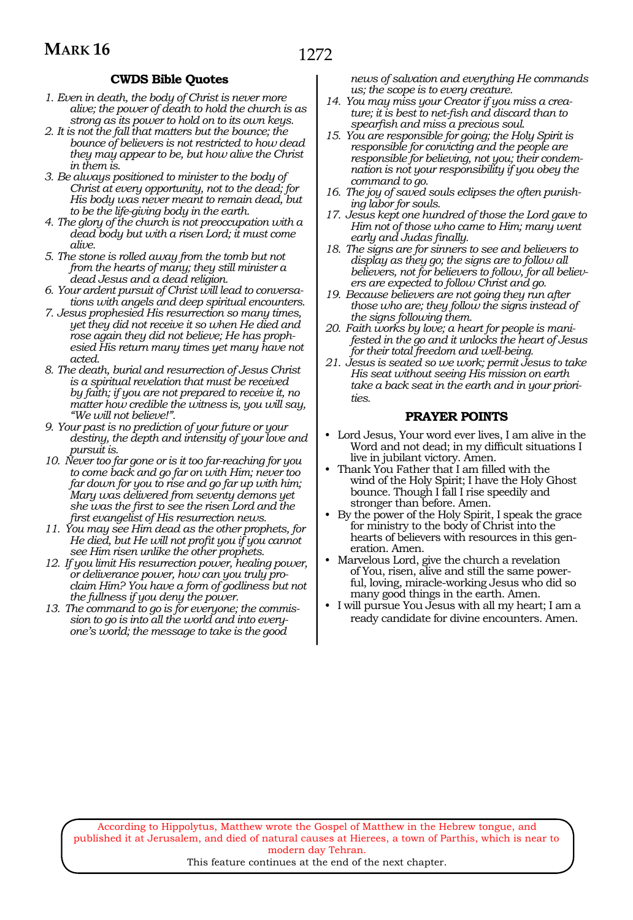### CWDS Bible Quotes

1. *Even in death, the body of Christ is never more alive; the power of death to hold the church is as strong as its power to hold on to its own keys.*
2. *It is not the fall that matters but the bounce; the bounce of believers is not restricted to how dead they may appear to be, but how alive the Christ in them is.*
3. *Be always positioned to minister to the body of Christ at every opportunity, not to the dead; for His body was never meant to remain dead, but to be the life-giving body in the earth.*
4. *The glory of the church is not preoccupation with a dead body but with a risen Lord; it must come alive.*
5. *The stone is rolled away from the tomb but not from the hearts of many; they still minister a dead Jesus and a dead religion.*
6. *Your ardent pursuit of Christ will lead to conversations with angels and deep spiritual encounters.*
7. *Jesus prophesied His resurrection so many times, yet they did not receive it so when He died and rose again they did not believe; He has prophesied His return many times yet many have not acted.*
8. *The death, burial and resurrection of Jesus Christ is a spiritual revelation that must be received by faith; if you are not prepared to receive it, no matter how credible the witness is, you will say, "We will not believe!".*
9. *Your past is no prediction of your future or your destiny, the depth and intensity of your love and pursuit is.*
10. *Never too far gone or is it too far-reaching for you to come back and go far on with Him; never too far down for you to rise and go far up with him; Mary was delivered from seventy demons yet she was the first to see the risen Lord and the first evangelist of His resurrection news.*
11. *You may see Him dead as the other prophets, for He died, but He will not profit you if you cannot see Him risen unlike the other prophets.*
12. *If you limit His resurrection power, healing power, or deliverance power, how can you truly proclaim Him? You have a form of godliness but not the fullness if you deny the power.*
13. *The command to go is for everyone; the commission to go is into all the world and into everyone's world; the message to take is the good news of salvation and everything He commands us; the scope is to every creature.*
14. *You may miss your Creator if you miss a creature; it is best to net-fish and discard than to spearfish and miss a precious soul.*
15. *You are responsible for going; the Holy Spirit is responsible for convicting and the people are responsible for believing, not you; their condemnation is not your responsibility if you obey the command to go.*
16. *The joy of saved souls eclipses the often punishing labor for souls.*
17. *Jesus kept one hundred of those the Lord gave to Him not of those who came to Him; many went early and Judas finally.*
18. *The signs are for sinners to see and believers to display as they go; the signs are to follow all believers, not for believers to follow, for all believers are expected to follow Christ and go.*
19. *Because believers are not going they run after those who are; they follow the signs instead of the signs following them.*
20. *Faith works by love; a heart for people is manifested in the go and it unlocks the heart of Jesus for their total freedom and well-being.*
21. *Jesus is seated so we work; permit Jesus to take His seat without seeing His mission on earth take a back seat in the earth and in your priorities.*

### PRAYER POINTS

- Lord Jesus, Your word ever lives, I am alive in the Word and not dead; in my difficult situations I live in jubilant victory. Amen.
- Thank You Father that I am filled with the wind of the Holy Spirit; I have the Holy Ghost bounce. Though I fall I rise speedily and stronger than before. Amen.
- By the power of the Holy Spirit, I speak the grace for ministry to the body of Christ into the hearts of believers with resources in this generation. Amen.
- Marvelous Lord, give the church a revelation of You, risen, alive and still the same powerful, loving, miracle-working Jesus who did so many good things in the earth. Amen.
- I will pursue You Jesus with all my heart; I am a ready candidate for divine encounters. Amen.

According to Hippolytus, Matthew wrote the Gospel of Matthew in the Hebrew tongue, and published it at Jerusalem, and died of natural causes at Hierees, a town of Parthis, which is near to modern day Tehran.
This feature continues at the end of the next chapter.